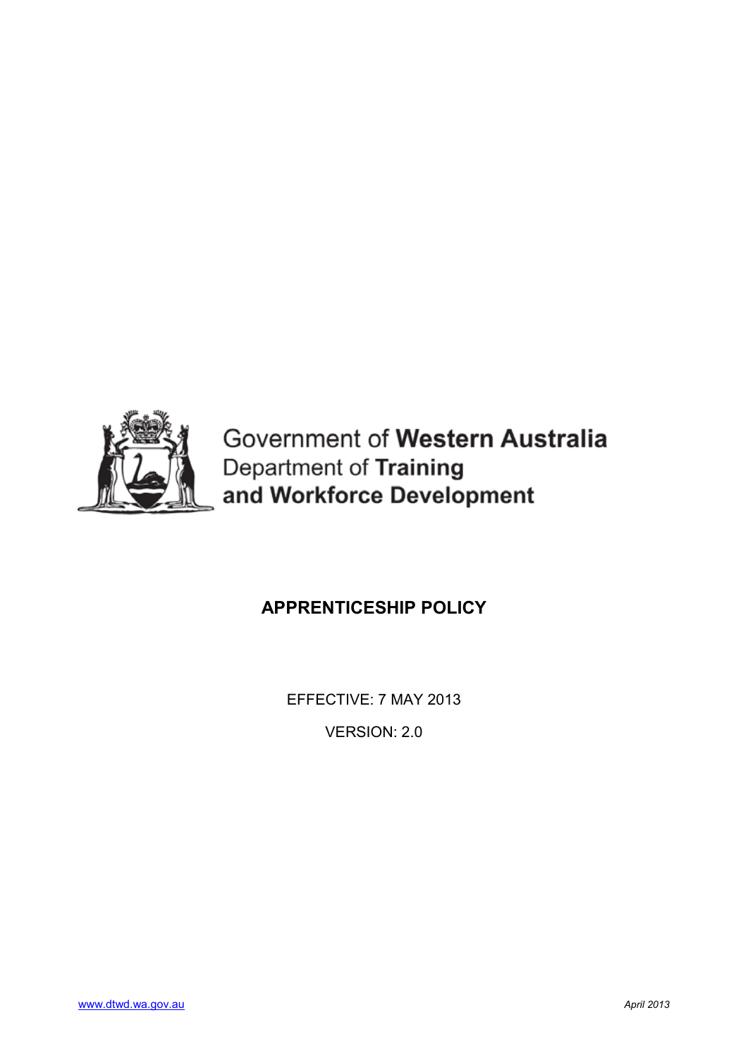Government of **Western Australia**
Department of **Training**
**and Workforce Development**

# APPRENTICESHIP POLICY

EFFECTIVE: 7 MAY 2013

VERSION: 2.0

www.dtwd.wa.gov.au

*April 2013*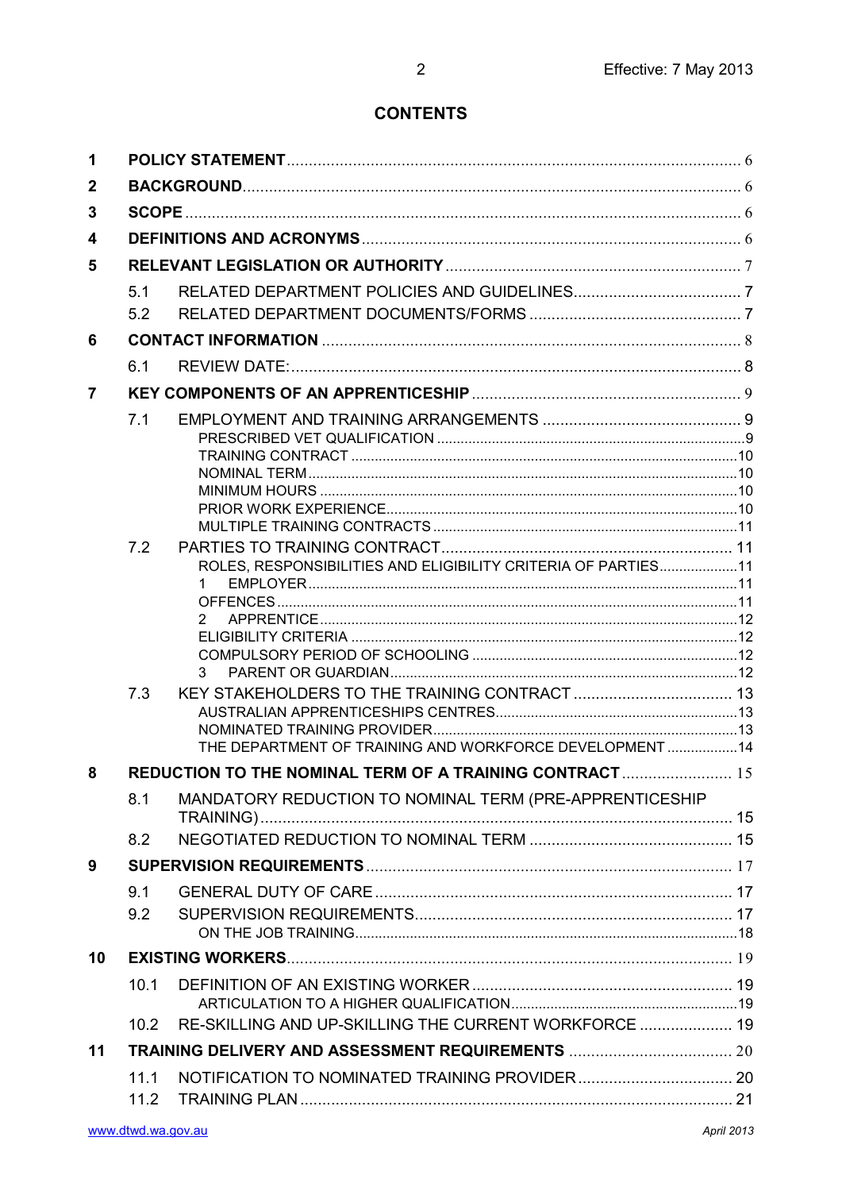# CONTENTS

| | | | |
|---|---|---|---|
| **1** | **POLICY STATEMENT** | | 6 |
| **2** | **BACKGROUND** | | 6 |
| **3** | **SCOPE** | | 6 |
| **4** | **DEFINITIONS AND ACRONYMS** | | 6 |
| **5** | **RELEVANT LEGISLATION OR AUTHORITY** | | 7 |
| | 5.1 | RELATED DEPARTMENT POLICIES AND GUIDELINES | 7 |
| | 5.2 | RELATED DEPARTMENT DOCUMENTS/FORMS | 7 |
| **6** | **CONTACT INFORMATION** | | 8 |
| | 6.1 | REVIEW DATE: | 8 |
| **7** | **KEY COMPONENTS OF AN APPRENTICESHIP** | | 9 |
| | 7.1 | EMPLOYMENT AND TRAINING ARRANGEMENTS | 9 |
| | | PRESCRIBED VET QUALIFICATION | 9 |
| | | TRAINING CONTRACT | 10 |
| | | NOMINAL TERM | 10 |
| | | MINIMUM HOURS | 10 |
| | | PRIOR WORK EXPERIENCE | 10 |
| | | MULTIPLE TRAINING CONTRACTS | 11 |
| | 7.2 | PARTIES TO TRAINING CONTRACT | 11 |
| | | ROLES, RESPONSIBILITIES AND ELIGIBILITY CRITERIA OF PARTIES | 11 |
| | | 1 EMPLOYER | 11 |
| | | OFFENCES | 11 |
| | | 2 APPRENTICE | 12 |
| | | ELIGIBILITY CRITERIA | 12 |
| | | COMPULSORY PERIOD OF SCHOOLING | 12 |
| | | 3 PARENT OR GUARDIAN | 12 |
| | 7.3 | KEY STAKEHOLDERS TO THE TRAINING CONTRACT | 13 |
| | | AUSTRALIAN APPRENTICESHIPS CENTRES | 13 |
| | | NOMINATED TRAINING PROVIDER | 13 |
| | | THE DEPARTMENT OF TRAINING AND WORKFORCE DEVELOPMENT | 14 |
| **8** | **REDUCTION TO THE NOMINAL TERM OF A TRAINING CONTRACT** | | 15 |
| | 8.1 | MANDATORY REDUCTION TO NOMINAL TERM (PRE-APPRENTICESHIP TRAINING) | 15 |
| | 8.2 | NEGOTIATED REDUCTION TO NOMINAL TERM | 15 |
| **9** | **SUPERVISION REQUIREMENTS** | | 17 |
| | 9.1 | GENERAL DUTY OF CARE | 17 |
| | 9.2 | SUPERVISION REQUIREMENTS | 17 |
| | | ON THE JOB TRAINING | 18 |
| **10** | **EXISTING WORKERS** | | 19 |
| | 10.1 | DEFINITION OF AN EXISTING WORKER | 19 |
| | | ARTICULATION TO A HIGHER QUALIFICATION | 19 |
| | 10.2 | RE-SKILLING AND UP-SKILLING THE CURRENT WORKFORCE | 19 |
| **11** | **TRAINING DELIVERY AND ASSESSMENT REQUIREMENTS** | | 20 |
| | 11.1 | NOTIFICATION TO NOMINATED TRAINING PROVIDER | 20 |
| | 11.2 | TRAINING PLAN | 21 |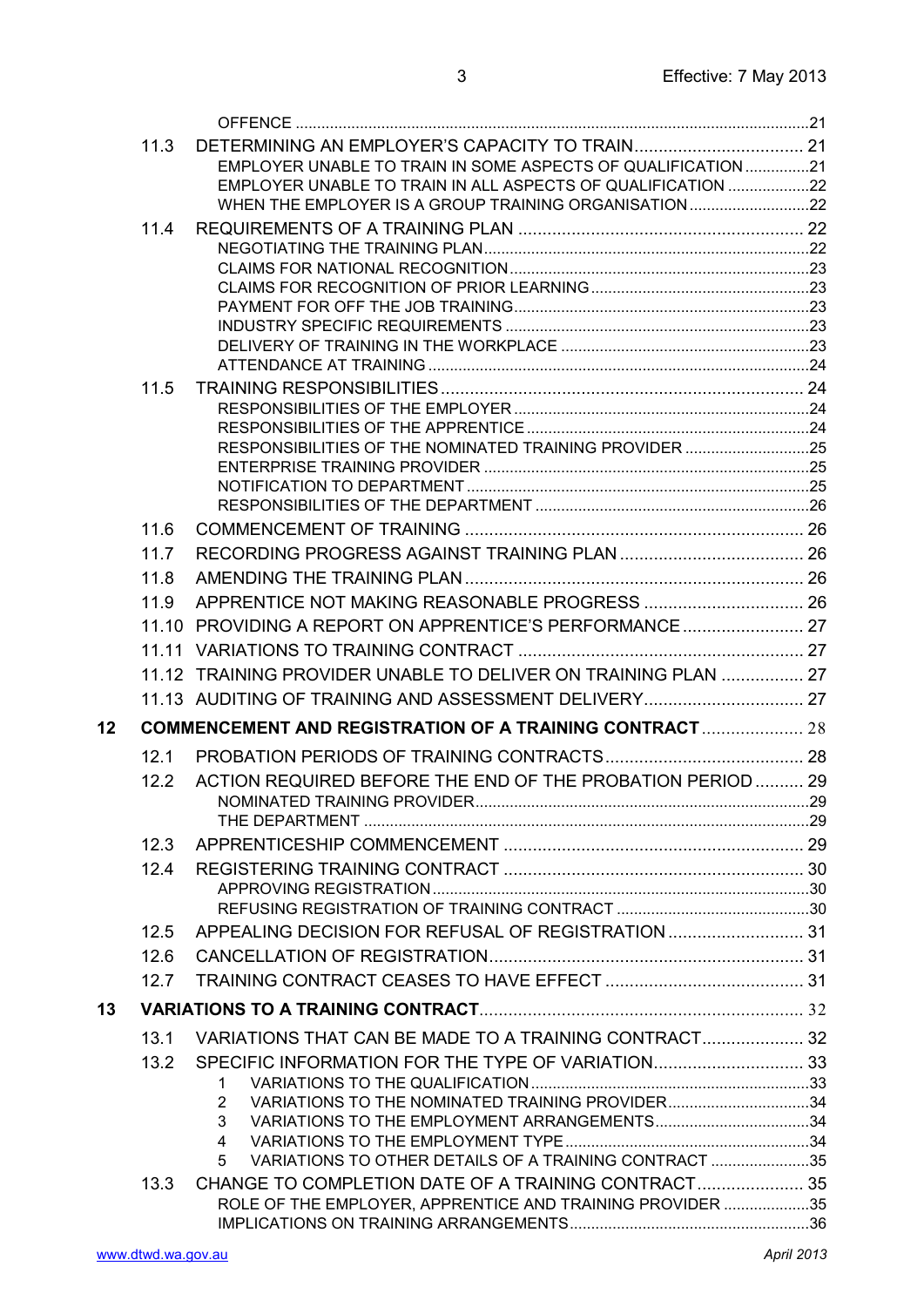OFFENCE ........ 21

11.3 DETERMINING AN EMPLOYER'S CAPACITY TO TRAIN ........ 21
- EMPLOYER UNABLE TO TRAIN IN SOME ASPECTS OF QUALIFICATION ........ 21
- EMPLOYER UNABLE TO TRAIN IN ALL ASPECTS OF QUALIFICATION ........ 22
- WHEN THE EMPLOYER IS A GROUP TRAINING ORGANISATION ........ 22

11.4 REQUIREMENTS OF A TRAINING PLAN ........ 22
- NEGOTIATING THE TRAINING PLAN ........ 22
- CLAIMS FOR NATIONAL RECOGNITION ........ 23
- CLAIMS FOR RECOGNITION OF PRIOR LEARNING ........ 23
- PAYMENT FOR OFF THE JOB TRAINING ........ 23
- INDUSTRY SPECIFIC REQUIREMENTS ........ 23
- DELIVERY OF TRAINING IN THE WORKPLACE ........ 23
- ATTENDANCE AT TRAINING ........ 24

11.5 TRAINING RESPONSIBILITIES ........ 24
- RESPONSIBILITIES OF THE EMPLOYER ........ 24
- RESPONSIBILITIES OF THE APPRENTICE ........ 24
- RESPONSIBILITIES OF THE NOMINATED TRAINING PROVIDER ........ 25
- ENTERPRISE TRAINING PROVIDER ........ 25
- NOTIFICATION TO DEPARTMENT ........ 25
- RESPONSIBILITIES OF THE DEPARTMENT ........ 26

11.6 COMMENCEMENT OF TRAINING ........ 26

11.7 RECORDING PROGRESS AGAINST TRAINING PLAN ........ 26

11.8 AMENDING THE TRAINING PLAN ........ 26

11.9 APPRENTICE NOT MAKING REASONABLE PROGRESS ........ 26

11.10 PROVIDING A REPORT ON APPRENTICE'S PERFORMANCE ........ 27

11.11 VARIATIONS TO TRAINING CONTRACT ........ 27

11.12 TRAINING PROVIDER UNABLE TO DELIVER ON TRAINING PLAN ........ 27

11.13 AUDITING OF TRAINING AND ASSESSMENT DELIVERY ........ 27

**12 COMMENCEMENT AND REGISTRATION OF A TRAINING CONTRACT ........ 28**

12.1 PROBATION PERIODS OF TRAINING CONTRACTS ........ 28

12.2 ACTION REQUIRED BEFORE THE END OF THE PROBATION PERIOD ........ 29
- NOMINATED TRAINING PROVIDER ........ 29
- THE DEPARTMENT ........ 29

12.3 APPRENTICESHIP COMMENCEMENT ........ 29

12.4 REGISTERING TRAINING CONTRACT ........ 30
- APPROVING REGISTRATION ........ 30
- REFUSING REGISTRATION OF TRAINING CONTRACT ........ 30

12.5 APPEALING DECISION FOR REFUSAL OF REGISTRATION ........ 31

12.6 CANCELLATION OF REGISTRATION ........ 31

12.7 TRAINING CONTRACT CEASES TO HAVE EFFECT ........ 31

**13 VARIATIONS TO A TRAINING CONTRACT ........ 32**

13.1 VARIATIONS THAT CAN BE MADE TO A TRAINING CONTRACT ........ 32

13.2 SPECIFIC INFORMATION FOR THE TYPE OF VARIATION ........ 33
1. VARIATIONS TO THE QUALIFICATION ........ 33
2. VARIATIONS TO THE NOMINATED TRAINING PROVIDER ........ 34
3. VARIATIONS TO THE EMPLOYMENT ARRANGEMENTS ........ 34
4. VARIATIONS TO THE EMPLOYMENT TYPE ........ 34
5. VARIATIONS TO OTHER DETAILS OF A TRAINING CONTRACT ........ 35

13.3 CHANGE TO COMPLETION DATE OF A TRAINING CONTRACT ........ 35
- ROLE OF THE EMPLOYER, APPRENTICE AND TRAINING PROVIDER ........ 35
- IMPLICATIONS ON TRAINING ARRANGEMENTS ........ 36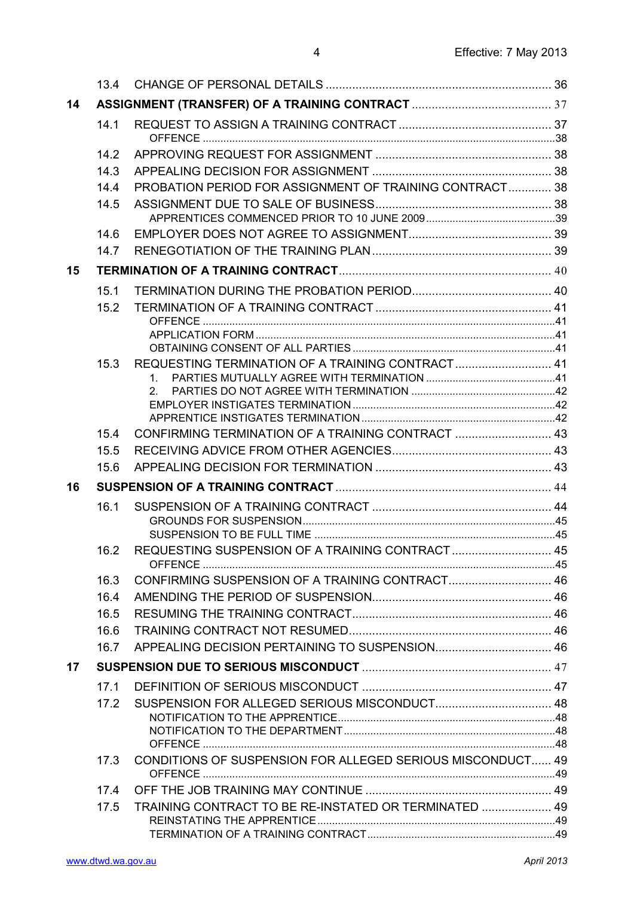| | | |
|---|---|---|
| 13.4 | CHANGE OF PERSONAL DETAILS | 36 |
| **14** | **ASSIGNMENT (TRANSFER) OF A TRAINING CONTRACT** | 37 |
| 14.1 | REQUEST TO ASSIGN A TRAINING CONTRACT | 37 |
| | OFFENCE | 38 |
| 14.2 | APPROVING REQUEST FOR ASSIGNMENT | 38 |
| 14.3 | APPEALING DECISION FOR ASSIGNMENT | 38 |
| 14.4 | PROBATION PERIOD FOR ASSIGNMENT OF TRAINING CONTRACT | 38 |
| 14.5 | ASSIGNMENT DUE TO SALE OF BUSINESS | 38 |
| | APPRENTICES COMMENCED PRIOR TO 10 JUNE 2009 | 39 |
| 14.6 | EMPLOYER DOES NOT AGREE TO ASSIGNMENT | 39 |
| 14.7 | RENEGOTIATION OF THE TRAINING PLAN | 39 |
| **15** | **TERMINATION OF A TRAINING CONTRACT** | 40 |
| 15.1 | TERMINATION DURING THE PROBATION PERIOD | 40 |
| 15.2 | TERMINATION OF A TRAINING CONTRACT | 41 |
| | OFFENCE | 41 |
| | APPLICATION FORM | 41 |
| | OBTAINING CONSENT OF ALL PARTIES | 41 |
| 15.3 | REQUESTING TERMINATION OF A TRAINING CONTRACT | 41 |
| | 1. PARTIES MUTUALLY AGREE WITH TERMINATION | 41 |
| | 2. PARTIES DO NOT AGREE WITH TERMINATION | 42 |
| | EMPLOYER INSTIGATES TERMINATION | 42 |
| | APPRENTICE INSTIGATES TERMINATION | 42 |
| 15.4 | CONFIRMING TERMINATION OF A TRAINING CONTRACT | 43 |
| 15.5 | RECEIVING ADVICE FROM OTHER AGENCIES | 43 |
| 15.6 | APPEALING DECISION FOR TERMINATION | 43 |
| **16** | **SUSPENSION OF A TRAINING CONTRACT** | 44 |
| 16.1 | SUSPENSION OF A TRAINING CONTRACT | 44 |
| | GROUNDS FOR SUSPENSION | 45 |
| | SUSPENSION TO BE FULL TIME | 45 |
| 16.2 | REQUESTING SUSPENSION OF A TRAINING CONTRACT | 45 |
| | OFFENCE | 45 |
| 16.3 | CONFIRMING SUSPENSION OF A TRAINING CONTRACT | 46 |
| 16.4 | AMENDING THE PERIOD OF SUSPENSION | 46 |
| 16.5 | RESUMING THE TRAINING CONTRACT | 46 |
| 16.6 | TRAINING CONTRACT NOT RESUMED | 46 |
| 16.7 | APPEALING DECISION PERTAINING TO SUSPENSION | 46 |
| **17** | **SUSPENSION DUE TO SERIOUS MISCONDUCT** | 47 |
| 17.1 | DEFINITION OF SERIOUS MISCONDUCT | 47 |
| 17.2 | SUSPENSION FOR ALLEGED SERIOUS MISCONDUCT | 48 |
| | NOTIFICATION TO THE APPRENTICE | 48 |
| | NOTIFICATION TO THE DEPARTMENT | 48 |
| | OFFENCE | 48 |
| 17.3 | CONDITIONS OF SUSPENSION FOR ALLEGED SERIOUS MISCONDUCT | 49 |
| | OFFENCE | 49 |
| 17.4 | OFF THE JOB TRAINING MAY CONTINUE | 49 |
| 17.5 | TRAINING CONTRACT TO BE RE-INSTATED OR TERMINATED | 49 |
| | REINSTATING THE APPRENTICE | 49 |
| | TERMINATION OF A TRAINING CONTRACT | 49 |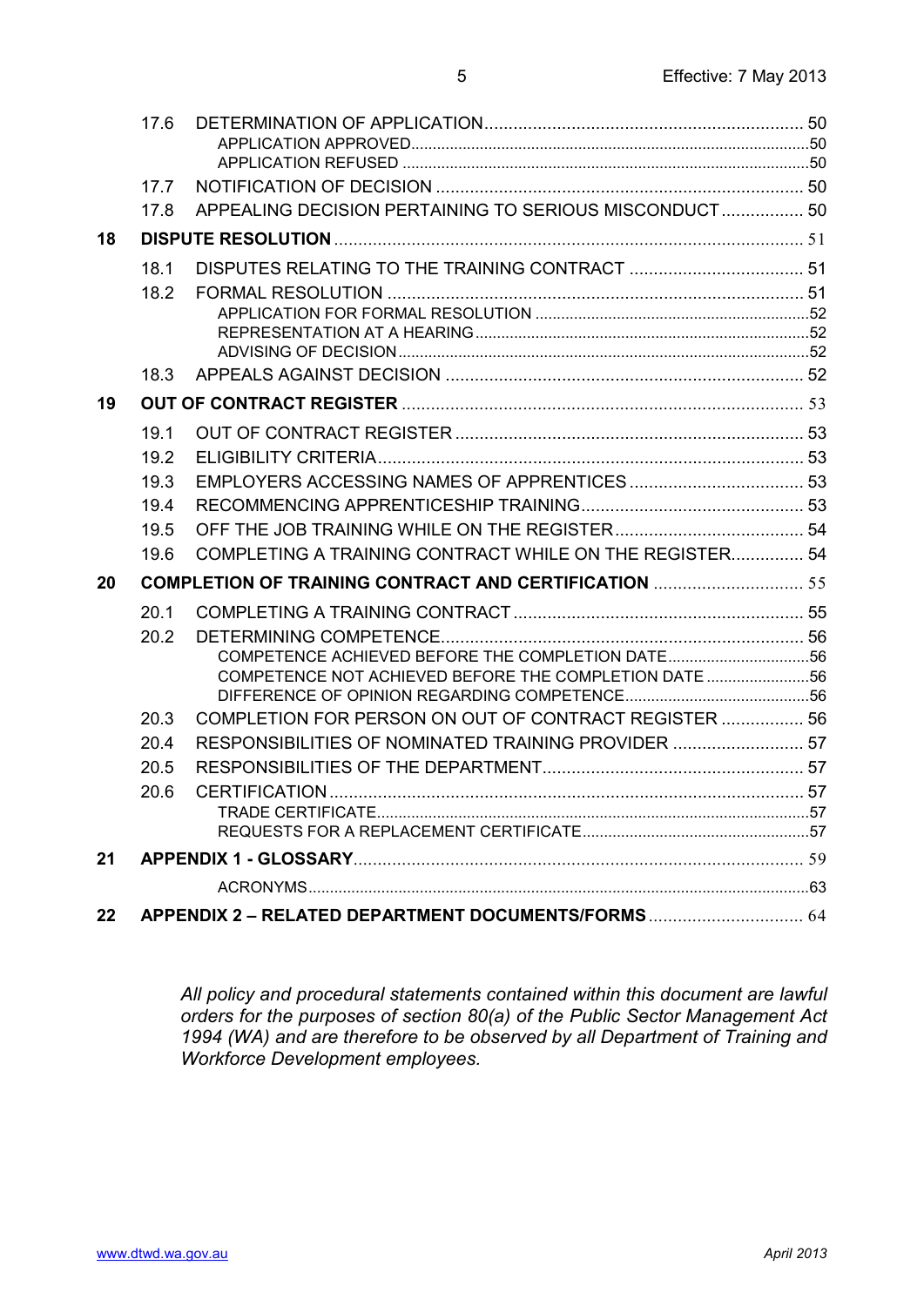| | | | |
|---|---|---|---|
| | 17.6 | DETERMINATION OF APPLICATION | 50 |
| | | APPLICATION APPROVED | 50 |
| | | APPLICATION REFUSED | 50 |
| | 17.7 | NOTIFICATION OF DECISION | 50 |
| | 17.8 | APPEALING DECISION PERTAINING TO SERIOUS MISCONDUCT | 50 |
| **18** | **DISPUTE RESOLUTION** | | 51 |
| | 18.1 | DISPUTES RELATING TO THE TRAINING CONTRACT | 51 |
| | 18.2 | FORMAL RESOLUTION | 51 |
| | | APPLICATION FOR FORMAL RESOLUTION | 52 |
| | | REPRESENTATION AT A HEARING | 52 |
| | | ADVISING OF DECISION | 52 |
| | 18.3 | APPEALS AGAINST DECISION | 52 |
| **19** | **OUT OF CONTRACT REGISTER** | | 53 |
| | 19.1 | OUT OF CONTRACT REGISTER | 53 |
| | 19.2 | ELIGIBILITY CRITERIA | 53 |
| | 19.3 | EMPLOYERS ACCESSING NAMES OF APPRENTICES | 53 |
| | 19.4 | RECOMMENCING APPRENTICESHIP TRAINING | 53 |
| | 19.5 | OFF THE JOB TRAINING WHILE ON THE REGISTER | 54 |
| | 19.6 | COMPLETING A TRAINING CONTRACT WHILE ON THE REGISTER | 54 |
| **20** | **COMPLETION OF TRAINING CONTRACT AND CERTIFICATION** | | 55 |
| | 20.1 | COMPLETING A TRAINING CONTRACT | 55 |
| | 20.2 | DETERMINING COMPETENCE | 56 |
| | | COMPETENCE ACHIEVED BEFORE THE COMPLETION DATE | 56 |
| | | COMPETENCE NOT ACHIEVED BEFORE THE COMPLETION DATE | 56 |
| | | DIFFERENCE OF OPINION REGARDING COMPETENCE | 56 |
| | 20.3 | COMPLETION FOR PERSON ON OUT OF CONTRACT REGISTER | 56 |
| | 20.4 | RESPONSIBILITIES OF NOMINATED TRAINING PROVIDER | 57 |
| | 20.5 | RESPONSIBILITIES OF THE DEPARTMENT | 57 |
| | 20.6 | CERTIFICATION | 57 |
| | | TRADE CERTIFICATE | 57 |
| | | REQUESTS FOR A REPLACEMENT CERTIFICATE | 57 |
| **21** | **APPENDIX 1 - GLOSSARY** | | 59 |
| | | ACRONYMS | 63 |
| **22** | **APPENDIX 2 – RELATED DEPARTMENT DOCUMENTS/FORMS** | | 64 |

*All policy and procedural statements contained within this document are lawful orders for the purposes of section 80(a) of the Public Sector Management Act 1994 (WA) and are therefore to be observed by all Department of Training and Workforce Development employees.*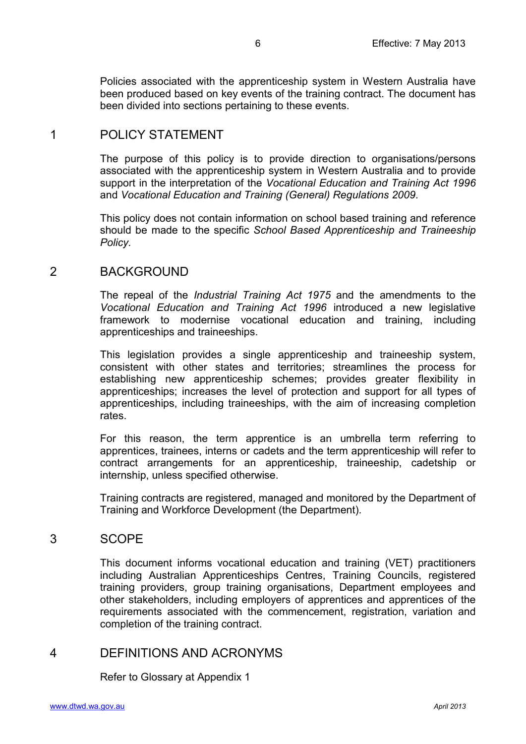Policies associated with the apprenticeship system in Western Australia have been produced based on key events of the training contract. The document has been divided into sections pertaining to these events.

## 1 POLICY STATEMENT

The purpose of this policy is to provide direction to organisations/persons associated with the apprenticeship system in Western Australia and to provide support in the interpretation of the *Vocational Education and Training Act 1996* and *Vocational Education and Training (General) Regulations 2009*.

This policy does not contain information on school based training and reference should be made to the specific *School Based Apprenticeship and Traineeship Policy.*

## 2 BACKGROUND

The repeal of the *Industrial Training Act 1975* and the amendments to the *Vocational Education and Training Act 1996* introduced a new legislative framework to modernise vocational education and training, including apprenticeships and traineeships.

This legislation provides a single apprenticeship and traineeship system, consistent with other states and territories; streamlines the process for establishing new apprenticeship schemes; provides greater flexibility in apprenticeships; increases the level of protection and support for all types of apprenticeships, including traineeships, with the aim of increasing completion rates.

For this reason, the term apprentice is an umbrella term referring to apprentices, trainees, interns or cadets and the term apprenticeship will refer to contract arrangements for an apprenticeship, traineeship, cadetship or internship, unless specified otherwise.

Training contracts are registered, managed and monitored by the Department of Training and Workforce Development (the Department).

## 3 SCOPE

This document informs vocational education and training (VET) practitioners including Australian Apprenticeships Centres, Training Councils, registered training providers, group training organisations, Department employees and other stakeholders, including employers of apprentices and apprentices of the requirements associated with the commencement, registration, variation and completion of the training contract.

## 4 DEFINITIONS AND ACRONYMS

Refer to Glossary at Appendix 1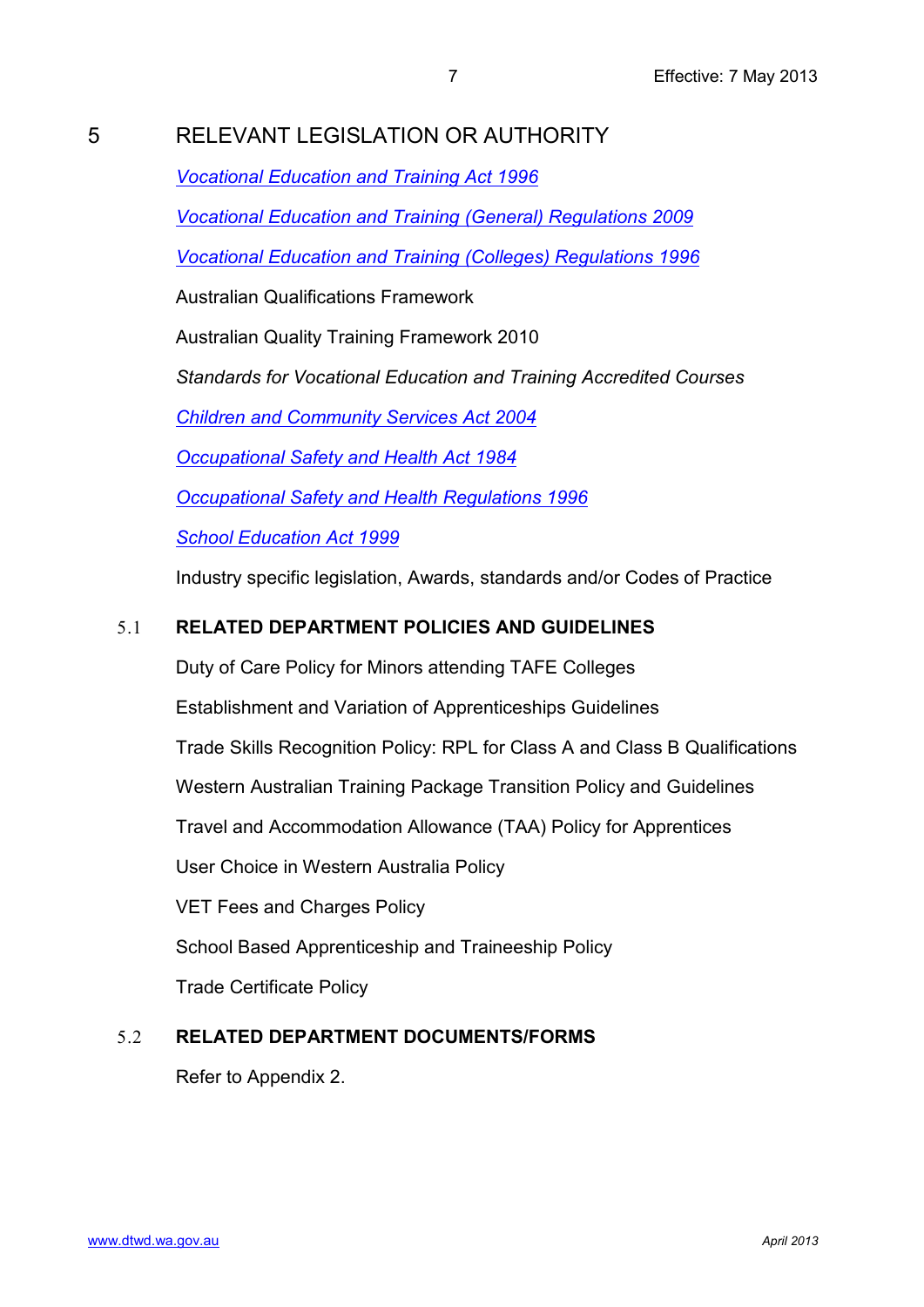## 5 RELEVANT LEGISLATION OR AUTHORITY

*Vocational Education and Training Act 1996*

*Vocational Education and Training (General) Regulations 2009*

*Vocational Education and Training (Colleges) Regulations 1996*

Australian Qualifications Framework

Australian Quality Training Framework 2010

*Standards for Vocational Education and Training Accredited Courses*

*Children and Community Services Act 2004*

*Occupational Safety and Health Act 1984*

*Occupational Safety and Health Regulations 1996*

*School Education Act 1999*

Industry specific legislation, Awards, standards and/or Codes of Practice

### 5.1 RELATED DEPARTMENT POLICIES AND GUIDELINES

Duty of Care Policy for Minors attending TAFE Colleges

Establishment and Variation of Apprenticeships Guidelines

Trade Skills Recognition Policy: RPL for Class A and Class B Qualifications

Western Australian Training Package Transition Policy and Guidelines

Travel and Accommodation Allowance (TAA) Policy for Apprentices

User Choice in Western Australia Policy

VET Fees and Charges Policy

School Based Apprenticeship and Traineeship Policy

Trade Certificate Policy

### 5.2 RELATED DEPARTMENT DOCUMENTS/FORMS

Refer to Appendix 2.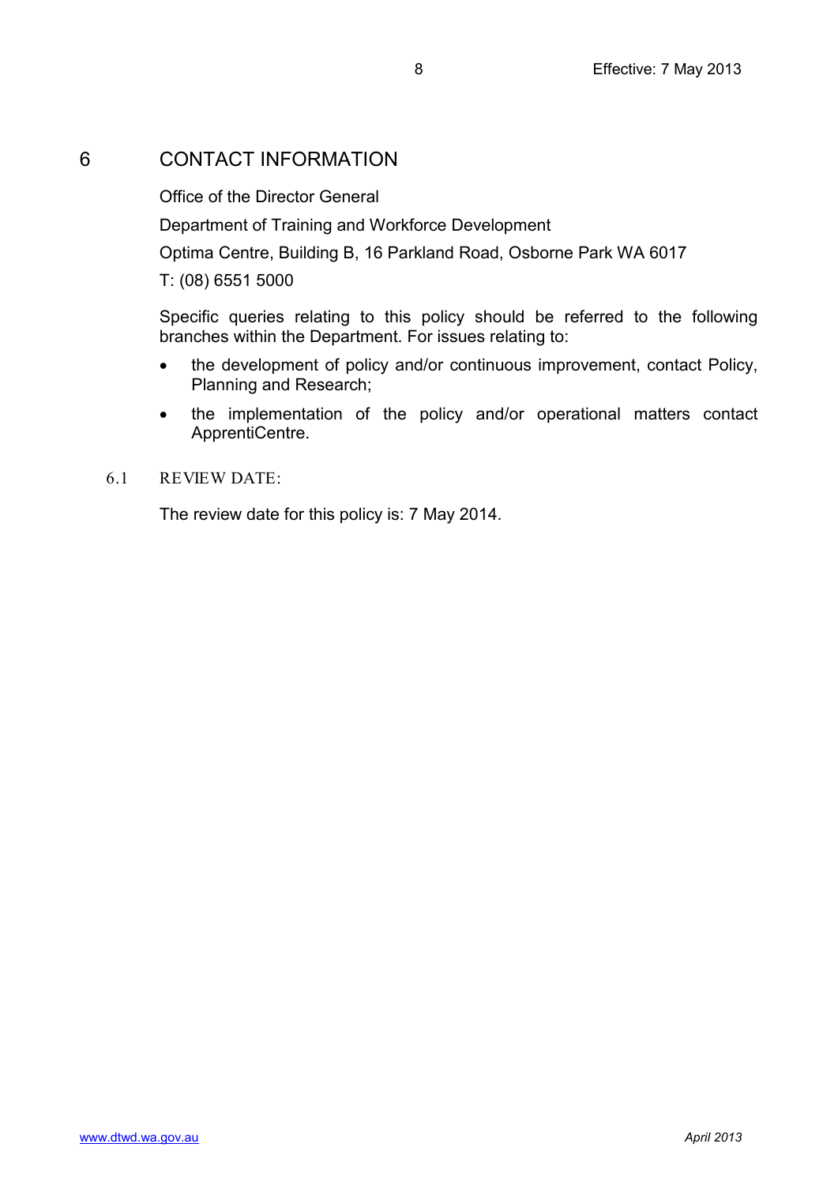# 6 CONTACT INFORMATION

Office of the Director General

Department of Training and Workforce Development

Optima Centre, Building B, 16 Parkland Road, Osborne Park WA 6017

T: (08) 6551 5000

Specific queries relating to this policy should be referred to the following branches within the Department. For issues relating to:

- the development of policy and/or continuous improvement, contact Policy, Planning and Research;
- the implementation of the policy and/or operational matters contact ApprentiCentre.

## 6.1 REVIEW DATE:

The review date for this policy is: 7 May 2014.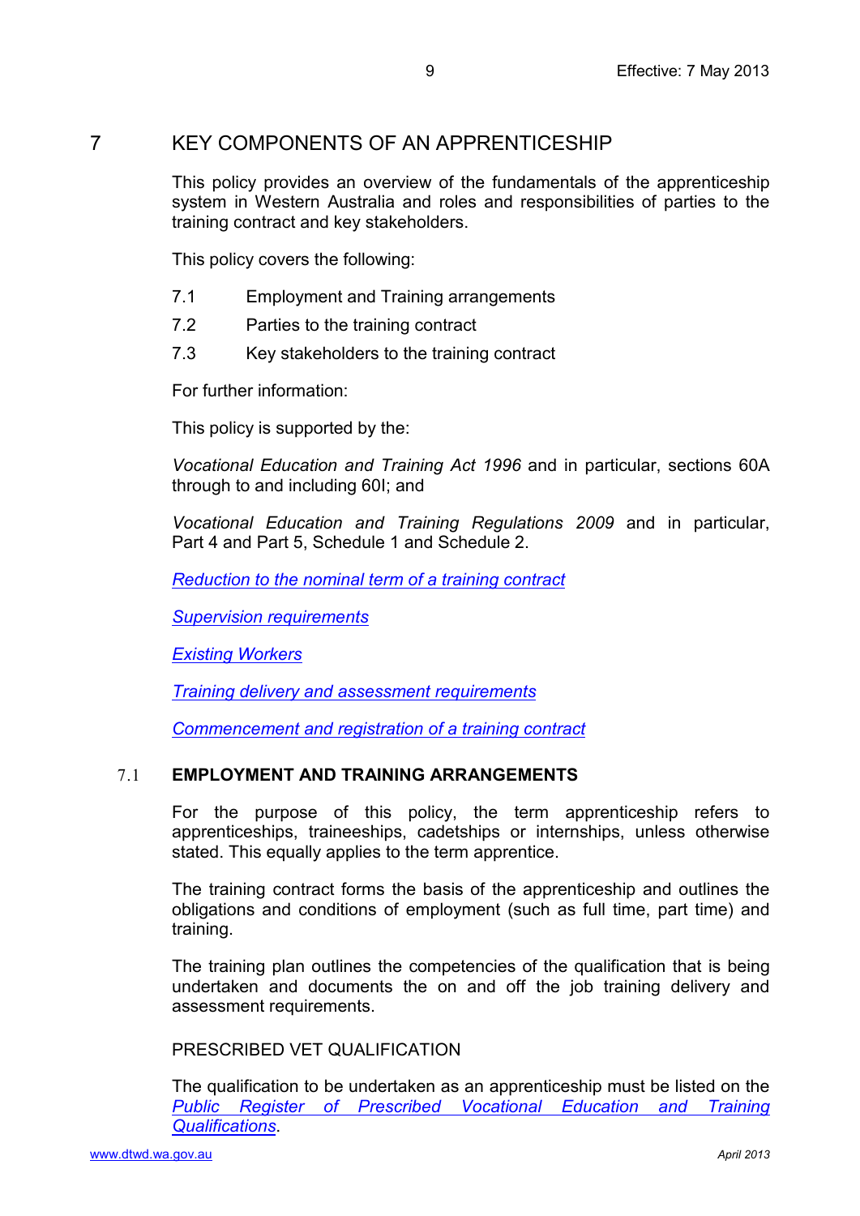# 7 KEY COMPONENTS OF AN APPRENTICESHIP

This policy provides an overview of the fundamentals of the apprenticeship system in Western Australia and roles and responsibilities of parties to the training contract and key stakeholders.

This policy covers the following:

- 7.1 Employment and Training arrangements
- 7.2 Parties to the training contract
- 7.3 Key stakeholders to the training contract

For further information:

This policy is supported by the:

*Vocational Education and Training Act 1996* and in particular, sections 60A through to and including 60I; and

*Vocational Education and Training Regulations 2009* and in particular, Part 4 and Part 5, Schedule 1 and Schedule 2.

*Reduction to the nominal term of a training contract*

*Supervision requirements*

*Existing Workers*

*Training delivery and assessment requirements*

*Commencement and registration of a training contract*

## 7.1 EMPLOYMENT AND TRAINING ARRANGEMENTS

For the purpose of this policy, the term apprenticeship refers to apprenticeships, traineeships, cadetships or internships, unless otherwise stated. This equally applies to the term apprentice.

The training contract forms the basis of the apprenticeship and outlines the obligations and conditions of employment (such as full time, part time) and training.

The training plan outlines the competencies of the qualification that is being undertaken and documents the on and off the job training delivery and assessment requirements.

PRESCRIBED VET QUALIFICATION

The qualification to be undertaken as an apprenticeship must be listed on the *Public Register of Prescribed Vocational Education and Training Qualifications*.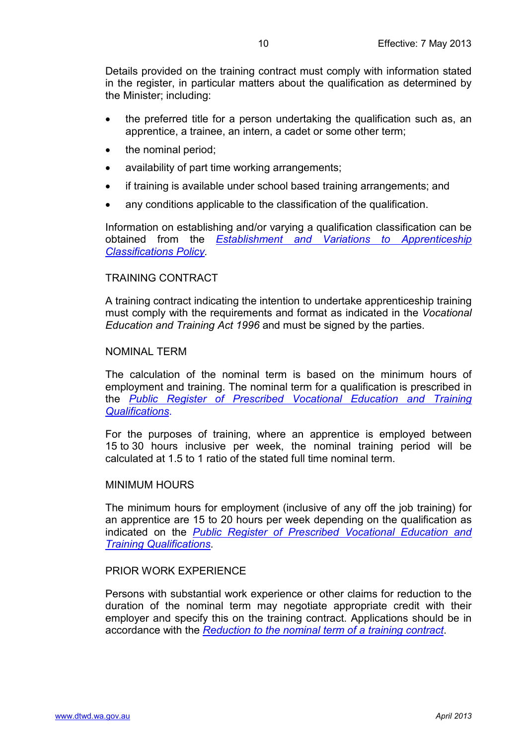Details provided on the training contract must comply with information stated in the register, in particular matters about the qualification as determined by the Minister; including:

- the preferred title for a person undertaking the qualification such as, an apprentice, a trainee, an intern, a cadet or some other term;
- the nominal period;
- availability of part time working arrangements;
- if training is available under school based training arrangements; and
- any conditions applicable to the classification of the qualification.

Information on establishing and/or varying a qualification classification can be obtained from the *Establishment and Variations to Apprenticeship Classifications Policy*.

## TRAINING CONTRACT

A training contract indicating the intention to undertake apprenticeship training must comply with the requirements and format as indicated in the *Vocational Education and Training Act 1996* and must be signed by the parties.

## NOMINAL TERM

The calculation of the nominal term is based on the minimum hours of employment and training. The nominal term for a qualification is prescribed in the *Public Register of Prescribed Vocational Education and Training Qualifications*.

For the purposes of training, where an apprentice is employed between 15 to 30 hours inclusive per week, the nominal training period will be calculated at 1.5 to 1 ratio of the stated full time nominal term.

## MINIMUM HOURS

The minimum hours for employment (inclusive of any off the job training) for an apprentice are 15 to 20 hours per week depending on the qualification as indicated on the *Public Register of Prescribed Vocational Education and Training Qualifications*.

## PRIOR WORK EXPERIENCE

Persons with substantial work experience or other claims for reduction to the duration of the nominal term may negotiate appropriate credit with their employer and specify this on the training contract. Applications should be in accordance with the *Reduction to the nominal term of a training contract*.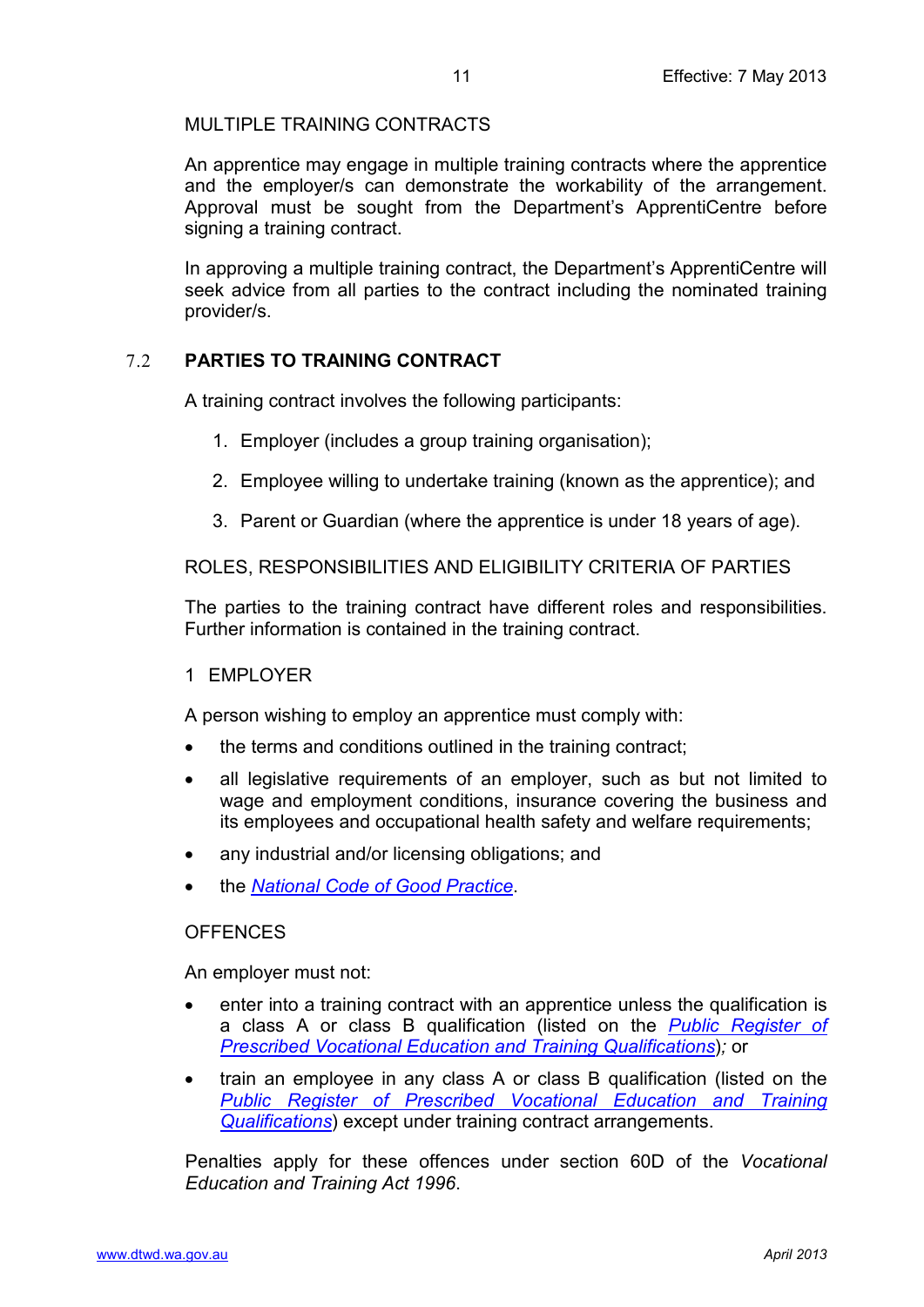MULTIPLE TRAINING CONTRACTS

An apprentice may engage in multiple training contracts where the apprentice and the employer/s can demonstrate the workability of the arrangement. Approval must be sought from the Department's ApprentiCentre before signing a training contract.

In approving a multiple training contract, the Department's ApprentiCentre will seek advice from all parties to the contract including the nominated training provider/s.

## 7.2 PARTIES TO TRAINING CONTRACT

A training contract involves the following participants:

1. Employer (includes a group training organisation);
2. Employee willing to undertake training (known as the apprentice); and
3. Parent or Guardian (where the apprentice is under 18 years of age).

ROLES, RESPONSIBILITIES AND ELIGIBILITY CRITERIA OF PARTIES

The parties to the training contract have different roles and responsibilities. Further information is contained in the training contract.

1 EMPLOYER

A person wishing to employ an apprentice must comply with:

- the terms and conditions outlined in the training contract;
- all legislative requirements of an employer, such as but not limited to wage and employment conditions, insurance covering the business and its employees and occupational health safety and welfare requirements;
- any industrial and/or licensing obligations; and
- the *National Code of Good Practice*.

OFFENCES

An employer must not:

- enter into a training contract with an apprentice unless the qualification is a class A or class B qualification (listed on the *Public Register of Prescribed Vocational Education and Training Qualifications*); or
- train an employee in any class A or class B qualification (listed on the *Public Register of Prescribed Vocational Education and Training Qualifications*) except under training contract arrangements.

Penalties apply for these offences under section 60D of the *Vocational Education and Training Act 1996*.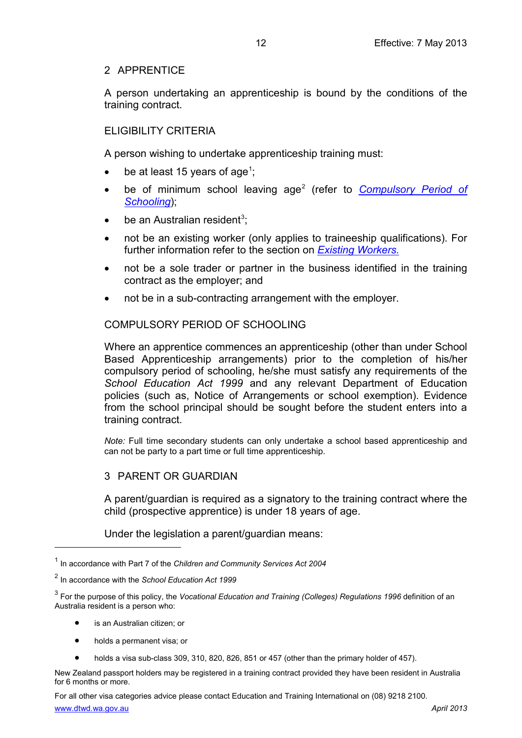## 2 APPRENTICE

A person undertaking an apprenticeship is bound by the conditions of the training contract.

### ELIGIBILITY CRITERIA

A person wishing to undertake apprenticeship training must:

- be at least 15 years of age[1];
- be of minimum school leaving age[2] (refer to *Compulsory Period of Schooling*);
- be an Australian resident[3];
- not be an existing worker (only applies to traineeship qualifications). For further information refer to the section on *Existing Workers.*
- not be a sole trader or partner in the business identified in the training contract as the employer; and
- not be in a sub-contracting arrangement with the employer.

### COMPULSORY PERIOD OF SCHOOLING

Where an apprentice commences an apprenticeship (other than under School Based Apprenticeship arrangements) prior to the completion of his/her compulsory period of schooling, he/she must satisfy any requirements of the *School Education Act 1999* and any relevant Department of Education policies (such as, Notice of Arrangements or school exemption). Evidence from the school principal should be sought before the student enters into a training contract.

*Note:* Full time secondary students can only undertake a school based apprenticeship and can not be party to a part time or full time apprenticeship.

## 3 PARENT OR GUARDIAN

A parent/guardian is required as a signatory to the training contract where the child (prospective apprentice) is under 18 years of age.

Under the legislation a parent/guardian means:

---

[1] In accordance with Part 7 of the *Children and Community Services Act 2004*

[2] In accordance with the *School Education Act 1999*

[3] For the purpose of this policy, the *Vocational Education and Training (Colleges) Regulations 1996* definition of an Australia resident is a person who:

- is an Australian citizen; or
- holds a permanent visa; or
- holds a visa sub-class 309, 310, 820, 826, 851 or 457 (other than the primary holder of 457).

New Zealand passport holders may be registered in a training contract provided they have been resident in Australia for 6 months or more.

For all other visa categories advice please contact Education and Training International on (08) 9218 2100.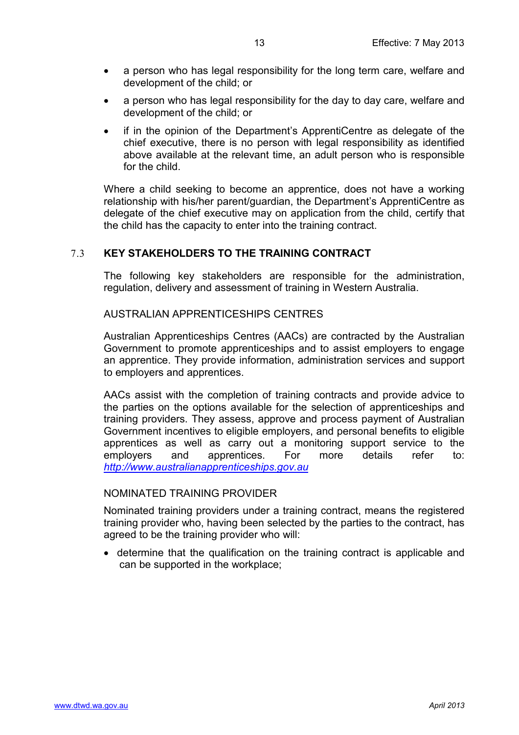- a person who has legal responsibility for the long term care, welfare and development of the child; or
- a person who has legal responsibility for the day to day care, welfare and development of the child; or
- if in the opinion of the Department's ApprentiCentre as delegate of the chief executive, there is no person with legal responsibility as identified above available at the relevant time, an adult person who is responsible for the child.

Where a child seeking to become an apprentice, does not have a working relationship with his/her parent/guardian, the Department's ApprentiCentre as delegate of the chief executive may on application from the child, certify that the child has the capacity to enter into the training contract.

## 7.3 KEY STAKEHOLDERS TO THE TRAINING CONTRACT

The following key stakeholders are responsible for the administration, regulation, delivery and assessment of training in Western Australia.

### AUSTRALIAN APPRENTICESHIPS CENTRES

Australian Apprenticeships Centres (AACs) are contracted by the Australian Government to promote apprenticeships and to assist employers to engage an apprentice. They provide information, administration services and support to employers and apprentices.

AACs assist with the completion of training contracts and provide advice to the parties on the options available for the selection of apprenticeships and training providers. They assess, approve and process payment of Australian Government incentives to eligible employers, and personal benefits to eligible apprentices as well as carry out a monitoring support service to the employers and apprentices. For more details refer to: *http://www.australianapprenticeships.gov.au*

### NOMINATED TRAINING PROVIDER

Nominated training providers under a training contract, means the registered training provider who, having been selected by the parties to the contract, has agreed to be the training provider who will:

- determine that the qualification on the training contract is applicable and can be supported in the workplace;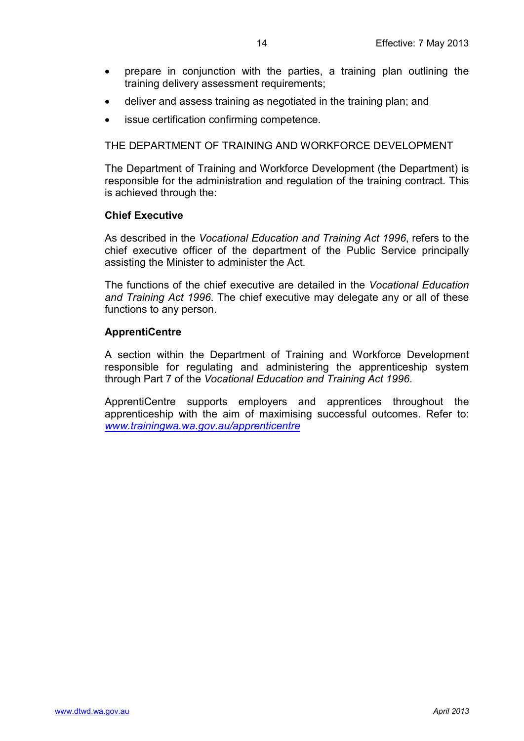- prepare in conjunction with the parties, a training plan outlining the training delivery assessment requirements;
- deliver and assess training as negotiated in the training plan; and
- issue certification confirming competence.

THE DEPARTMENT OF TRAINING AND WORKFORCE DEVELOPMENT

The Department of Training and Workforce Development (the Department) is responsible for the administration and regulation of the training contract. This is achieved through the:

**Chief Executive**

As described in the *Vocational Education and Training Act 1996*, refers to the chief executive officer of the department of the Public Service principally assisting the Minister to administer the Act.

The functions of the chief executive are detailed in the *Vocational Education and Training Act 1996*. The chief executive may delegate any or all of these functions to any person.

**ApprentiCentre**

A section within the Department of Training and Workforce Development responsible for regulating and administering the apprenticeship system through Part 7 of the *Vocational Education and Training Act 1996*.

ApprentiCentre supports employers and apprentices throughout the apprenticeship with the aim of maximising successful outcomes. Refer to: [www.trainingwa.wa.gov.au/apprenticentre](www.trainingwa.wa.gov.au/apprenticentre)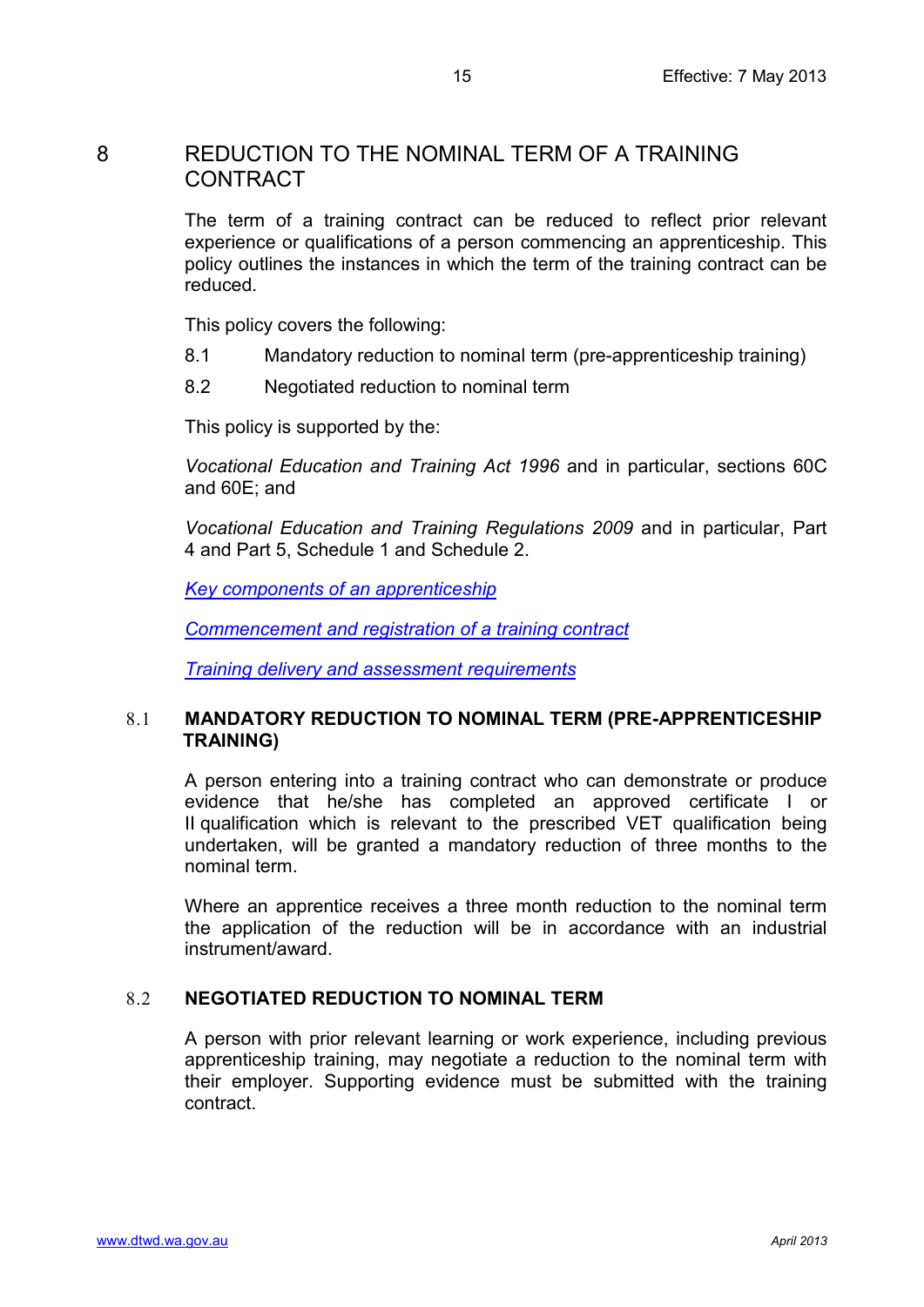# 8 REDUCTION TO THE NOMINAL TERM OF A TRAINING CONTRACT

The term of a training contract can be reduced to reflect prior relevant experience or qualifications of a person commencing an apprenticeship. This policy outlines the instances in which the term of the training contract can be reduced.

This policy covers the following:

8.1 Mandatory reduction to nominal term (pre-apprenticeship training)

8.2 Negotiated reduction to nominal term

This policy is supported by the:

*Vocational Education and Training Act 1996* and in particular, sections 60C and 60E; and

*Vocational Education and Training Regulations 2009* and in particular, Part 4 and Part 5, Schedule 1 and Schedule 2.

*Key components of an apprenticeship*

*Commencement and registration of a training contract*

*Training delivery and assessment requirements*

## 8.1 MANDATORY REDUCTION TO NOMINAL TERM (PRE-APPRENTICESHIP TRAINING)

A person entering into a training contract who can demonstrate or produce evidence that he/she has completed an approved certificate I or II qualification which is relevant to the prescribed VET qualification being undertaken, will be granted a mandatory reduction of three months to the nominal term.

Where an apprentice receives a three month reduction to the nominal term the application of the reduction will be in accordance with an industrial instrument/award.

## 8.2 NEGOTIATED REDUCTION TO NOMINAL TERM

A person with prior relevant learning or work experience, including previous apprenticeship training, may negotiate a reduction to the nominal term with their employer. Supporting evidence must be submitted with the training contract.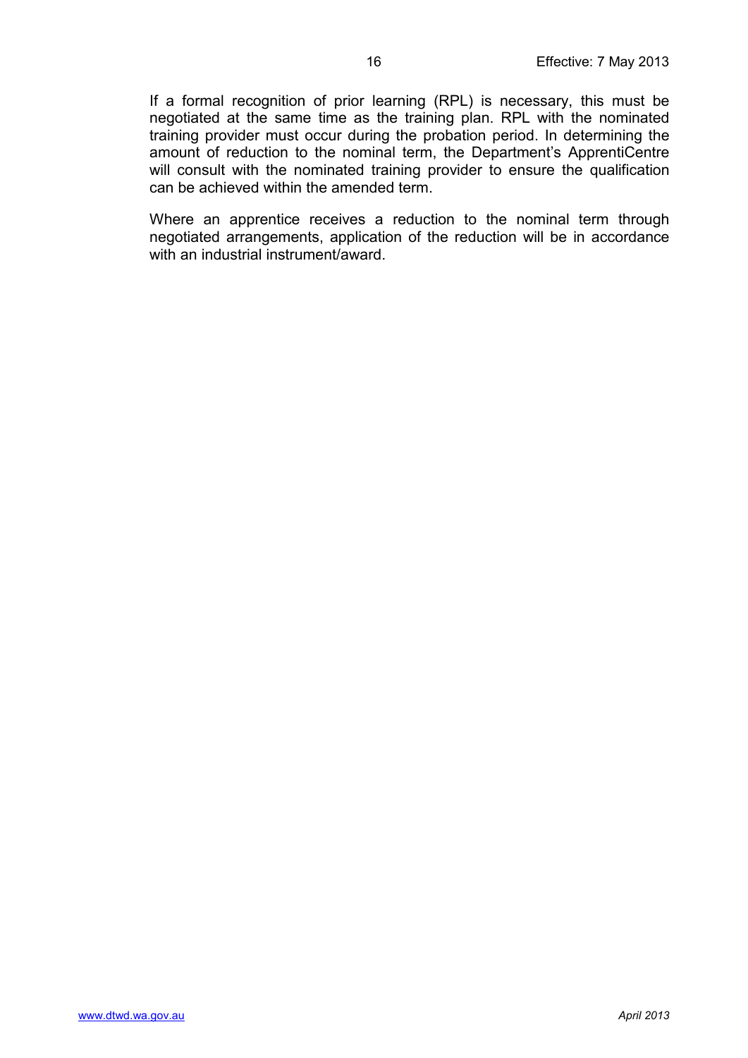If a formal recognition of prior learning (RPL) is necessary, this must be negotiated at the same time as the training plan. RPL with the nominated training provider must occur during the probation period. In determining the amount of reduction to the nominal term, the Department's ApprentiCentre will consult with the nominated training provider to ensure the qualification can be achieved within the amended term.

Where an apprentice receives a reduction to the nominal term through negotiated arrangements, application of the reduction will be in accordance with an industrial instrument/award.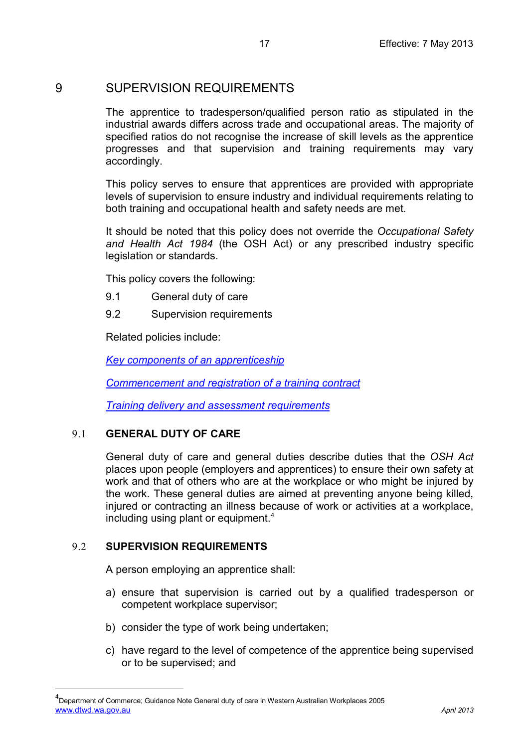# 9 SUPERVISION REQUIREMENTS

The apprentice to tradesperson/qualified person ratio as stipulated in the industrial awards differs across trade and occupational areas. The majority of specified ratios do not recognise the increase of skill levels as the apprentice progresses and that supervision and training requirements may vary accordingly.

This policy serves to ensure that apprentices are provided with appropriate levels of supervision to ensure industry and individual requirements relating to both training and occupational health and safety needs are met.

It should be noted that this policy does not override the *Occupational Safety and Health Act 1984* (the OSH Act) or any prescribed industry specific legislation or standards.

This policy covers the following:

9.1 General duty of care

9.2 Supervision requirements

Related policies include:

[Key components of an apprenticeship]

[Commencement and registration of a training contract]

[Training delivery and assessment requirements]

## 9.1 GENERAL DUTY OF CARE

General duty of care and general duties describe duties that the *OSH Act* places upon people (employers and apprentices) to ensure their own safety at work and that of others who are at the workplace or who might be injured by the work. These general duties are aimed at preventing anyone being killed, injured or contracting an illness because of work or activities at a workplace, including using plant or equipment.[4]

## 9.2 SUPERVISION REQUIREMENTS

A person employing an apprentice shall:

a) ensure that supervision is carried out by a qualified tradesperson or competent workplace supervisor;

b) consider the type of work being undertaken;

c) have regard to the level of competence of the apprentice being supervised or to be supervised; and

---

[4] Department of Commerce; Guidance Note General duty of care in Western Australian Workplaces 2005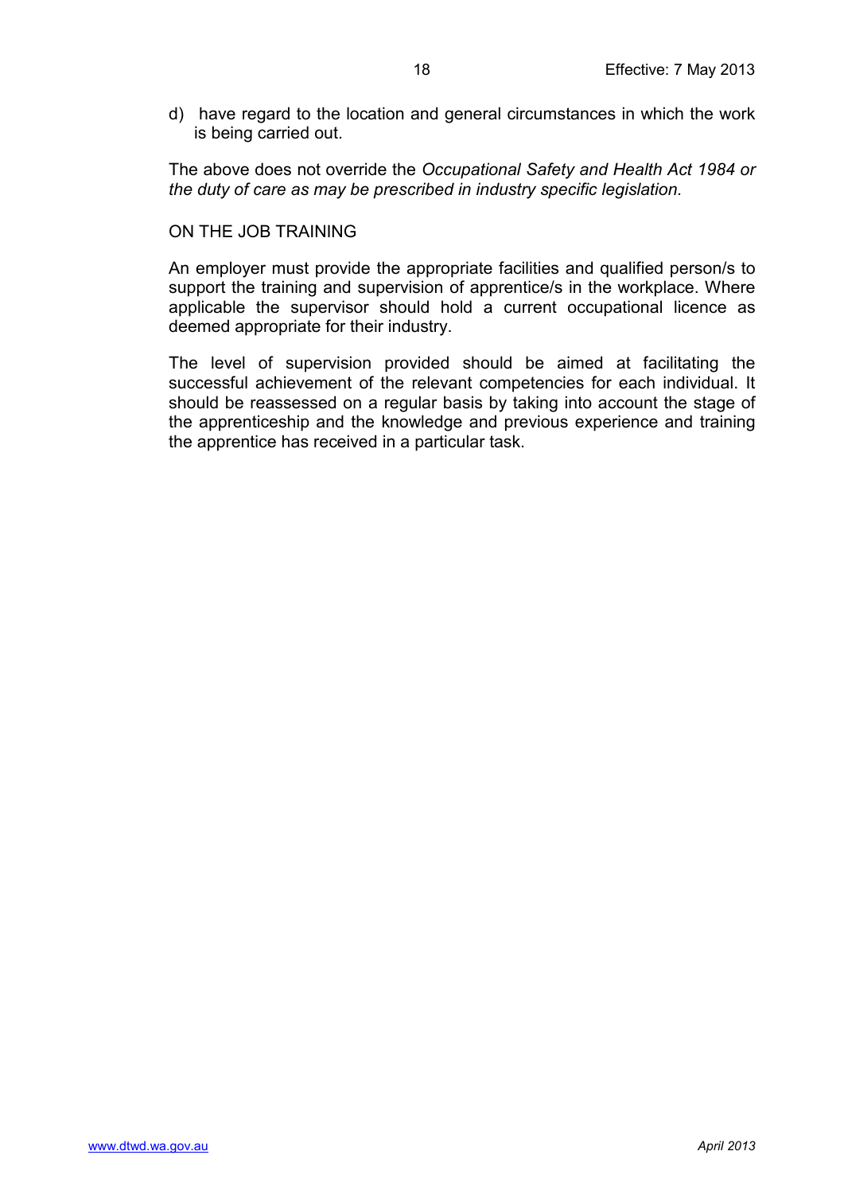d) have regard to the location and general circumstances in which the work is being carried out.

The above does not override the *Occupational Safety and Health Act 1984 or the duty of care as may be prescribed in industry specific legislation.*

ON THE JOB TRAINING

An employer must provide the appropriate facilities and qualified person/s to support the training and supervision of apprentice/s in the workplace. Where applicable the supervisor should hold a current occupational licence as deemed appropriate for their industry.

The level of supervision provided should be aimed at facilitating the successful achievement of the relevant competencies for each individual. It should be reassessed on a regular basis by taking into account the stage of the apprenticeship and the knowledge and previous experience and training the apprentice has received in a particular task.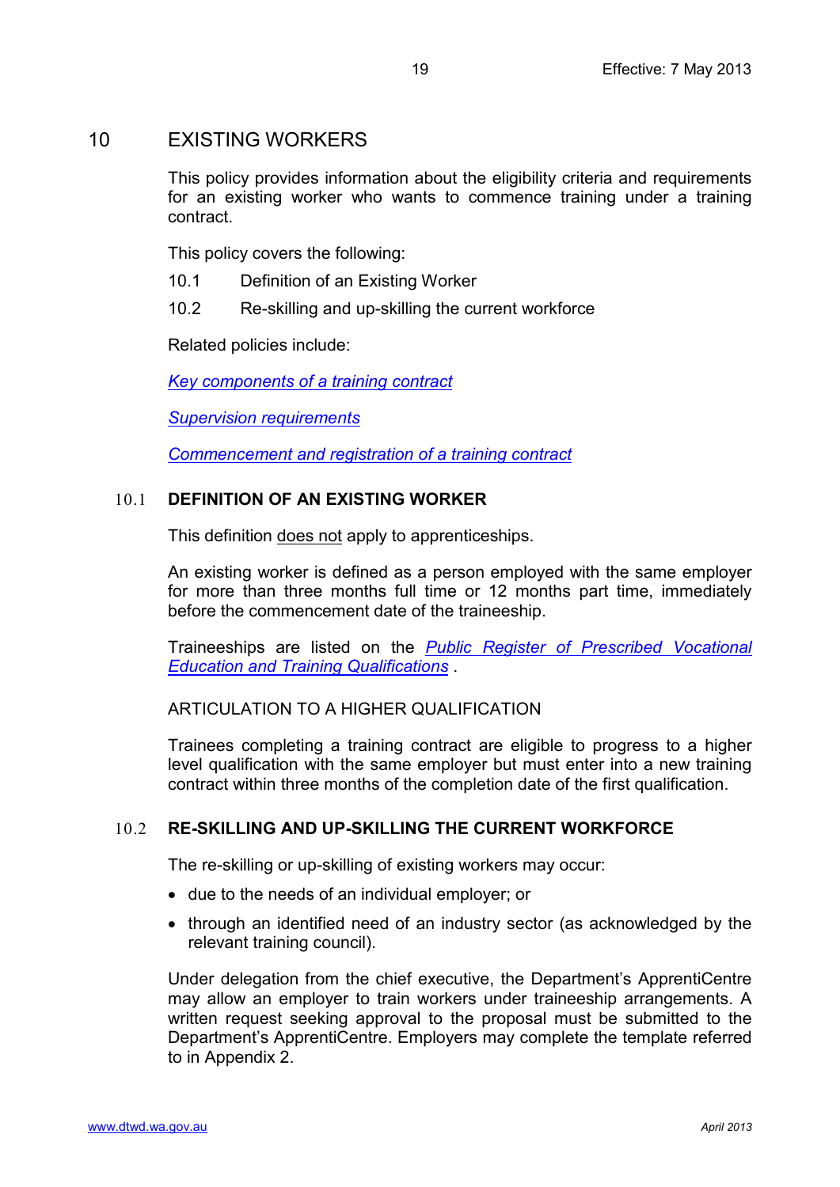# 10 EXISTING WORKERS

This policy provides information about the eligibility criteria and requirements for an existing worker who wants to commence training under a training contract.

This policy covers the following:

10.1 Definition of an Existing Worker

10.2 Re-skilling and up-skilling the current workforce

Related policies include:

*Key components of a training contract*

*Supervision requirements*

*Commencement and registration of a training contract*

## 10.1 DEFINITION OF AN EXISTING WORKER

This definition does not apply to apprenticeships.

An existing worker is defined as a person employed with the same employer for more than three months full time or 12 months part time, immediately before the commencement date of the traineeship.

Traineeships are listed on the *Public Register of Prescribed Vocational Education and Training Qualifications* .

ARTICULATION TO A HIGHER QUALIFICATION

Trainees completing a training contract are eligible to progress to a higher level qualification with the same employer but must enter into a new training contract within three months of the completion date of the first qualification.

## 10.2 RE-SKILLING AND UP-SKILLING THE CURRENT WORKFORCE

The re-skilling or up-skilling of existing workers may occur:

- due to the needs of an individual employer; or
- through an identified need of an industry sector (as acknowledged by the relevant training council).

Under delegation from the chief executive, the Department's ApprentiCentre may allow an employer to train workers under traineeship arrangements. A written request seeking approval to the proposal must be submitted to the Department's ApprentiCentre. Employers may complete the template referred to in Appendix 2.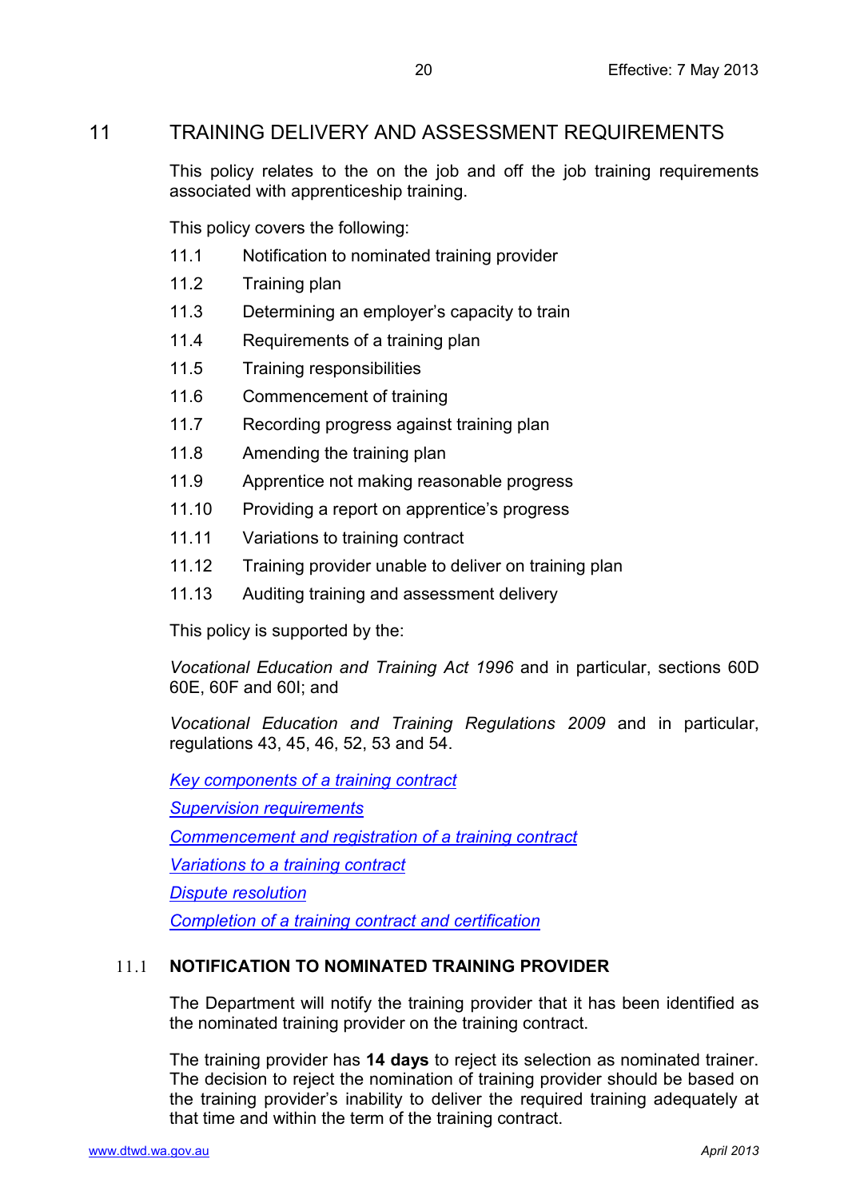# 11 TRAINING DELIVERY AND ASSESSMENT REQUIREMENTS

This policy relates to the on the job and off the job training requirements associated with apprenticeship training.

This policy covers the following:

- 11.1 Notification to nominated training provider
- 11.2 Training plan
- 11.3 Determining an employer's capacity to train
- 11.4 Requirements of a training plan
- 11.5 Training responsibilities
- 11.6 Commencement of training
- 11.7 Recording progress against training plan
- 11.8 Amending the training plan
- 11.9 Apprentice not making reasonable progress
- 11.10 Providing a report on apprentice's progress
- 11.11 Variations to training contract
- 11.12 Training provider unable to deliver on training plan
- 11.13 Auditing training and assessment delivery

This policy is supported by the:

*Vocational Education and Training Act 1996* and in particular, sections 60D 60E, 60F and 60I; and

*Vocational Education and Training Regulations 2009* and in particular, regulations 43, 45, 46, 52, 53 and 54.

*Key components of a training contract*

*Supervision requirements*

*Commencement and registration of a training contract*

*Variations to a training contract*

*Dispute resolution*

*Completion of a training contract and certification*

## 11.1 NOTIFICATION TO NOMINATED TRAINING PROVIDER

The Department will notify the training provider that it has been identified as the nominated training provider on the training contract.

The training provider has **14 days** to reject its selection as nominated trainer. The decision to reject the nomination of training provider should be based on the training provider's inability to deliver the required training adequately at that time and within the term of the training contract.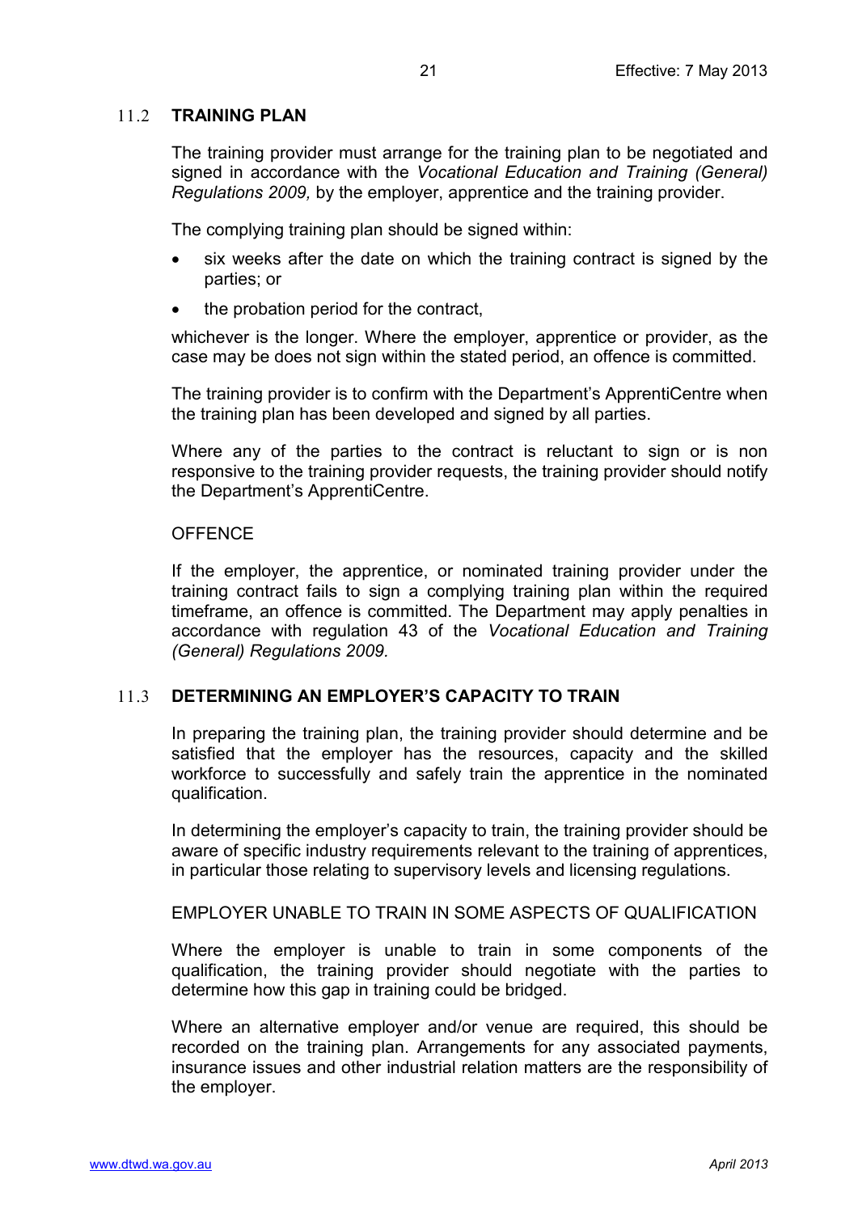## 11.2 TRAINING PLAN

The training provider must arrange for the training plan to be negotiated and signed in accordance with the *Vocational Education and Training (General) Regulations 2009,* by the employer, apprentice and the training provider.

The complying training plan should be signed within:

- six weeks after the date on which the training contract is signed by the parties; or
- the probation period for the contract,

whichever is the longer. Where the employer, apprentice or provider, as the case may be does not sign within the stated period, an offence is committed.

The training provider is to confirm with the Department's ApprentiCentre when the training plan has been developed and signed by all parties.

Where any of the parties to the contract is reluctant to sign or is non responsive to the training provider requests, the training provider should notify the Department's ApprentiCentre.

OFFENCE

If the employer, the apprentice, or nominated training provider under the training contract fails to sign a complying training plan within the required timeframe, an offence is committed. The Department may apply penalties in accordance with regulation 43 of the *Vocational Education and Training (General) Regulations 2009.*

## 11.3 DETERMINING AN EMPLOYER'S CAPACITY TO TRAIN

In preparing the training plan, the training provider should determine and be satisfied that the employer has the resources, capacity and the skilled workforce to successfully and safely train the apprentice in the nominated qualification.

In determining the employer's capacity to train, the training provider should be aware of specific industry requirements relevant to the training of apprentices, in particular those relating to supervisory levels and licensing regulations.

EMPLOYER UNABLE TO TRAIN IN SOME ASPECTS OF QUALIFICATION

Where the employer is unable to train in some components of the qualification, the training provider should negotiate with the parties to determine how this gap in training could be bridged.

Where an alternative employer and/or venue are required, this should be recorded on the training plan. Arrangements for any associated payments, insurance issues and other industrial relation matters are the responsibility of the employer.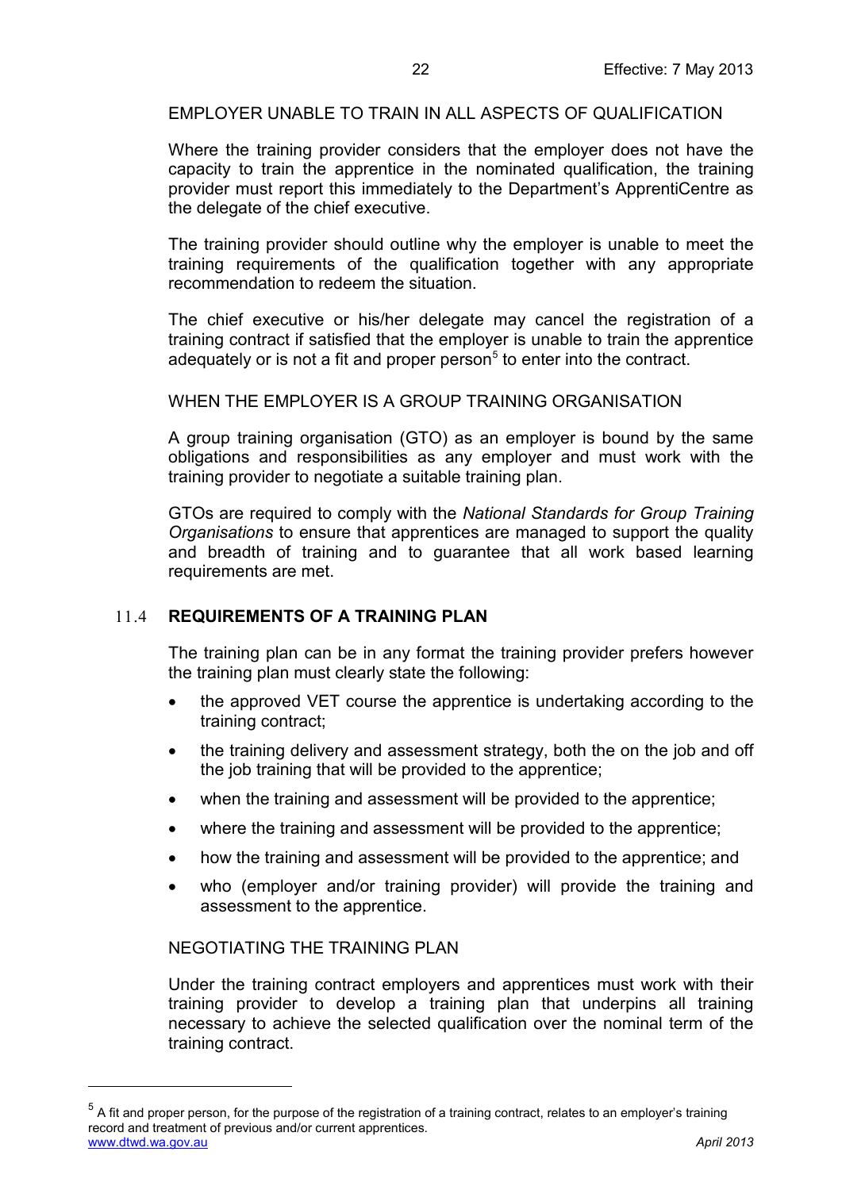EMPLOYER UNABLE TO TRAIN IN ALL ASPECTS OF QUALIFICATION

Where the training provider considers that the employer does not have the capacity to train the apprentice in the nominated qualification, the training provider must report this immediately to the Department's ApprentiCentre as the delegate of the chief executive.

The training provider should outline why the employer is unable to meet the training requirements of the qualification together with any appropriate recommendation to redeem the situation.

The chief executive or his/her delegate may cancel the registration of a training contract if satisfied that the employer is unable to train the apprentice adequately or is not a fit and proper person[5] to enter into the contract.

WHEN THE EMPLOYER IS A GROUP TRAINING ORGANISATION

A group training organisation (GTO) as an employer is bound by the same obligations and responsibilities as any employer and must work with the training provider to negotiate a suitable training plan.

GTOs are required to comply with the *National Standards for Group Training Organisations* to ensure that apprentices are managed to support the quality and breadth of training and to guarantee that all work based learning requirements are met.

## 11.4 REQUIREMENTS OF A TRAINING PLAN

The training plan can be in any format the training provider prefers however the training plan must clearly state the following:

- the approved VET course the apprentice is undertaking according to the training contract;
- the training delivery and assessment strategy, both the on the job and off the job training that will be provided to the apprentice;
- when the training and assessment will be provided to the apprentice;
- where the training and assessment will be provided to the apprentice;
- how the training and assessment will be provided to the apprentice; and
- who (employer and/or training provider) will provide the training and assessment to the apprentice.

NEGOTIATING THE TRAINING PLAN

Under the training contract employers and apprentices must work with their training provider to develop a training plan that underpins all training necessary to achieve the selected qualification over the nominal term of the training contract.

[5] A fit and proper person, for the purpose of the registration of a training contract, relates to an employer's training record and treatment of previous and/or current apprentices.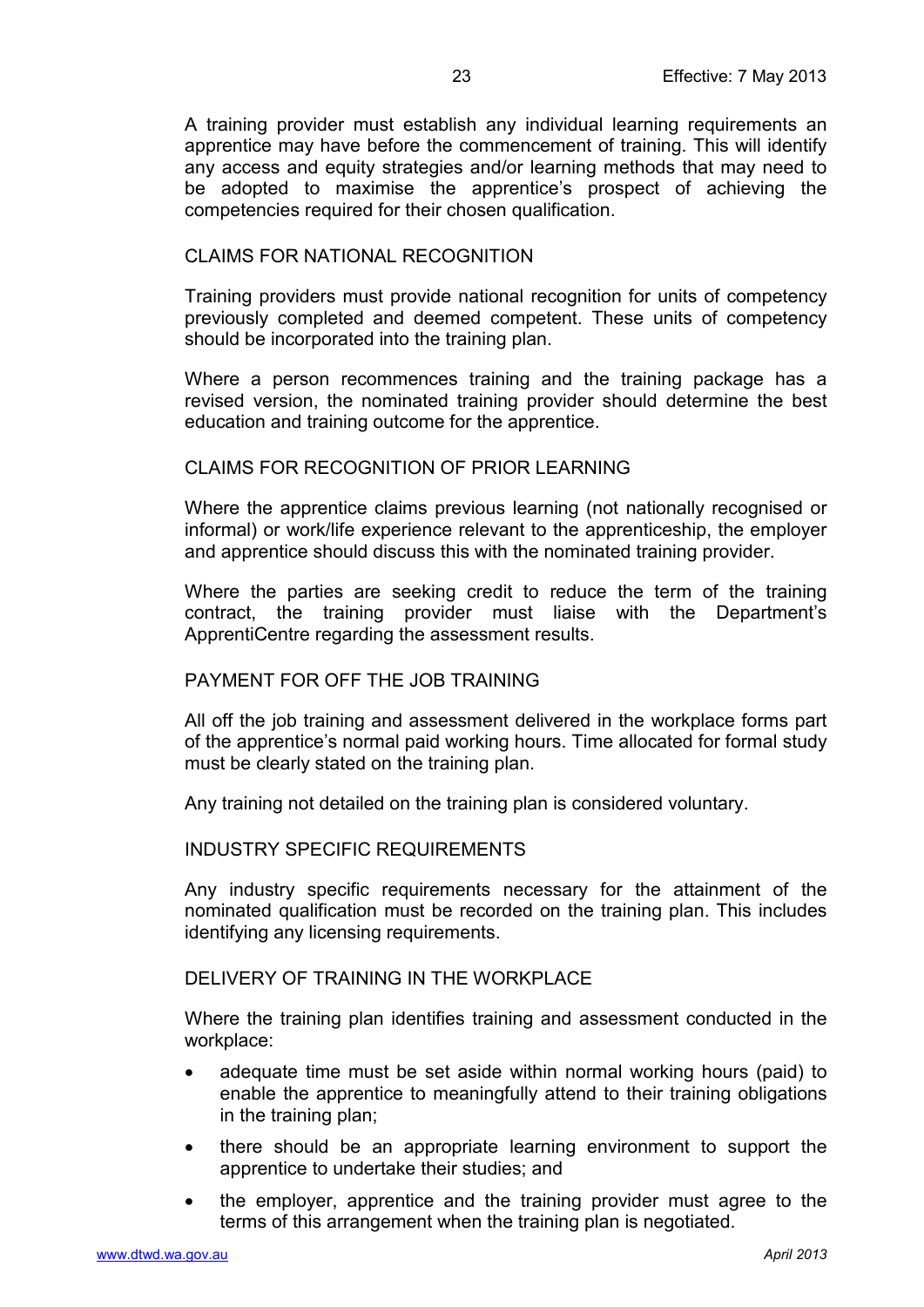A training provider must establish any individual learning requirements an apprentice may have before the commencement of training. This will identify any access and equity strategies and/or learning methods that may need to be adopted to maximise the apprentice's prospect of achieving the competencies required for their chosen qualification.

### CLAIMS FOR NATIONAL RECOGNITION

Training providers must provide national recognition for units of competency previously completed and deemed competent. These units of competency should be incorporated into the training plan.

Where a person recommences training and the training package has a revised version, the nominated training provider should determine the best education and training outcome for the apprentice.

### CLAIMS FOR RECOGNITION OF PRIOR LEARNING

Where the apprentice claims previous learning (not nationally recognised or informal) or work/life experience relevant to the apprenticeship, the employer and apprentice should discuss this with the nominated training provider.

Where the parties are seeking credit to reduce the term of the training contract, the training provider must liaise with the Department's ApprentiCentre regarding the assessment results.

### PAYMENT FOR OFF THE JOB TRAINING

All off the job training and assessment delivered in the workplace forms part of the apprentice's normal paid working hours. Time allocated for formal study must be clearly stated on the training plan.

Any training not detailed on the training plan is considered voluntary.

### INDUSTRY SPECIFIC REQUIREMENTS

Any industry specific requirements necessary for the attainment of the nominated qualification must be recorded on the training plan. This includes identifying any licensing requirements.

### DELIVERY OF TRAINING IN THE WORKPLACE

Where the training plan identifies training and assessment conducted in the workplace:

- adequate time must be set aside within normal working hours (paid) to enable the apprentice to meaningfully attend to their training obligations in the training plan;
- there should be an appropriate learning environment to support the apprentice to undertake their studies; and
- the employer, apprentice and the training provider must agree to the terms of this arrangement when the training plan is negotiated.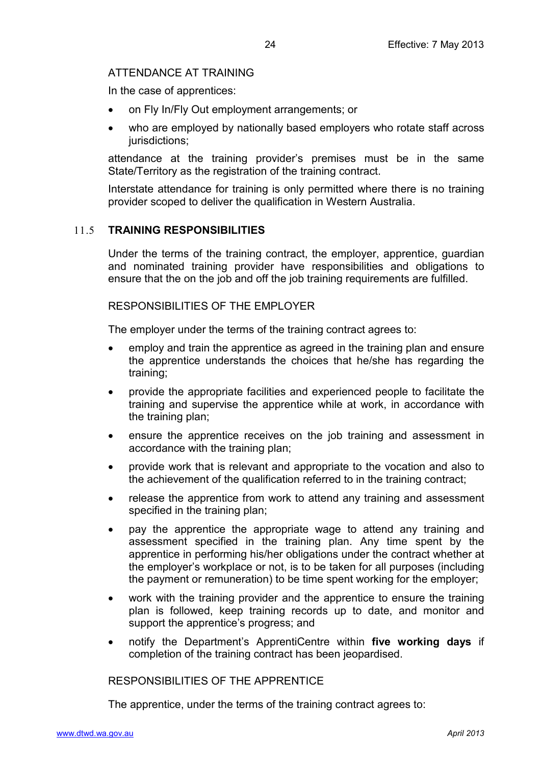ATTENDANCE AT TRAINING

In the case of apprentices:

- on Fly In/Fly Out employment arrangements; or
- who are employed by nationally based employers who rotate staff across jurisdictions;

attendance at the training provider's premises must be in the same State/Territory as the registration of the training contract.

Interstate attendance for training is only permitted where there is no training provider scoped to deliver the qualification in Western Australia.

## 11.5 TRAINING RESPONSIBILITIES

Under the terms of the training contract, the employer, apprentice, guardian and nominated training provider have responsibilities and obligations to ensure that the on the job and off the job training requirements are fulfilled.

RESPONSIBILITIES OF THE EMPLOYER

The employer under the terms of the training contract agrees to:

- employ and train the apprentice as agreed in the training plan and ensure the apprentice understands the choices that he/she has regarding the training;
- provide the appropriate facilities and experienced people to facilitate the training and supervise the apprentice while at work, in accordance with the training plan;
- ensure the apprentice receives on the job training and assessment in accordance with the training plan;
- provide work that is relevant and appropriate to the vocation and also to the achievement of the qualification referred to in the training contract;
- release the apprentice from work to attend any training and assessment specified in the training plan;
- pay the apprentice the appropriate wage to attend any training and assessment specified in the training plan. Any time spent by the apprentice in performing his/her obligations under the contract whether at the employer's workplace or not, is to be taken for all purposes (including the payment or remuneration) to be time spent working for the employer;
- work with the training provider and the apprentice to ensure the training plan is followed, keep training records up to date, and monitor and support the apprentice's progress; and
- notify the Department's ApprentiCentre within **five working days** if completion of the training contract has been jeopardised.

RESPONSIBILITIES OF THE APPRENTICE

The apprentice, under the terms of the training contract agrees to: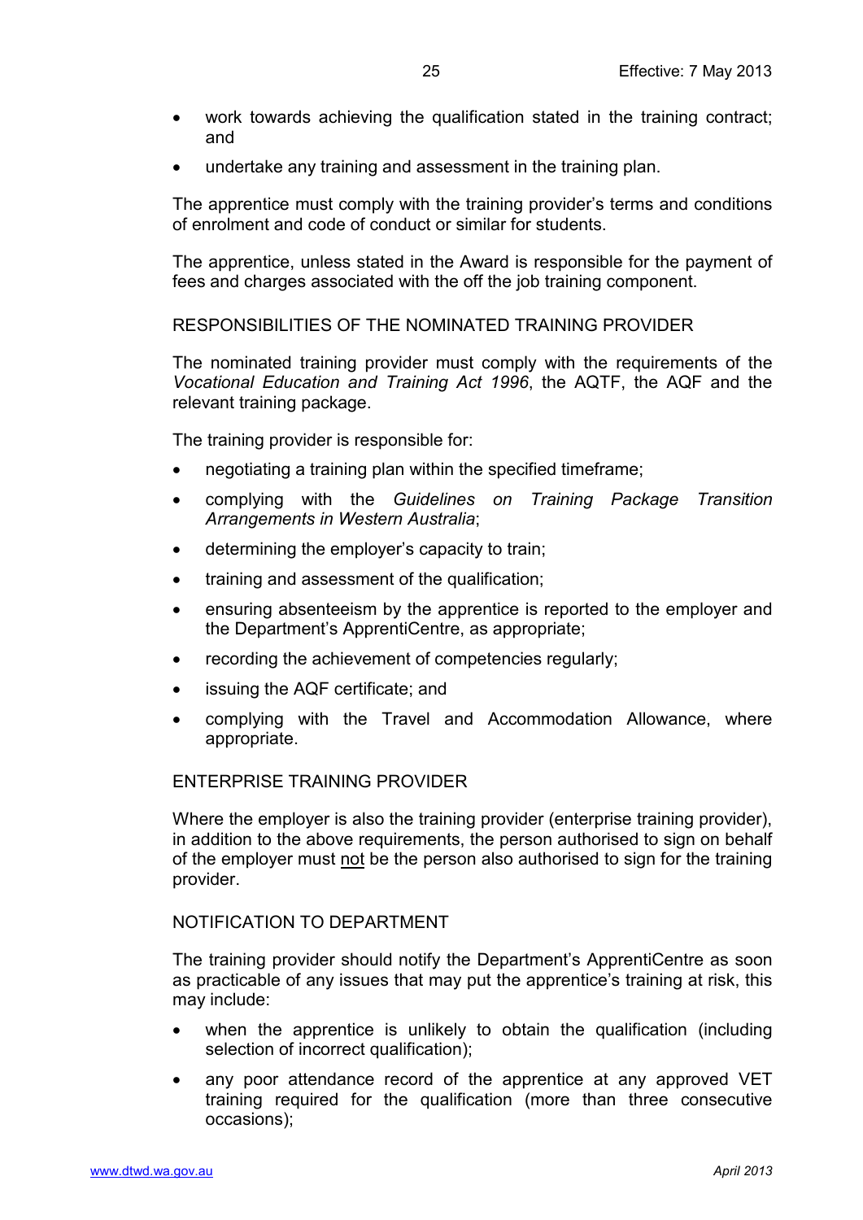- work towards achieving the qualification stated in the training contract; and
- undertake any training and assessment in the training plan.

The apprentice must comply with the training provider's terms and conditions of enrolment and code of conduct or similar for students.

The apprentice, unless stated in the Award is responsible for the payment of fees and charges associated with the off the job training component.

### RESPONSIBILITIES OF THE NOMINATED TRAINING PROVIDER

The nominated training provider must comply with the requirements of the *Vocational Education and Training Act 1996*, the AQTF, the AQF and the relevant training package.

The training provider is responsible for:

- negotiating a training plan within the specified timeframe;
- complying with the *Guidelines on Training Package Transition Arrangements in Western Australia*;
- determining the employer's capacity to train;
- training and assessment of the qualification;
- ensuring absenteeism by the apprentice is reported to the employer and the Department's ApprentiCentre, as appropriate;
- recording the achievement of competencies regularly;
- issuing the AQF certificate; and
- complying with the Travel and Accommodation Allowance, where appropriate.

### ENTERPRISE TRAINING PROVIDER

Where the employer is also the training provider (enterprise training provider), in addition to the above requirements, the person authorised to sign on behalf of the employer must <u>not</u> be the person also authorised to sign for the training provider.

### NOTIFICATION TO DEPARTMENT

The training provider should notify the Department's ApprentiCentre as soon as practicable of any issues that may put the apprentice's training at risk, this may include:

- when the apprentice is unlikely to obtain the qualification (including selection of incorrect qualification);
- any poor attendance record of the apprentice at any approved VET training required for the qualification (more than three consecutive occasions);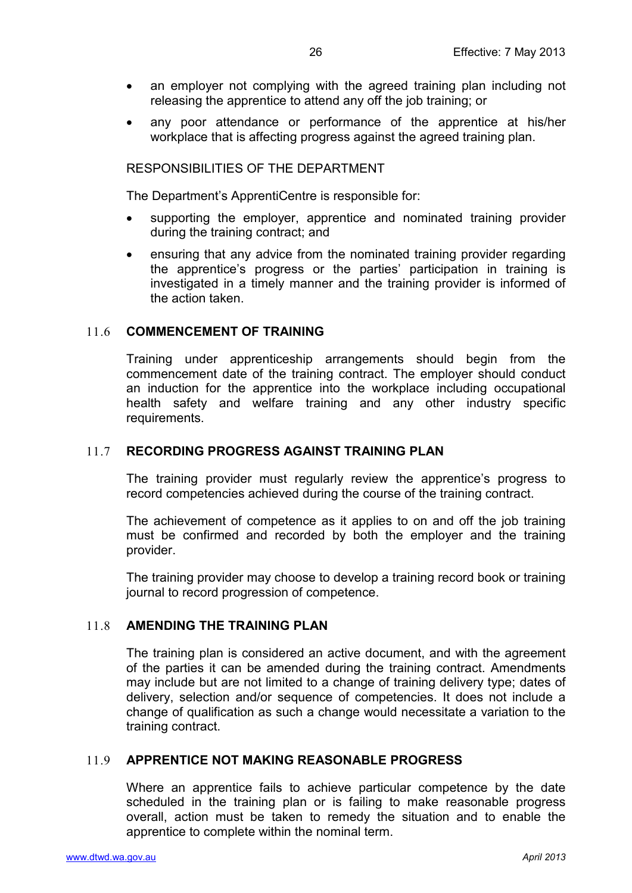- an employer not complying with the agreed training plan including not releasing the apprentice to attend any off the job training; or
- any poor attendance or performance of the apprentice at his/her workplace that is affecting progress against the agreed training plan.

RESPONSIBILITIES OF THE DEPARTMENT

The Department's ApprentiCentre is responsible for:

- supporting the employer, apprentice and nominated training provider during the training contract; and
- ensuring that any advice from the nominated training provider regarding the apprentice's progress or the parties' participation in training is investigated in a timely manner and the training provider is informed of the action taken.

## 11.6 COMMENCEMENT OF TRAINING

Training under apprenticeship arrangements should begin from the commencement date of the training contract. The employer should conduct an induction for the apprentice into the workplace including occupational health safety and welfare training and any other industry specific requirements.

## 11.7 RECORDING PROGRESS AGAINST TRAINING PLAN

The training provider must regularly review the apprentice's progress to record competencies achieved during the course of the training contract.

The achievement of competence as it applies to on and off the job training must be confirmed and recorded by both the employer and the training provider.

The training provider may choose to develop a training record book or training journal to record progression of competence.

## 11.8 AMENDING THE TRAINING PLAN

The training plan is considered an active document, and with the agreement of the parties it can be amended during the training contract. Amendments may include but are not limited to a change of training delivery type; dates of delivery, selection and/or sequence of competencies. It does not include a change of qualification as such a change would necessitate a variation to the training contract.

## 11.9 APPRENTICE NOT MAKING REASONABLE PROGRESS

Where an apprentice fails to achieve particular competence by the date scheduled in the training plan or is failing to make reasonable progress overall, action must be taken to remedy the situation and to enable the apprentice to complete within the nominal term.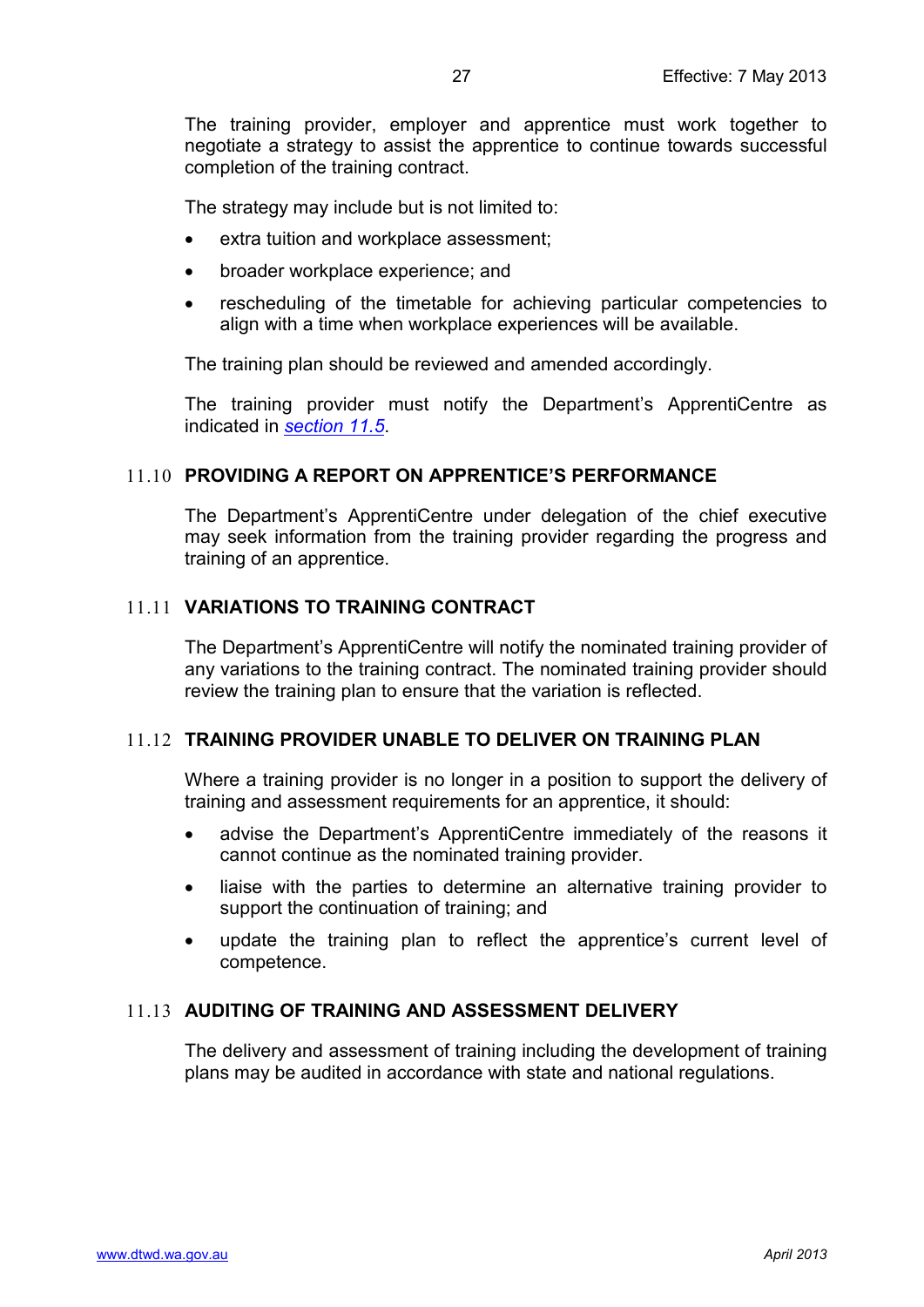The training provider, employer and apprentice must work together to negotiate a strategy to assist the apprentice to continue towards successful completion of the training contract.

The strategy may include but is not limited to:

- extra tuition and workplace assessment;
- broader workplace experience; and
- rescheduling of the timetable for achieving particular competencies to align with a time when workplace experiences will be available.

The training plan should be reviewed and amended accordingly.

The training provider must notify the Department's ApprentiCentre as indicated in *section 11.5*.

## 11.10 PROVIDING A REPORT ON APPRENTICE'S PERFORMANCE

The Department's ApprentiCentre under delegation of the chief executive may seek information from the training provider regarding the progress and training of an apprentice.

## 11.11 VARIATIONS TO TRAINING CONTRACT

The Department's ApprentiCentre will notify the nominated training provider of any variations to the training contract. The nominated training provider should review the training plan to ensure that the variation is reflected.

## 11.12 TRAINING PROVIDER UNABLE TO DELIVER ON TRAINING PLAN

Where a training provider is no longer in a position to support the delivery of training and assessment requirements for an apprentice, it should:

- advise the Department's ApprentiCentre immediately of the reasons it cannot continue as the nominated training provider.
- liaise with the parties to determine an alternative training provider to support the continuation of training; and
- update the training plan to reflect the apprentice's current level of competence.

## 11.13 AUDITING OF TRAINING AND ASSESSMENT DELIVERY

The delivery and assessment of training including the development of training plans may be audited in accordance with state and national regulations.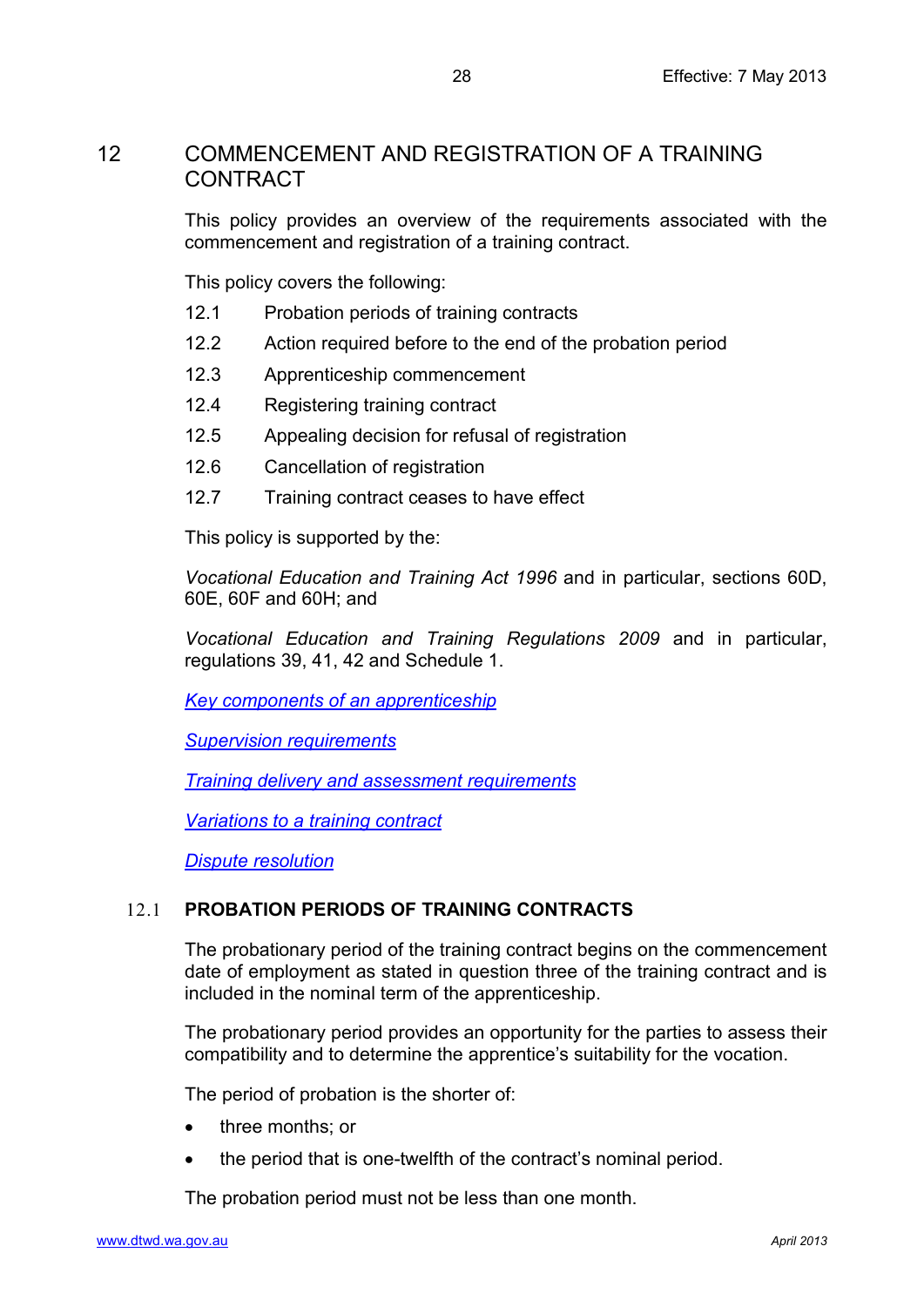# 12 COMMENCEMENT AND REGISTRATION OF A TRAINING CONTRACT

This policy provides an overview of the requirements associated with the commencement and registration of a training contract.

This policy covers the following:

- 12.1 Probation periods of training contracts
- 12.2 Action required before to the end of the probation period
- 12.3 Apprenticeship commencement
- 12.4 Registering training contract
- 12.5 Appealing decision for refusal of registration
- 12.6 Cancellation of registration
- 12.7 Training contract ceases to have effect

This policy is supported by the:

*Vocational Education and Training Act 1996* and in particular, sections 60D, 60E, 60F and 60H; and

*Vocational Education and Training Regulations 2009* and in particular, regulations 39, 41, 42 and Schedule 1.

*Key components of an apprenticeship*

*Supervision requirements*

*Training delivery and assessment requirements*

*Variations to a training contract*

*Dispute resolution*

## 12.1 PROBATION PERIODS OF TRAINING CONTRACTS

The probationary period of the training contract begins on the commencement date of employment as stated in question three of the training contract and is included in the nominal term of the apprenticeship.

The probationary period provides an opportunity for the parties to assess their compatibility and to determine the apprentice's suitability for the vocation.

The period of probation is the shorter of:

- three months; or
- the period that is one-twelfth of the contract's nominal period.

The probation period must not be less than one month.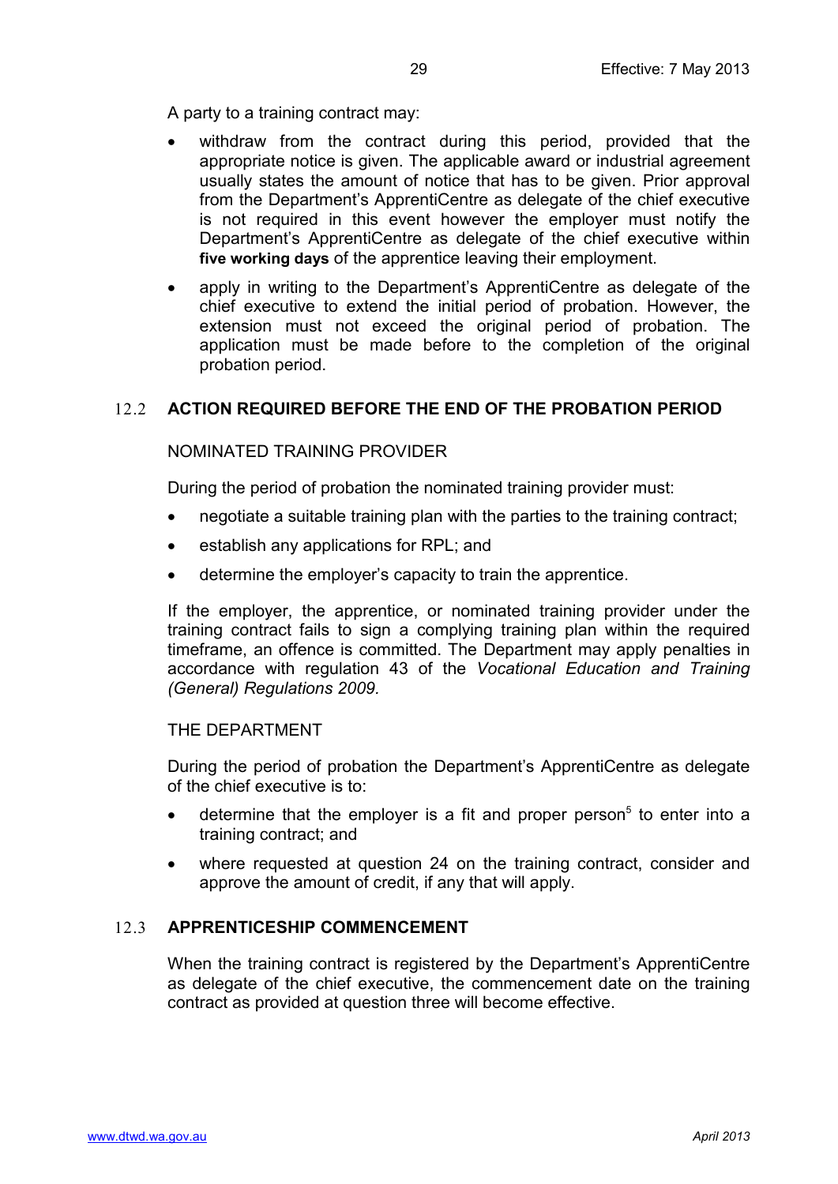A party to a training contract may:

- withdraw from the contract during this period, provided that the appropriate notice is given. The applicable award or industrial agreement usually states the amount of notice that has to be given. Prior approval from the Department's ApprentiCentre as delegate of the chief executive is not required in this event however the employer must notify the Department's ApprentiCentre as delegate of the chief executive within **five working days** of the apprentice leaving their employment.
- apply in writing to the Department's ApprentiCentre as delegate of the chief executive to extend the initial period of probation. However, the extension must not exceed the original period of probation. The application must be made before to the completion of the original probation period.

## 12.2 ACTION REQUIRED BEFORE THE END OF THE PROBATION PERIOD

NOMINATED TRAINING PROVIDER

During the period of probation the nominated training provider must:

- negotiate a suitable training plan with the parties to the training contract;
- establish any applications for RPL; and
- determine the employer's capacity to train the apprentice.

If the employer, the apprentice, or nominated training provider under the training contract fails to sign a complying training plan within the required timeframe, an offence is committed. The Department may apply penalties in accordance with regulation 43 of the *Vocational Education and Training (General) Regulations 2009.*

THE DEPARTMENT

During the period of probation the Department's ApprentiCentre as delegate of the chief executive is to:

- determine that the employer is a fit and proper person[5] to enter into a training contract; and
- where requested at question 24 on the training contract, consider and approve the amount of credit, if any that will apply.

## 12.3 APPRENTICESHIP COMMENCEMENT

When the training contract is registered by the Department's ApprentiCentre as delegate of the chief executive, the commencement date on the training contract as provided at question three will become effective.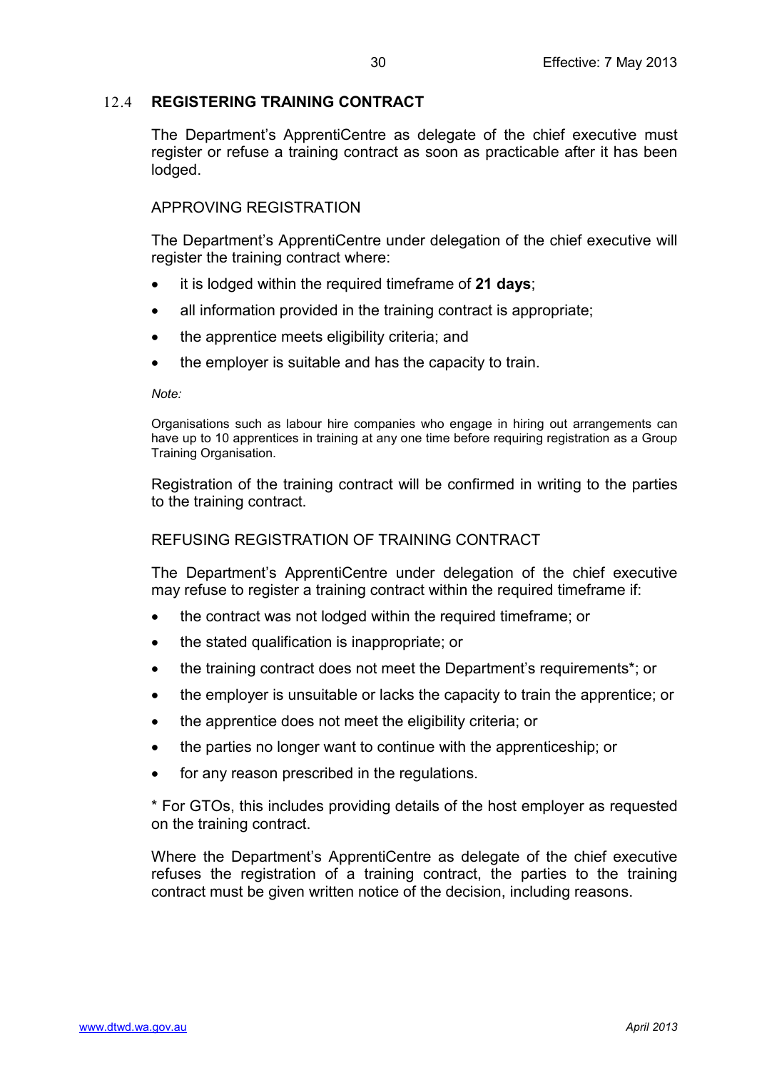## 12.4 REGISTERING TRAINING CONTRACT

The Department's ApprentiCentre as delegate of the chief executive must register or refuse a training contract as soon as practicable after it has been lodged.

### APPROVING REGISTRATION

The Department's ApprentiCentre under delegation of the chief executive will register the training contract where:

- it is lodged within the required timeframe of **21 days**;
- all information provided in the training contract is appropriate;
- the apprentice meets eligibility criteria; and
- the employer is suitable and has the capacity to train.

*Note:*

Organisations such as labour hire companies who engage in hiring out arrangements can have up to 10 apprentices in training at any one time before requiring registration as a Group Training Organisation.

Registration of the training contract will be confirmed in writing to the parties to the training contract.

### REFUSING REGISTRATION OF TRAINING CONTRACT

The Department's ApprentiCentre under delegation of the chief executive may refuse to register a training contract within the required timeframe if:

- the contract was not lodged within the required timeframe; or
- the stated qualification is inappropriate; or
- the training contract does not meet the Department's requirements*; or
- the employer is unsuitable or lacks the capacity to train the apprentice; or
- the apprentice does not meet the eligibility criteria; or
- the parties no longer want to continue with the apprenticeship; or
- for any reason prescribed in the regulations.

* For GTOs, this includes providing details of the host employer as requested on the training contract.

Where the Department's ApprentiCentre as delegate of the chief executive refuses the registration of a training contract, the parties to the training contract must be given written notice of the decision, including reasons.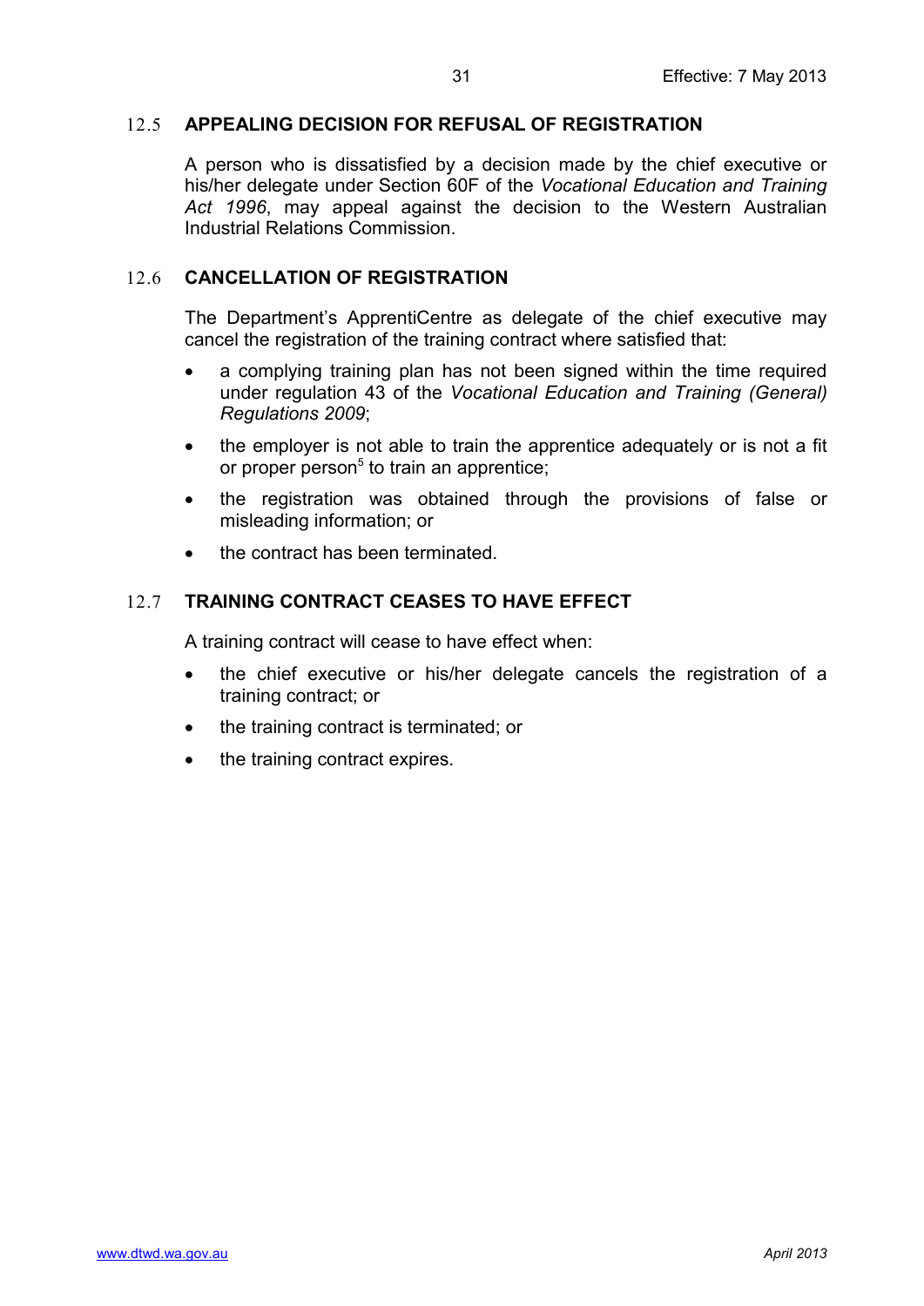## 12.5 APPEALING DECISION FOR REFUSAL OF REGISTRATION

A person who is dissatisfied by a decision made by the chief executive or his/her delegate under Section 60F of the *Vocational Education and Training Act 1996*, may appeal against the decision to the Western Australian Industrial Relations Commission.

## 12.6 CANCELLATION OF REGISTRATION

The Department's ApprentiCentre as delegate of the chief executive may cancel the registration of the training contract where satisfied that:

- a complying training plan has not been signed within the time required under regulation 43 of the *Vocational Education and Training (General) Regulations 2009*;
- the employer is not able to train the apprentice adequately or is not a fit or proper person[5] to train an apprentice;
- the registration was obtained through the provisions of false or misleading information; or
- the contract has been terminated.

## 12.7 TRAINING CONTRACT CEASES TO HAVE EFFECT

A training contract will cease to have effect when:

- the chief executive or his/her delegate cancels the registration of a training contract; or
- the training contract is terminated; or
- the training contract expires.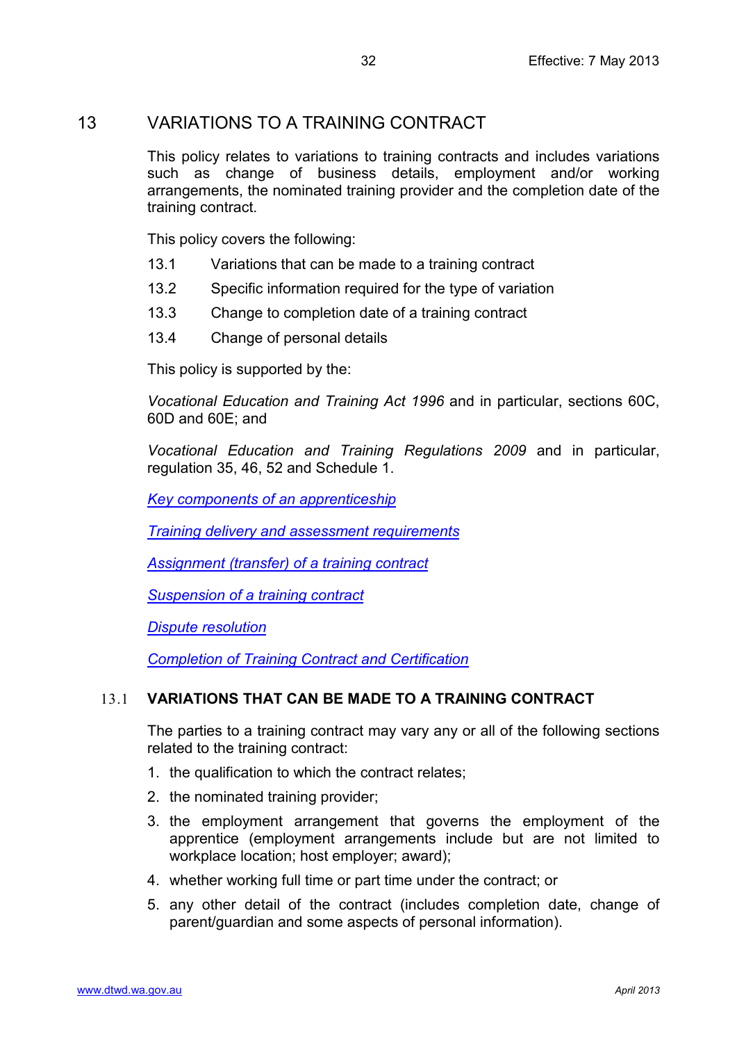## 13 VARIATIONS TO A TRAINING CONTRACT

This policy relates to variations to training contracts and includes variations such as change of business details, employment and/or working arrangements, the nominated training provider and the completion date of the training contract.

This policy covers the following:

13.1 Variations that can be made to a training contract

13.2 Specific information required for the type of variation

13.3 Change to completion date of a training contract

13.4 Change of personal details

This policy is supported by the:

*Vocational Education and Training Act 1996* and in particular, sections 60C, 60D and 60E; and

*Vocational Education and Training Regulations 2009* and in particular, regulation 35, 46, 52 and Schedule 1.

*Key components of an apprenticeship*

*Training delivery and assessment requirements*

*Assignment (transfer) of a training contract*

*Suspension of a training contract*

*Dispute resolution*

*Completion of Training Contract and Certification*

### 13.1 VARIATIONS THAT CAN BE MADE TO A TRAINING CONTRACT

The parties to a training contract may vary any or all of the following sections related to the training contract:

1. the qualification to which the contract relates;
2. the nominated training provider;
3. the employment arrangement that governs the employment of the apprentice (employment arrangements include but are not limited to workplace location; host employer; award);
4. whether working full time or part time under the contract; or
5. any other detail of the contract (includes completion date, change of parent/guardian and some aspects of personal information).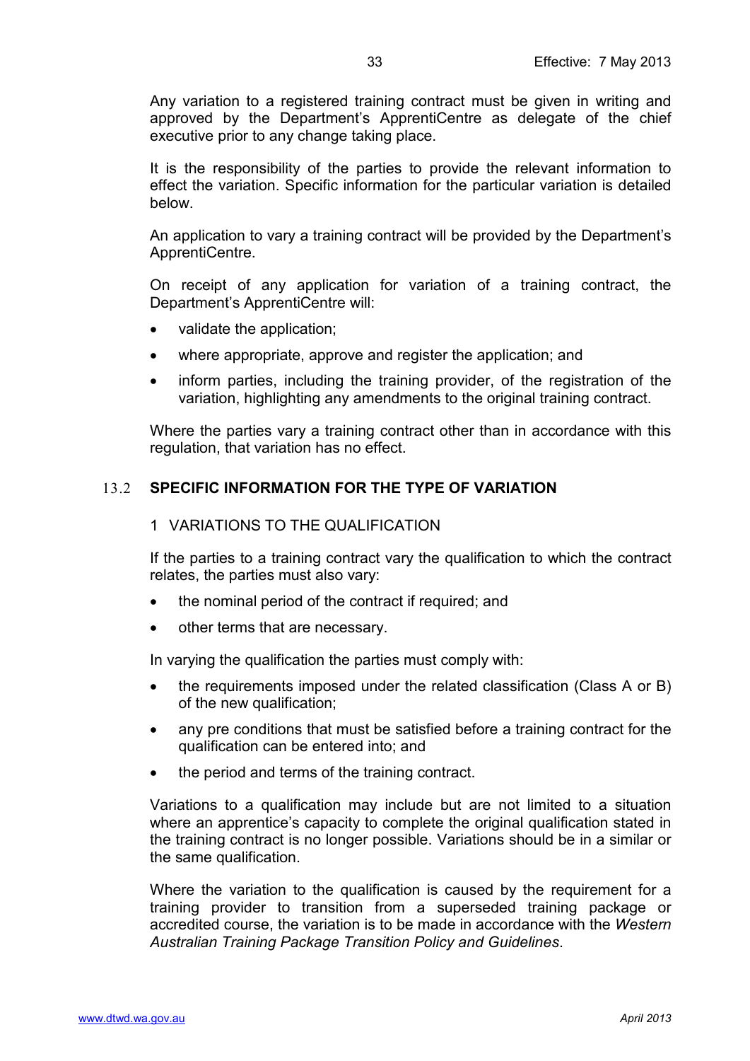Any variation to a registered training contract must be given in writing and approved by the Department's ApprentiCentre as delegate of the chief executive prior to any change taking place.

It is the responsibility of the parties to provide the relevant information to effect the variation. Specific information for the particular variation is detailed below.

An application to vary a training contract will be provided by the Department's ApprentiCentre.

On receipt of any application for variation of a training contract, the Department's ApprentiCentre will:

- validate the application;
- where appropriate, approve and register the application; and
- inform parties, including the training provider, of the registration of the variation, highlighting any amendments to the original training contract.

Where the parties vary a training contract other than in accordance with this regulation, that variation has no effect.

## 13.2 SPECIFIC INFORMATION FOR THE TYPE OF VARIATION

### 1 VARIATIONS TO THE QUALIFICATION

If the parties to a training contract vary the qualification to which the contract relates, the parties must also vary:

- the nominal period of the contract if required; and
- other terms that are necessary.

In varying the qualification the parties must comply with:

- the requirements imposed under the related classification (Class A or B) of the new qualification;
- any pre conditions that must be satisfied before a training contract for the qualification can be entered into; and
- the period and terms of the training contract.

Variations to a qualification may include but are not limited to a situation where an apprentice's capacity to complete the original qualification stated in the training contract is no longer possible. Variations should be in a similar or the same qualification.

Where the variation to the qualification is caused by the requirement for a training provider to transition from a superseded training package or accredited course, the variation is to be made in accordance with the *Western Australian Training Package Transition Policy and Guidelines*.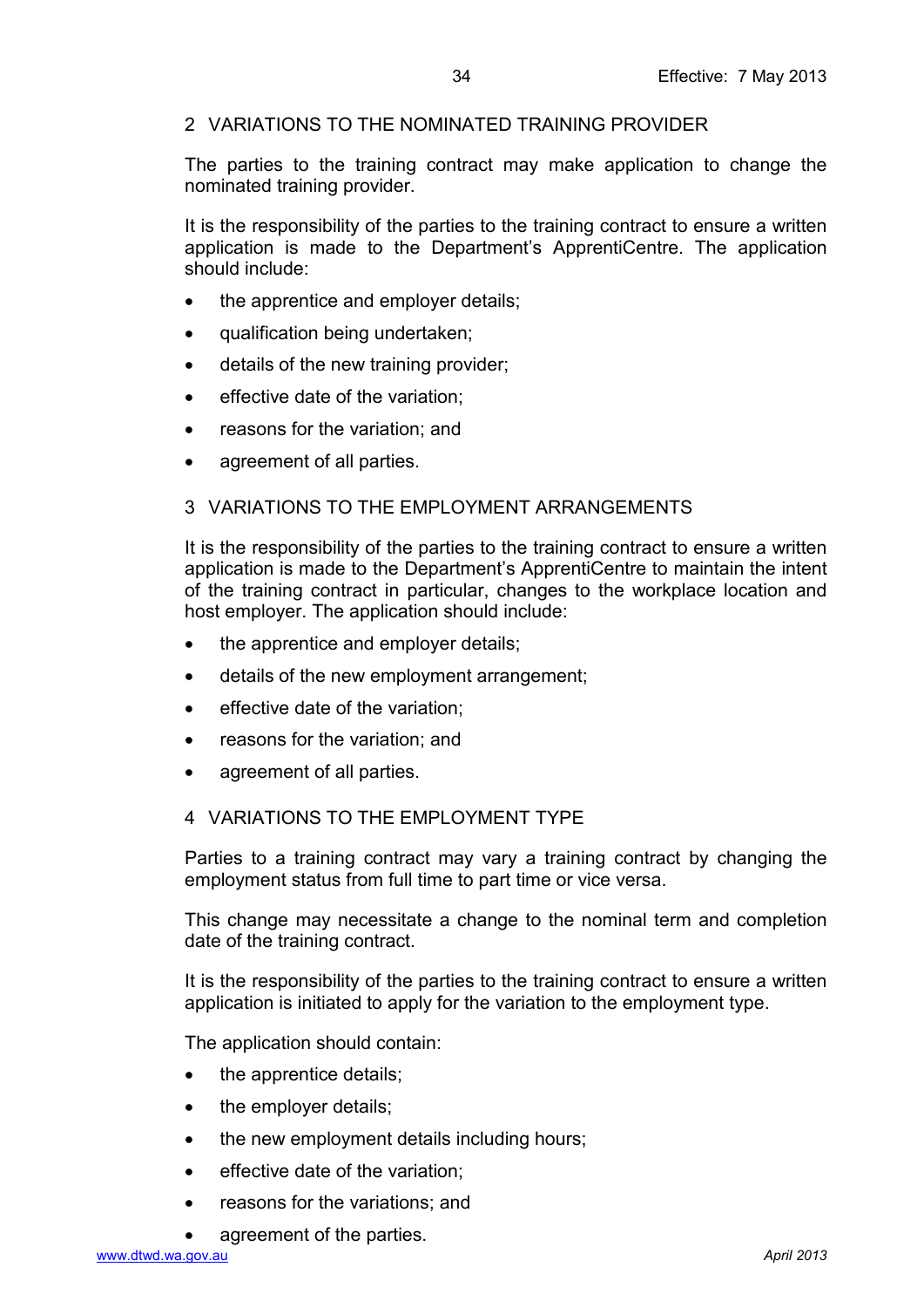## 2 VARIATIONS TO THE NOMINATED TRAINING PROVIDER

The parties to the training contract may make application to change the nominated training provider.

It is the responsibility of the parties to the training contract to ensure a written application is made to the Department's ApprentiCentre. The application should include:

- the apprentice and employer details;
- qualification being undertaken;
- details of the new training provider;
- effective date of the variation;
- reasons for the variation; and
- agreement of all parties.

## 3 VARIATIONS TO THE EMPLOYMENT ARRANGEMENTS

It is the responsibility of the parties to the training contract to ensure a written application is made to the Department's ApprentiCentre to maintain the intent of the training contract in particular, changes to the workplace location and host employer. The application should include:

- the apprentice and employer details;
- details of the new employment arrangement;
- effective date of the variation;
- reasons for the variation; and
- agreement of all parties.

## 4 VARIATIONS TO THE EMPLOYMENT TYPE

Parties to a training contract may vary a training contract by changing the employment status from full time to part time or vice versa.

This change may necessitate a change to the nominal term and completion date of the training contract.

It is the responsibility of the parties to the training contract to ensure a written application is initiated to apply for the variation to the employment type.

The application should contain:

- the apprentice details;
- the employer details;
- the new employment details including hours;
- effective date of the variation;
- reasons for the variations; and
- agreement of the parties.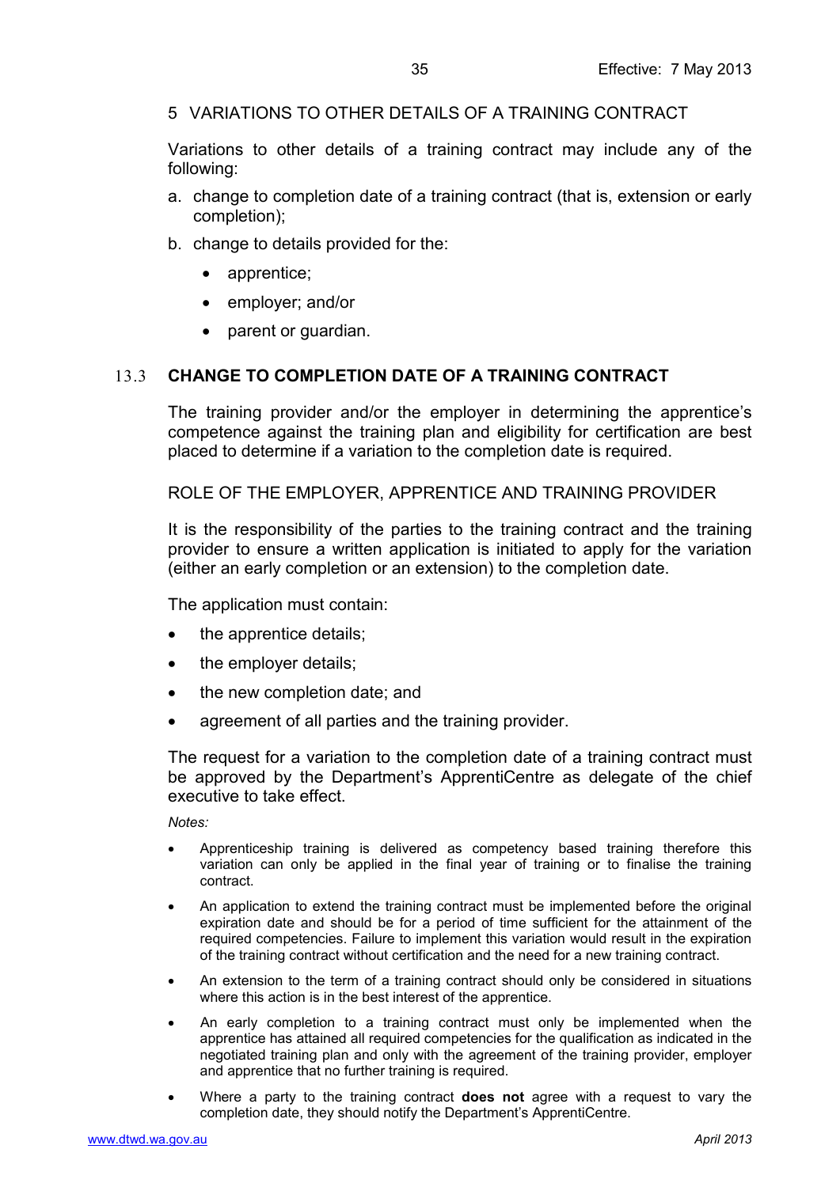5 VARIATIONS TO OTHER DETAILS OF A TRAINING CONTRACT

Variations to other details of a training contract may include any of the following:

a. change to completion date of a training contract (that is, extension or early completion);
b. change to details provided for the:
   - apprentice;
   - employer; and/or
   - parent or guardian.

## 13.3 CHANGE TO COMPLETION DATE OF A TRAINING CONTRACT

The training provider and/or the employer in determining the apprentice's competence against the training plan and eligibility for certification are best placed to determine if a variation to the completion date is required.

ROLE OF THE EMPLOYER, APPRENTICE AND TRAINING PROVIDER

It is the responsibility of the parties to the training contract and the training provider to ensure a written application is initiated to apply for the variation (either an early completion or an extension) to the completion date.

The application must contain:

- the apprentice details;
- the employer details;
- the new completion date; and
- agreement of all parties and the training provider.

The request for a variation to the completion date of a training contract must be approved by the Department's ApprentiCentre as delegate of the chief executive to take effect.

*Notes:*

- Apprenticeship training is delivered as competency based training therefore this variation can only be applied in the final year of training or to finalise the training contract.
- An application to extend the training contract must be implemented before the original expiration date and should be for a period of time sufficient for the attainment of the required competencies. Failure to implement this variation would result in the expiration of the training contract without certification and the need for a new training contract.
- An extension to the term of a training contract should only be considered in situations where this action is in the best interest of the apprentice.
- An early completion to a training contract must only be implemented when the apprentice has attained all required competencies for the qualification as indicated in the negotiated training plan and only with the agreement of the training provider, employer and apprentice that no further training is required.
- Where a party to the training contract **does not** agree with a request to vary the completion date, they should notify the Department's ApprentiCentre.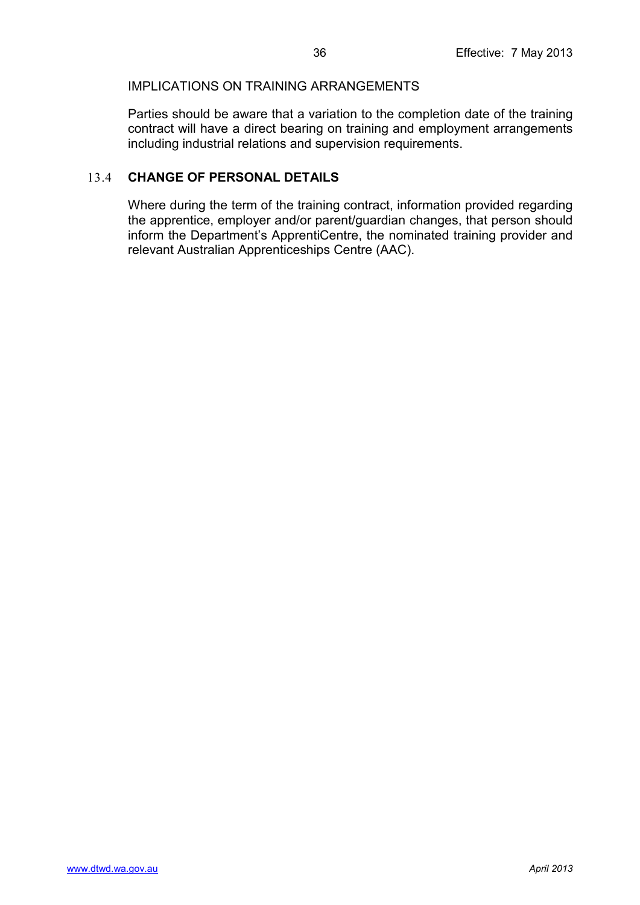IMPLICATIONS ON TRAINING ARRANGEMENTS

Parties should be aware that a variation to the completion date of the training contract will have a direct bearing on training and employment arrangements including industrial relations and supervision requirements.

### 13.4 CHANGE OF PERSONAL DETAILS

Where during the term of the training contract, information provided regarding the apprentice, employer and/or parent/guardian changes, that person should inform the Department's ApprentiCentre, the nominated training provider and relevant Australian Apprenticeships Centre (AAC).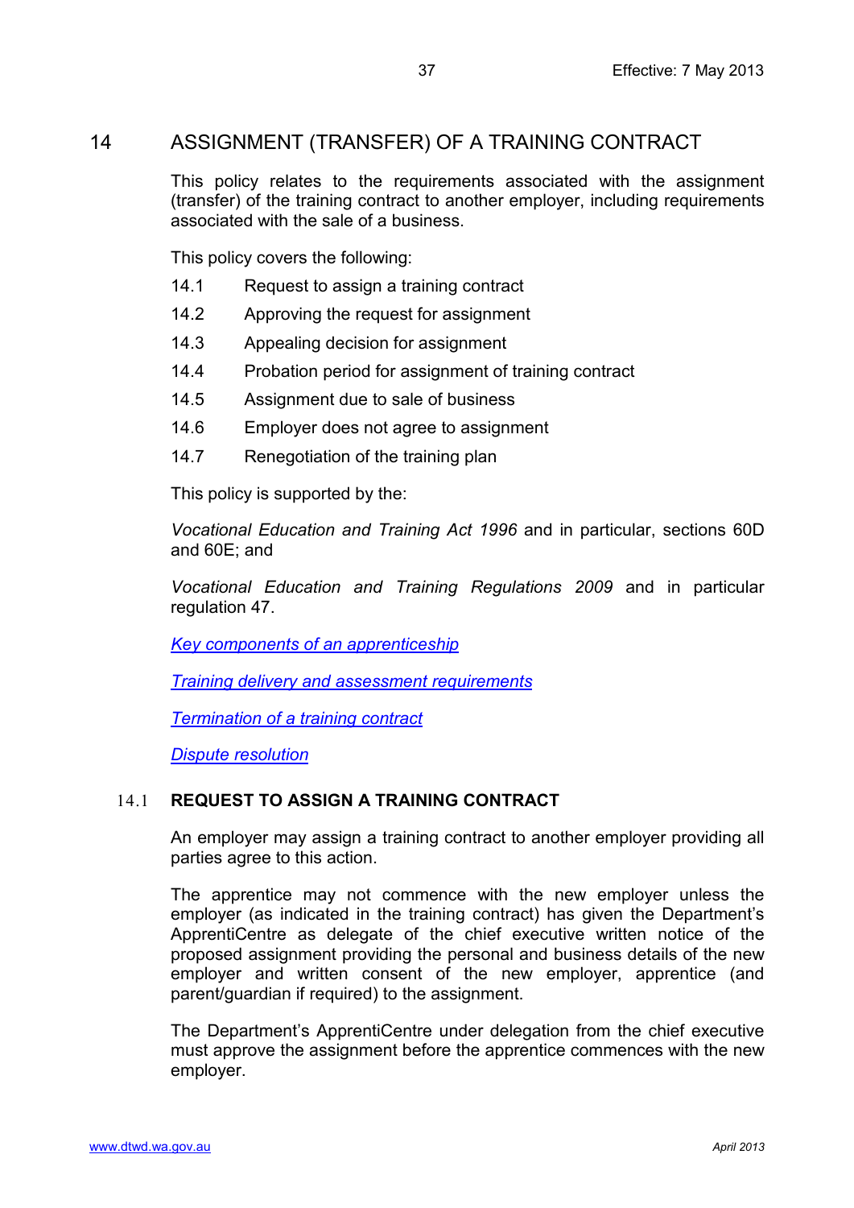# 14 ASSIGNMENT (TRANSFER) OF A TRAINING CONTRACT

This policy relates to the requirements associated with the assignment (transfer) of the training contract to another employer, including requirements associated with the sale of a business.

This policy covers the following:

- 14.1 Request to assign a training contract
- 14.2 Approving the request for assignment
- 14.3 Appealing decision for assignment
- 14.4 Probation period for assignment of training contract
- 14.5 Assignment due to sale of business
- 14.6 Employer does not agree to assignment
- 14.7 Renegotiation of the training plan

This policy is supported by the:

*Vocational Education and Training Act 1996* and in particular, sections 60D and 60E; and

*Vocational Education and Training Regulations 2009* and in particular regulation 47.

*Key components of an apprenticeship*

*Training delivery and assessment requirements*

*Termination of a training contract*

*Dispute resolution*

## 14.1 REQUEST TO ASSIGN A TRAINING CONTRACT

An employer may assign a training contract to another employer providing all parties agree to this action.

The apprentice may not commence with the new employer unless the employer (as indicated in the training contract) has given the Department's ApprentiCentre as delegate of the chief executive written notice of the proposed assignment providing the personal and business details of the new employer and written consent of the new employer, apprentice (and parent/guardian if required) to the assignment.

The Department's ApprentiCentre under delegation from the chief executive must approve the assignment before the apprentice commences with the new employer.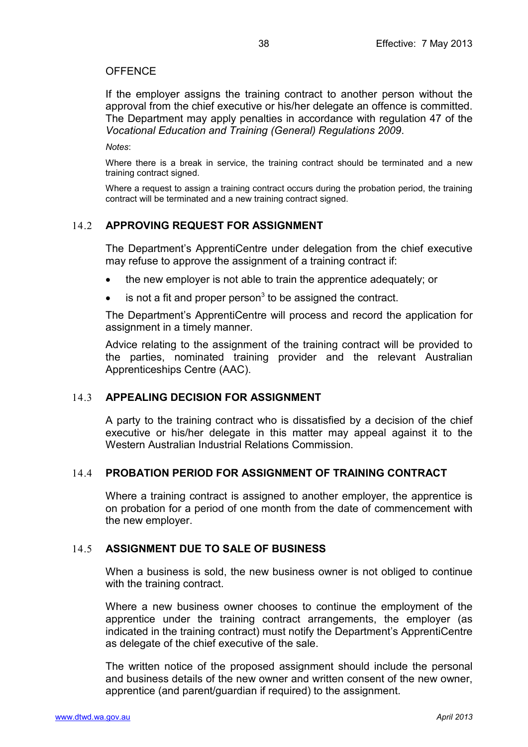OFFENCE

If the employer assigns the training contract to another person without the approval from the chief executive or his/her delegate an offence is committed. The Department may apply penalties in accordance with regulation 47 of the *Vocational Education and Training (General) Regulations 2009*.

*Notes*:

Where there is a break in service, the training contract should be terminated and a new training contract signed.

Where a request to assign a training contract occurs during the probation period, the training contract will be terminated and a new training contract signed.

## 14.2 APPROVING REQUEST FOR ASSIGNMENT

The Department's ApprentiCentre under delegation from the chief executive may refuse to approve the assignment of a training contract if:

- the new employer is not able to train the apprentice adequately; or
- is not a fit and proper person[3] to be assigned the contract.

The Department's ApprentiCentre will process and record the application for assignment in a timely manner.

Advice relating to the assignment of the training contract will be provided to the parties, nominated training provider and the relevant Australian Apprenticeships Centre (AAC).

## 14.3 APPEALING DECISION FOR ASSIGNMENT

A party to the training contract who is dissatisfied by a decision of the chief executive or his/her delegate in this matter may appeal against it to the Western Australian Industrial Relations Commission.

## 14.4 PROBATION PERIOD FOR ASSIGNMENT OF TRAINING CONTRACT

Where a training contract is assigned to another employer, the apprentice is on probation for a period of one month from the date of commencement with the new employer.

## 14.5 ASSIGNMENT DUE TO SALE OF BUSINESS

When a business is sold, the new business owner is not obliged to continue with the training contract.

Where a new business owner chooses to continue the employment of the apprentice under the training contract arrangements, the employer (as indicated in the training contract) must notify the Department's ApprentiCentre as delegate of the chief executive of the sale.

The written notice of the proposed assignment should include the personal and business details of the new owner and written consent of the new owner, apprentice (and parent/guardian if required) to the assignment.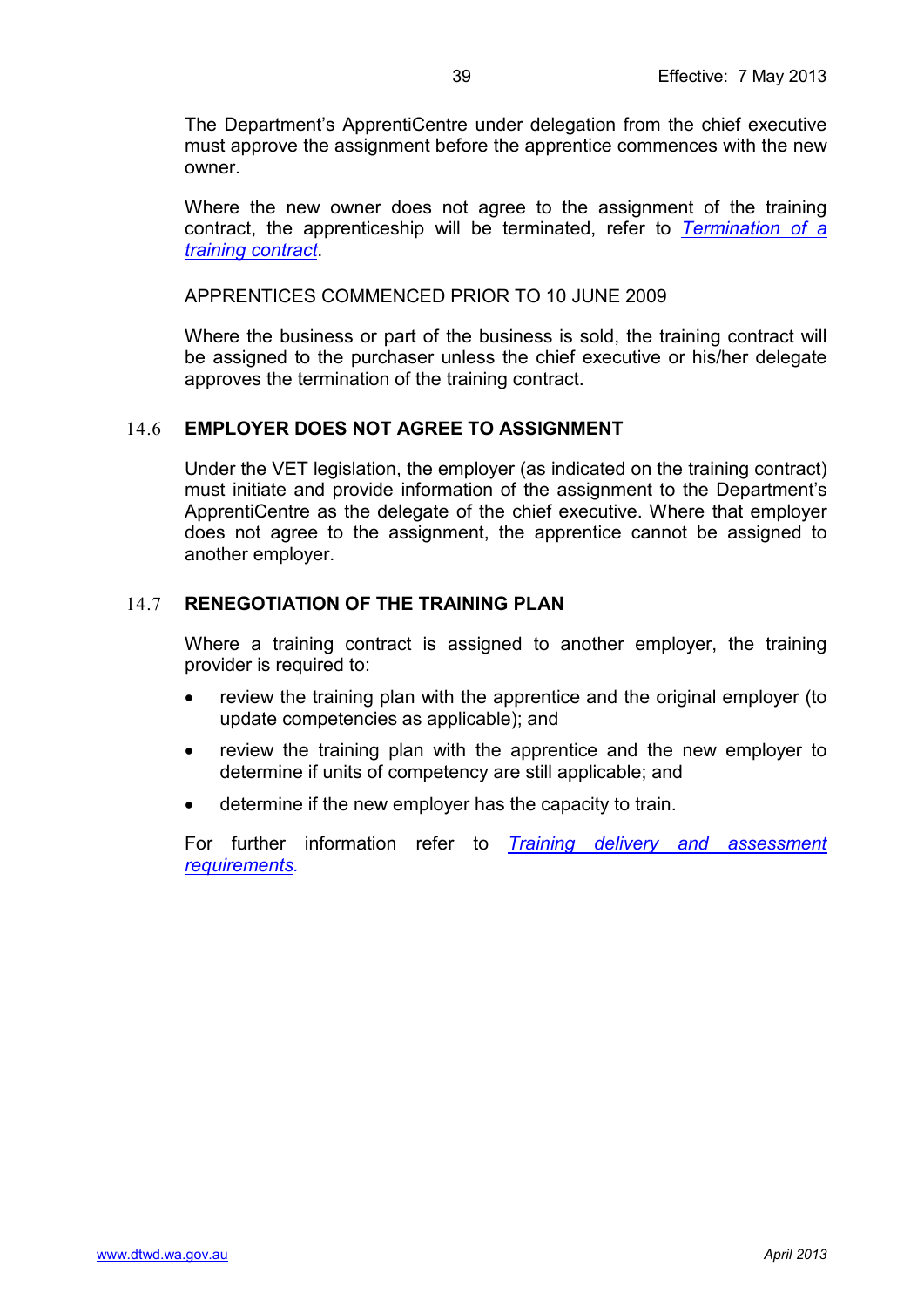The Department's ApprentiCentre under delegation from the chief executive must approve the assignment before the apprentice commences with the new owner.

Where the new owner does not agree to the assignment of the training contract, the apprenticeship will be terminated, refer to *Termination of a training contract*.

APPRENTICES COMMENCED PRIOR TO 10 JUNE 2009

Where the business or part of the business is sold, the training contract will be assigned to the purchaser unless the chief executive or his/her delegate approves the termination of the training contract.

## 14.6 EMPLOYER DOES NOT AGREE TO ASSIGNMENT

Under the VET legislation, the employer (as indicated on the training contract) must initiate and provide information of the assignment to the Department's ApprentiCentre as the delegate of the chief executive. Where that employer does not agree to the assignment, the apprentice cannot be assigned to another employer.

## 14.7 RENEGOTIATION OF THE TRAINING PLAN

Where a training contract is assigned to another employer, the training provider is required to:

- review the training plan with the apprentice and the original employer (to update competencies as applicable); and
- review the training plan with the apprentice and the new employer to determine if units of competency are still applicable; and
- determine if the new employer has the capacity to train.

For further information refer to *Training delivery and assessment requirements*.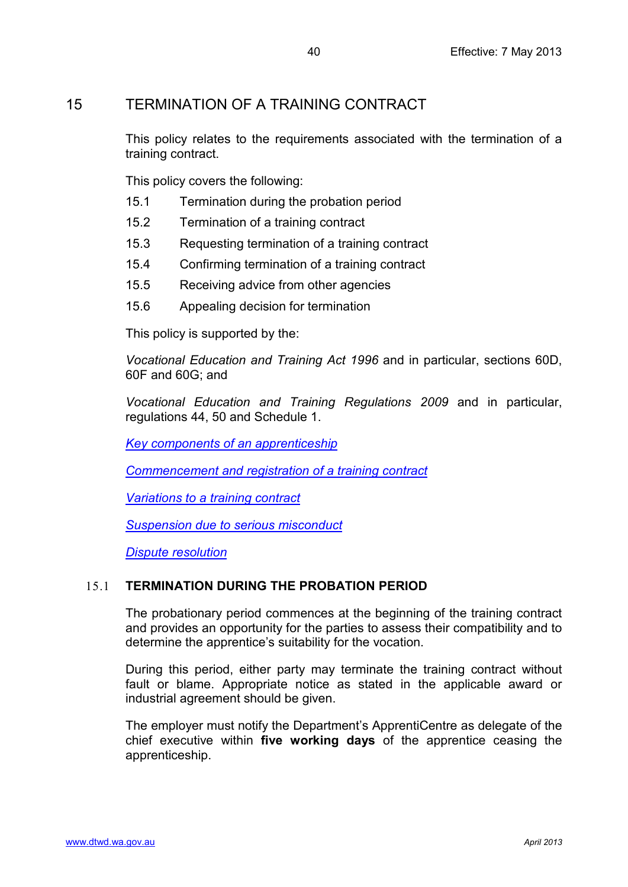# 15 TERMINATION OF A TRAINING CONTRACT

This policy relates to the requirements associated with the termination of a training contract.

This policy covers the following:

15.1 Termination during the probation period

15.2 Termination of a training contract

15.3 Requesting termination of a training contract

15.4 Confirming termination of a training contract

15.5 Receiving advice from other agencies

15.6 Appealing decision for termination

This policy is supported by the:

*Vocational Education and Training Act 1996* and in particular, sections 60D, 60F and 60G; and

*Vocational Education and Training Regulations 2009* and in particular, regulations 44, 50 and Schedule 1.

*Key components of an apprenticeship*

*Commencement and registration of a training contract*

*Variations to a training contract*

*Suspension due to serious misconduct*

*Dispute resolution*

## 15.1 TERMINATION DURING THE PROBATION PERIOD

The probationary period commences at the beginning of the training contract and provides an opportunity for the parties to assess their compatibility and to determine the apprentice's suitability for the vocation.

During this period, either party may terminate the training contract without fault or blame. Appropriate notice as stated in the applicable award or industrial agreement should be given.

The employer must notify the Department's ApprentiCentre as delegate of the chief executive within **five working days** of the apprentice ceasing the apprenticeship.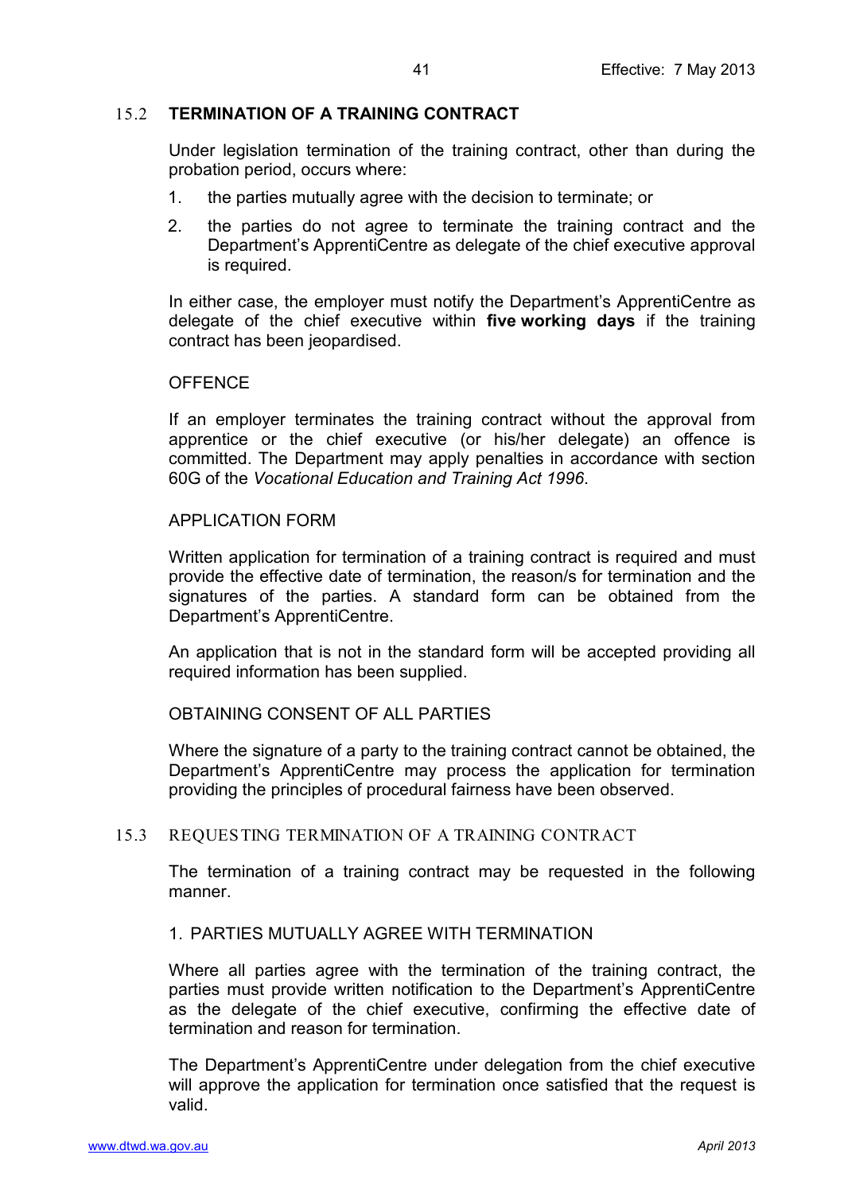## 15.2 TERMINATION OF A TRAINING CONTRACT

Under legislation termination of the training contract, other than during the probation period, occurs where:

1. the parties mutually agree with the decision to terminate; or
2. the parties do not agree to terminate the training contract and the Department's ApprentiCentre as delegate of the chief executive approval is required.

In either case, the employer must notify the Department's ApprentiCentre as delegate of the chief executive within **five working days** if the training contract has been jeopardised.

OFFENCE

If an employer terminates the training contract without the approval from apprentice or the chief executive (or his/her delegate) an offence is committed. The Department may apply penalties in accordance with section 60G of the *Vocational Education and Training Act 1996*.

APPLICATION FORM

Written application for termination of a training contract is required and must provide the effective date of termination, the reason/s for termination and the signatures of the parties. A standard form can be obtained from the Department's ApprentiCentre.

An application that is not in the standard form will be accepted providing all required information has been supplied.

OBTAINING CONSENT OF ALL PARTIES

Where the signature of a party to the training contract cannot be obtained, the Department's ApprentiCentre may process the application for termination providing the principles of procedural fairness have been observed.

## 15.3 REQUESTING TERMINATION OF A TRAINING CONTRACT

The termination of a training contract may be requested in the following manner.

1. PARTIES MUTUALLY AGREE WITH TERMINATION

Where all parties agree with the termination of the training contract, the parties must provide written notification to the Department's ApprentiCentre as the delegate of the chief executive, confirming the effective date of termination and reason for termination.

The Department's ApprentiCentre under delegation from the chief executive will approve the application for termination once satisfied that the request is valid.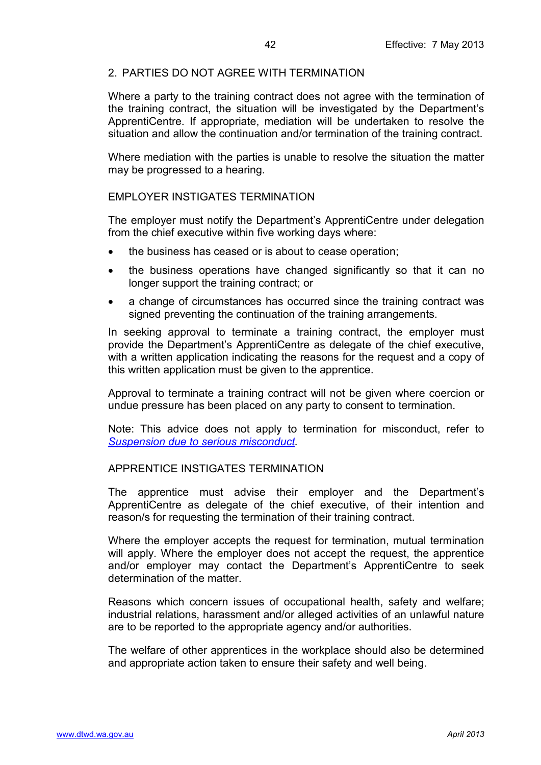## 2. PARTIES DO NOT AGREE WITH TERMINATION

Where a party to the training contract does not agree with the termination of the training contract, the situation will be investigated by the Department's ApprentiCentre. If appropriate, mediation will be undertaken to resolve the situation and allow the continuation and/or termination of the training contract.

Where mediation with the parties is unable to resolve the situation the matter may be progressed to a hearing.

### EMPLOYER INSTIGATES TERMINATION

The employer must notify the Department's ApprentiCentre under delegation from the chief executive within five working days where:

- the business has ceased or is about to cease operation;
- the business operations have changed significantly so that it can no longer support the training contract; or
- a change of circumstances has occurred since the training contract was signed preventing the continuation of the training arrangements.

In seeking approval to terminate a training contract, the employer must provide the Department's ApprentiCentre as delegate of the chief executive, with a written application indicating the reasons for the request and a copy of this written application must be given to the apprentice.

Approval to terminate a training contract will not be given where coercion or undue pressure has been placed on any party to consent to termination.

Note: This advice does not apply to termination for misconduct, refer to *Suspension due to serious misconduct*.

### APPRENTICE INSTIGATES TERMINATION

The apprentice must advise their employer and the Department's ApprentiCentre as delegate of the chief executive, of their intention and reason/s for requesting the termination of their training contract.

Where the employer accepts the request for termination, mutual termination will apply. Where the employer does not accept the request, the apprentice and/or employer may contact the Department's ApprentiCentre to seek determination of the matter.

Reasons which concern issues of occupational health, safety and welfare; industrial relations, harassment and/or alleged activities of an unlawful nature are to be reported to the appropriate agency and/or authorities.

The welfare of other apprentices in the workplace should also be determined and appropriate action taken to ensure their safety and well being.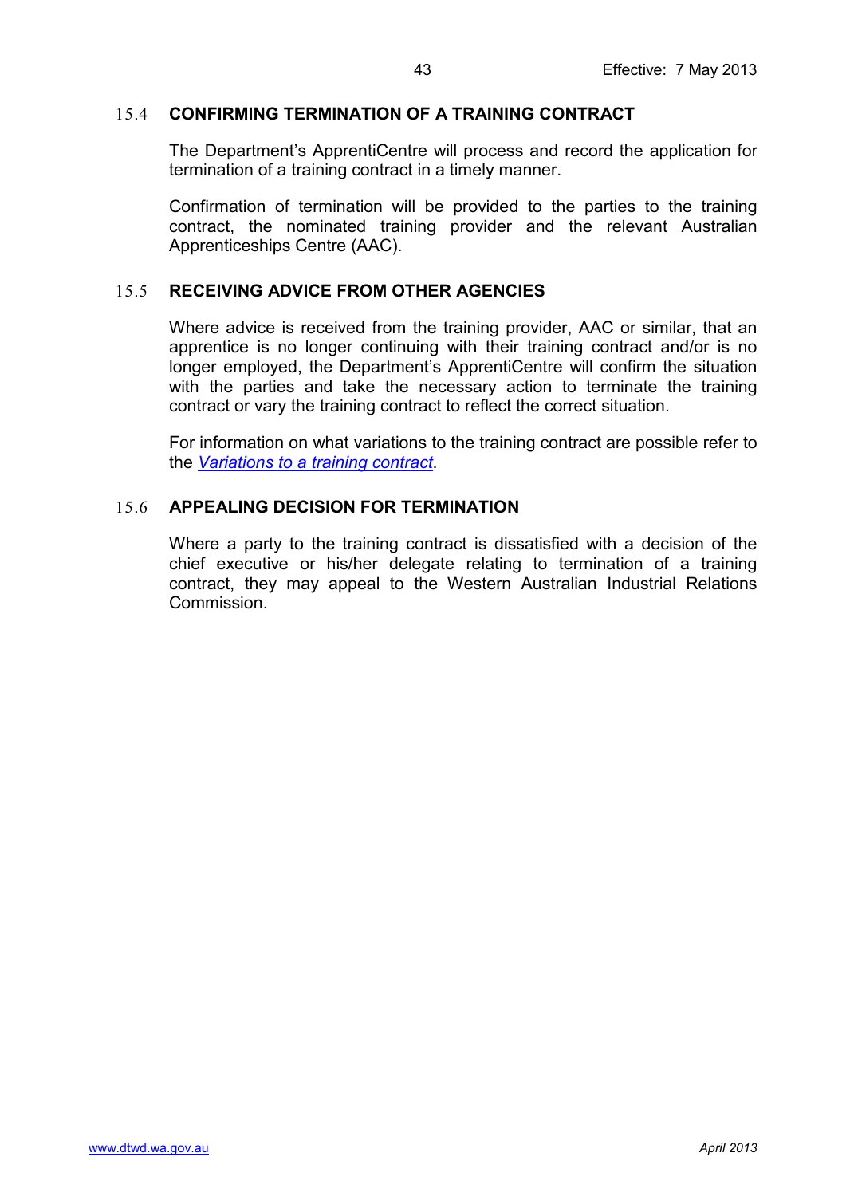## 15.4 CONFIRMING TERMINATION OF A TRAINING CONTRACT

The Department's ApprentiCentre will process and record the application for termination of a training contract in a timely manner.

Confirmation of termination will be provided to the parties to the training contract, the nominated training provider and the relevant Australian Apprenticeships Centre (AAC).

## 15.5 RECEIVING ADVICE FROM OTHER AGENCIES

Where advice is received from the training provider, AAC or similar, that an apprentice is no longer continuing with their training contract and/or is no longer employed, the Department's ApprentiCentre will confirm the situation with the parties and take the necessary action to terminate the training contract or vary the training contract to reflect the correct situation.

For information on what variations to the training contract are possible refer to the *Variations to a training contract*.

## 15.6 APPEALING DECISION FOR TERMINATION

Where a party to the training contract is dissatisfied with a decision of the chief executive or his/her delegate relating to termination of a training contract, they may appeal to the Western Australian Industrial Relations Commission.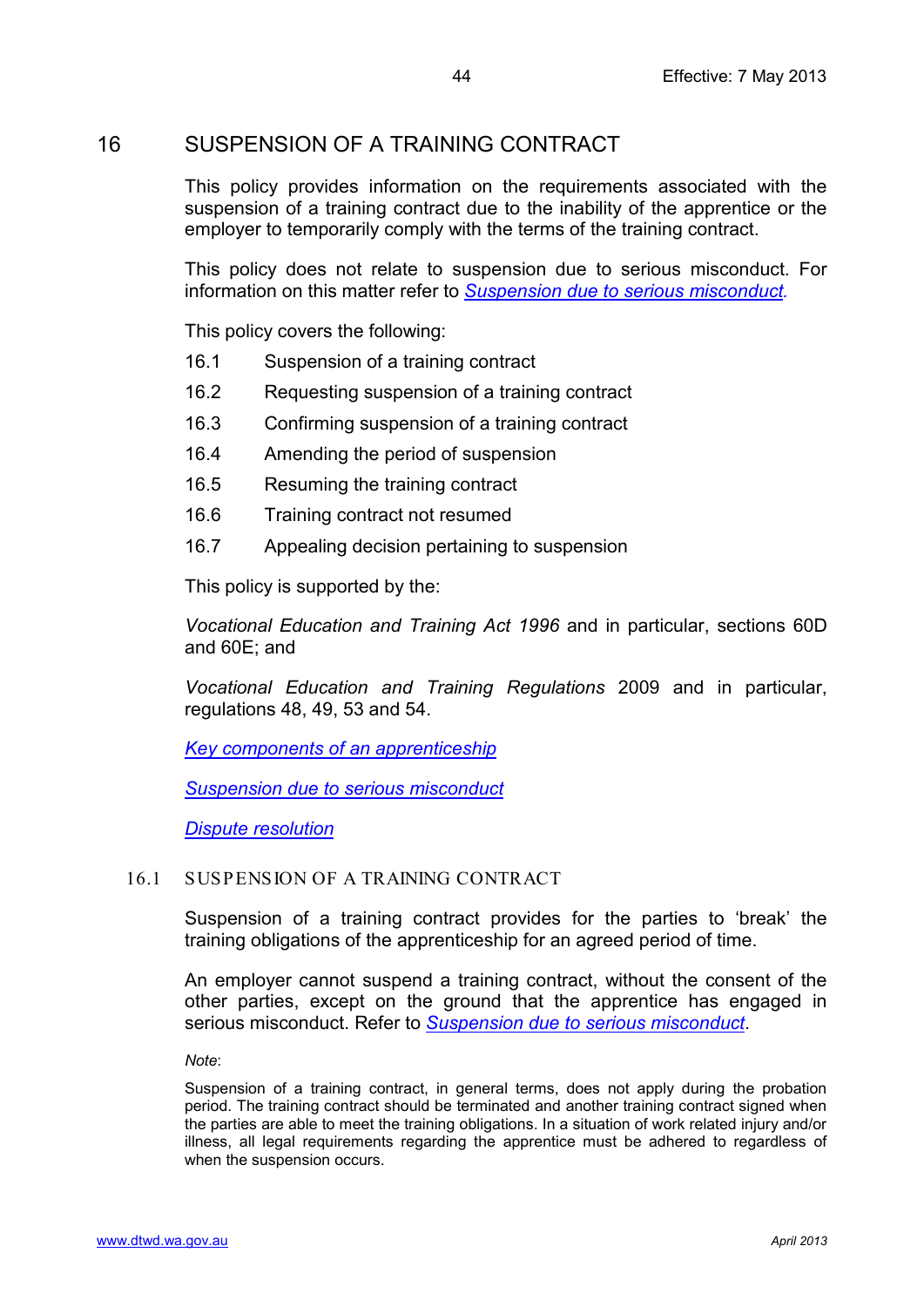# 16 SUSPENSION OF A TRAINING CONTRACT

This policy provides information on the requirements associated with the suspension of a training contract due to the inability of the apprentice or the employer to temporarily comply with the terms of the training contract.

This policy does not relate to suspension due to serious misconduct. For information on this matter refer to *Suspension due to serious misconduct*.

This policy covers the following:

- 16.1 Suspension of a training contract
- 16.2 Requesting suspension of a training contract
- 16.3 Confirming suspension of a training contract
- 16.4 Amending the period of suspension
- 16.5 Resuming the training contract
- 16.6 Training contract not resumed
- 16.7 Appealing decision pertaining to suspension

This policy is supported by the:

*Vocational Education and Training Act 1996* and in particular, sections 60D and 60E; and

*Vocational Education and Training Regulations* 2009 and in particular, regulations 48, 49, 53 and 54.

*Key components of an apprenticeship*

*Suspension due to serious misconduct*

*Dispute resolution*

## 16.1 SUSPENSION OF A TRAINING CONTRACT

Suspension of a training contract provides for the parties to 'break' the training obligations of the apprenticeship for an agreed period of time.

An employer cannot suspend a training contract, without the consent of the other parties, except on the ground that the apprentice has engaged in serious misconduct. Refer to *Suspension due to serious misconduct*.

*Note*:

Suspension of a training contract, in general terms, does not apply during the probation period. The training contract should be terminated and another training contract signed when the parties are able to meet the training obligations. In a situation of work related injury and/or illness, all legal requirements regarding the apprentice must be adhered to regardless of when the suspension occurs.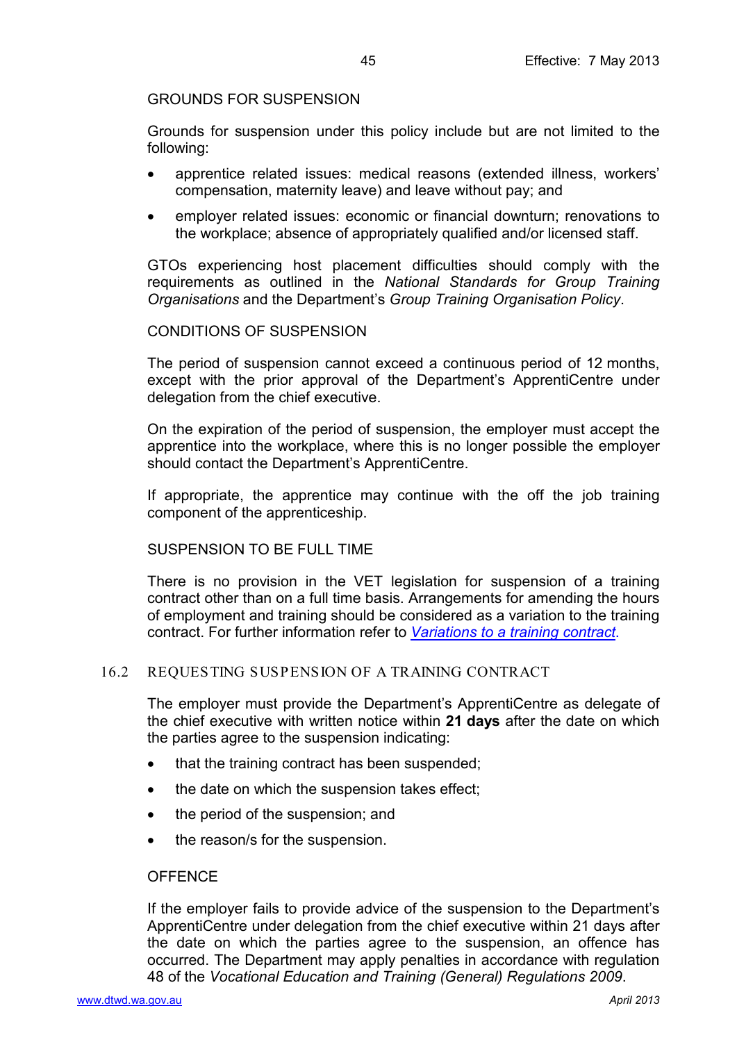GROUNDS FOR SUSPENSION

Grounds for suspension under this policy include but are not limited to the following:

- apprentice related issues: medical reasons (extended illness, workers' compensation, maternity leave) and leave without pay; and
- employer related issues: economic or financial downturn; renovations to the workplace; absence of appropriately qualified and/or licensed staff.

GTOs experiencing host placement difficulties should comply with the requirements as outlined in the *National Standards for Group Training Organisations* and the Department's *Group Training Organisation Policy*.

CONDITIONS OF SUSPENSION

The period of suspension cannot exceed a continuous period of 12 months, except with the prior approval of the Department's ApprentiCentre under delegation from the chief executive.

On the expiration of the period of suspension, the employer must accept the apprentice into the workplace, where this is no longer possible the employer should contact the Department's ApprentiCentre.

If appropriate, the apprentice may continue with the off the job training component of the apprenticeship.

SUSPENSION TO BE FULL TIME

There is no provision in the VET legislation for suspension of a training contract other than on a full time basis. Arrangements for amending the hours of employment and training should be considered as a variation to the training contract. For further information refer to *Variations to a training contract*.

## 16.2 REQUESTING SUSPENSION OF A TRAINING CONTRACT

The employer must provide the Department's ApprentiCentre as delegate of the chief executive with written notice within **21 days** after the date on which the parties agree to the suspension indicating:

- that the training contract has been suspended;
- the date on which the suspension takes effect;
- the period of the suspension; and
- the reason/s for the suspension.

OFFENCE

If the employer fails to provide advice of the suspension to the Department's ApprentiCentre under delegation from the chief executive within 21 days after the date on which the parties agree to the suspension, an offence has occurred. The Department may apply penalties in accordance with regulation 48 of the *Vocational Education and Training (General) Regulations 2009*.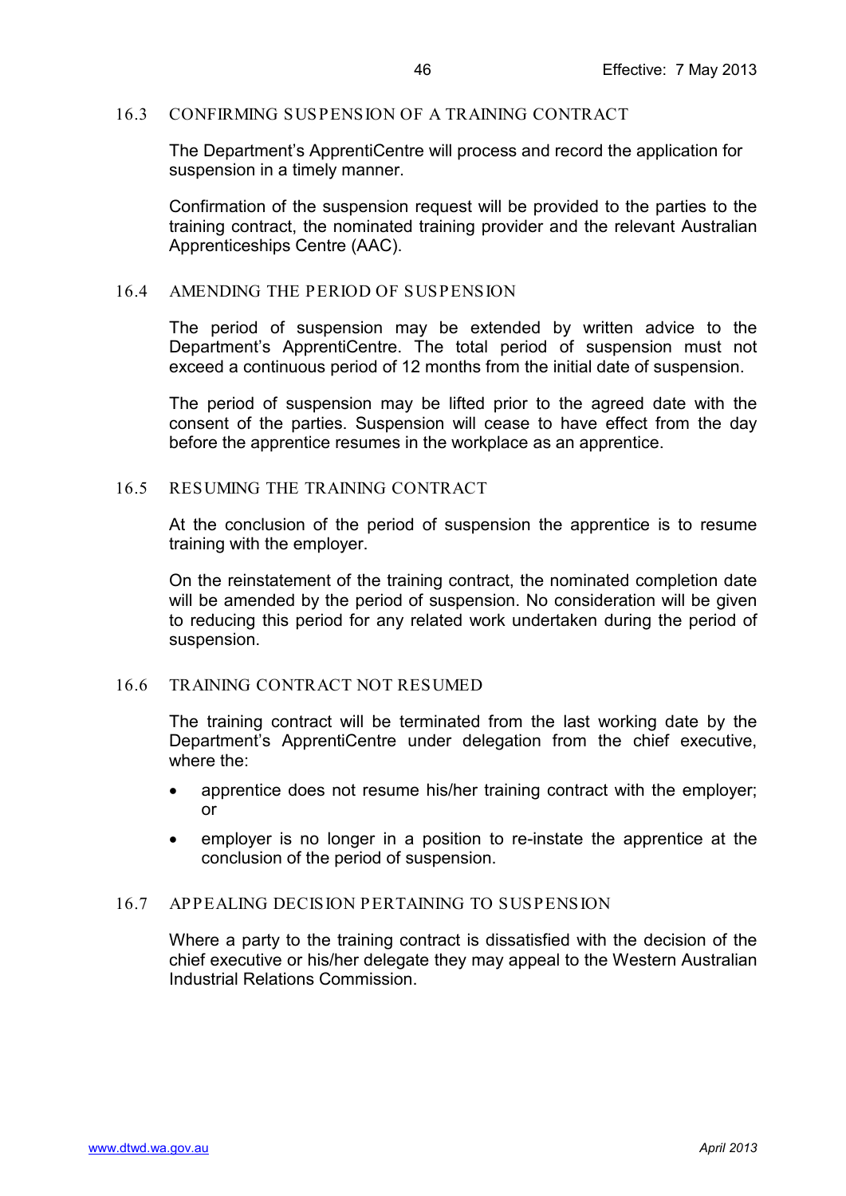### 16.3 CONFIRMING SUSPENSION OF A TRAINING CONTRACT

The Department's ApprentiCentre will process and record the application for suspension in a timely manner.

Confirmation of the suspension request will be provided to the parties to the training contract, the nominated training provider and the relevant Australian Apprenticeships Centre (AAC).

### 16.4 AMENDING THE PERIOD OF SUSPENSION

The period of suspension may be extended by written advice to the Department's ApprentiCentre. The total period of suspension must not exceed a continuous period of 12 months from the initial date of suspension.

The period of suspension may be lifted prior to the agreed date with the consent of the parties. Suspension will cease to have effect from the day before the apprentice resumes in the workplace as an apprentice.

### 16.5 RESUMING THE TRAINING CONTRACT

At the conclusion of the period of suspension the apprentice is to resume training with the employer.

On the reinstatement of the training contract, the nominated completion date will be amended by the period of suspension. No consideration will be given to reducing this period for any related work undertaken during the period of suspension.

### 16.6 TRAINING CONTRACT NOT RESUMED

The training contract will be terminated from the last working date by the Department's ApprentiCentre under delegation from the chief executive, where the:

- apprentice does not resume his/her training contract with the employer; or
- employer is no longer in a position to re-instate the apprentice at the conclusion of the period of suspension.

### 16.7 APPEALING DECISION PERTAINING TO SUSPENSION

Where a party to the training contract is dissatisfied with the decision of the chief executive or his/her delegate they may appeal to the Western Australian Industrial Relations Commission.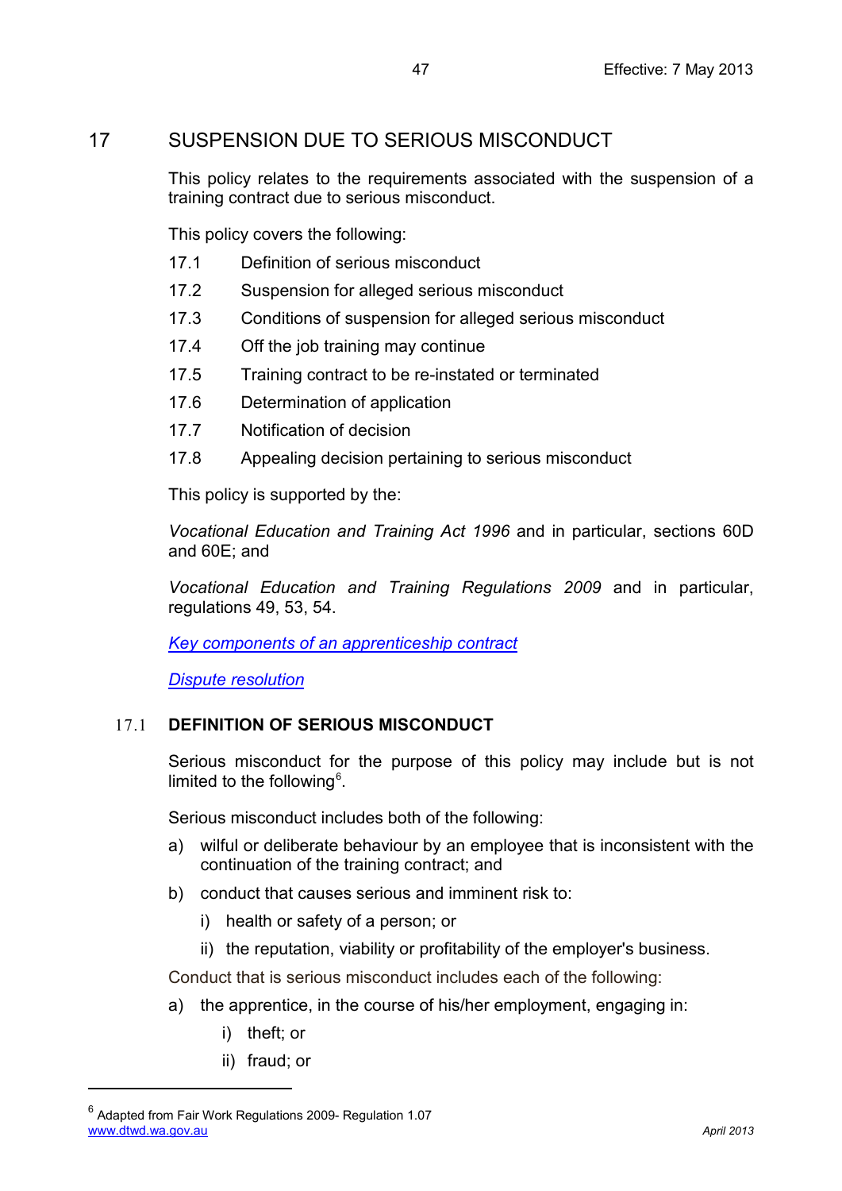# 17 SUSPENSION DUE TO SERIOUS MISCONDUCT

This policy relates to the requirements associated with the suspension of a training contract due to serious misconduct.

This policy covers the following:

- 17.1 Definition of serious misconduct
- 17.2 Suspension for alleged serious misconduct
- 17.3 Conditions of suspension for alleged serious misconduct
- 17.4 Off the job training may continue
- 17.5 Training contract to be re-instated or terminated
- 17.6 Determination of application
- 17.7 Notification of decision
- 17.8 Appealing decision pertaining to serious misconduct

This policy is supported by the:

*Vocational Education and Training Act 1996* and in particular, sections 60D and 60E; and

*Vocational Education and Training Regulations 2009* and in particular, regulations 49, 53, 54.

[Key components of an apprenticeship contract]

[Dispute resolution]

## 17.1 DEFINITION OF SERIOUS MISCONDUCT

Serious misconduct for the purpose of this policy may include but is not limited to the following[6].

Serious misconduct includes both of the following:

a) wilful or deliberate behaviour by an employee that is inconsistent with the continuation of the training contract; and

b) conduct that causes serious and imminent risk to:

   i) health or safety of a person; or

   ii) the reputation, viability or profitability of the employer's business.

Conduct that is serious misconduct includes each of the following:

a) the apprentice, in the course of his/her employment, engaging in:

   i) theft; or

   ii) fraud; or

---

[6] Adapted from Fair Work Regulations 2009- Regulation 1.07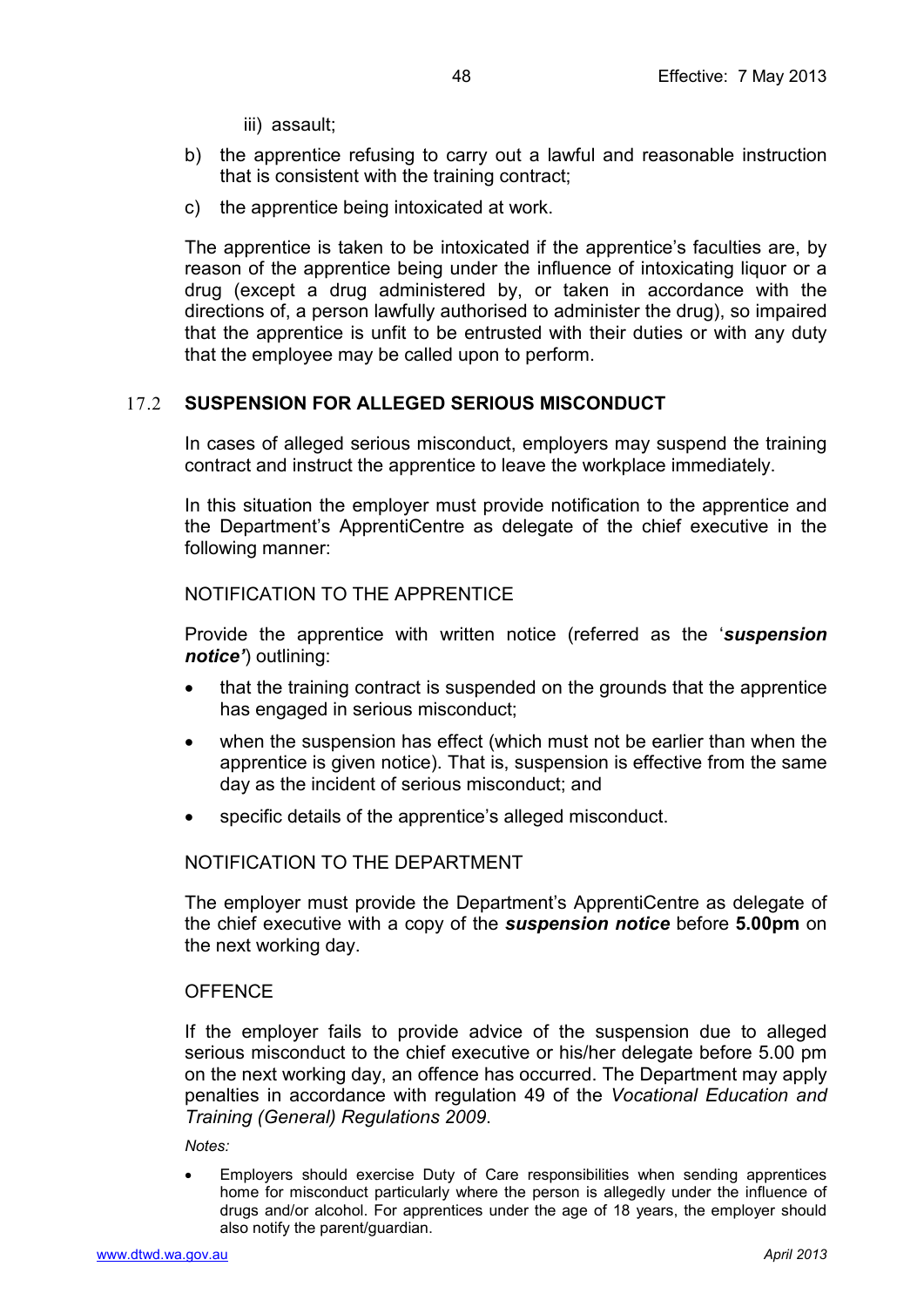iii) assault;

b) the apprentice refusing to carry out a lawful and reasonable instruction that is consistent with the training contract;

c) the apprentice being intoxicated at work.

The apprentice is taken to be intoxicated if the apprentice's faculties are, by reason of the apprentice being under the influence of intoxicating liquor or a drug (except a drug administered by, or taken in accordance with the directions of, a person lawfully authorised to administer the drug), so impaired that the apprentice is unfit to be entrusted with their duties or with any duty that the employee may be called upon to perform.

## 17.2 SUSPENSION FOR ALLEGED SERIOUS MISCONDUCT

In cases of alleged serious misconduct, employers may suspend the training contract and instruct the apprentice to leave the workplace immediately.

In this situation the employer must provide notification to the apprentice and the Department's ApprentiCentre as delegate of the chief executive in the following manner:

### NOTIFICATION TO THE APPRENTICE

Provide the apprentice with written notice (referred as the '***suspension notice'***) outlining:

- that the training contract is suspended on the grounds that the apprentice has engaged in serious misconduct;
- when the suspension has effect (which must not be earlier than when the apprentice is given notice). That is, suspension is effective from the same day as the incident of serious misconduct; and
- specific details of the apprentice's alleged misconduct.

### NOTIFICATION TO THE DEPARTMENT

The employer must provide the Department's ApprentiCentre as delegate of the chief executive with a copy of the ***suspension notice*** before **5.00pm** on the next working day.

### OFFENCE

If the employer fails to provide advice of the suspension due to alleged serious misconduct to the chief executive or his/her delegate before 5.00 pm on the next working day, an offence has occurred. The Department may apply penalties in accordance with regulation 49 of the *Vocational Education and Training (General) Regulations 2009*.

*Notes:*

- Employers should exercise Duty of Care responsibilities when sending apprentices home for misconduct particularly where the person is allegedly under the influence of drugs and/or alcohol. For apprentices under the age of 18 years, the employer should also notify the parent/guardian.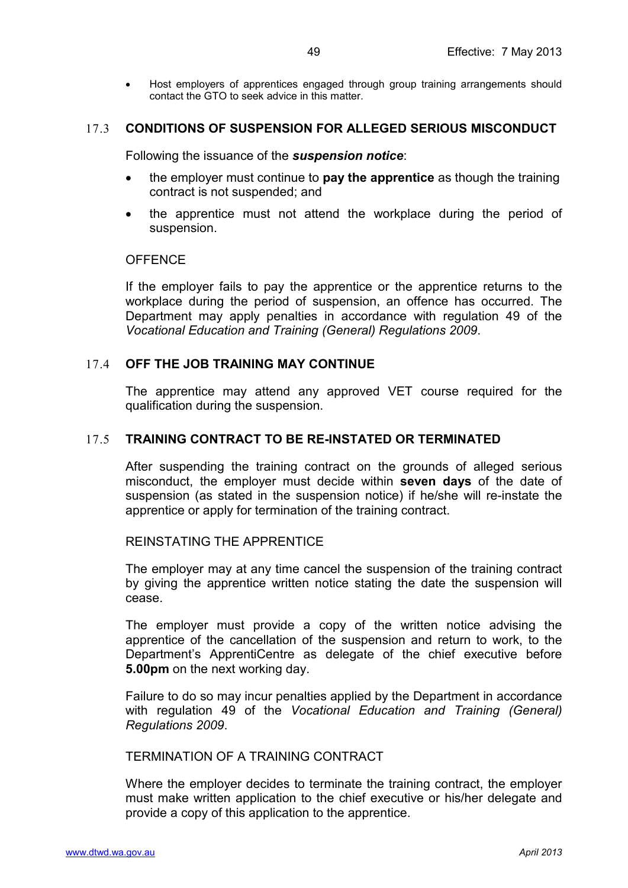- Host employers of apprentices engaged through group training arrangements should contact the GTO to seek advice in this matter.

## 17.3 CONDITIONS OF SUSPENSION FOR ALLEGED SERIOUS MISCONDUCT

Following the issuance of the ***suspension notice***:

- the employer must continue to **pay the apprentice** as though the training contract is not suspended; and
- the apprentice must not attend the workplace during the period of suspension.

OFFENCE

If the employer fails to pay the apprentice or the apprentice returns to the workplace during the period of suspension, an offence has occurred. The Department may apply penalties in accordance with regulation 49 of the *Vocational Education and Training (General) Regulations 2009*.

## 17.4 OFF THE JOB TRAINING MAY CONTINUE

The apprentice may attend any approved VET course required for the qualification during the suspension.

## 17.5 TRAINING CONTRACT TO BE RE-INSTATED OR TERMINATED

After suspending the training contract on the grounds of alleged serious misconduct, the employer must decide within **seven days** of the date of suspension (as stated in the suspension notice) if he/she will re-instate the apprentice or apply for termination of the training contract.

REINSTATING THE APPRENTICE

The employer may at any time cancel the suspension of the training contract by giving the apprentice written notice stating the date the suspension will cease.

The employer must provide a copy of the written notice advising the apprentice of the cancellation of the suspension and return to work, to the Department's ApprentiCentre as delegate of the chief executive before **5.00pm** on the next working day.

Failure to do so may incur penalties applied by the Department in accordance with regulation 49 of the *Vocational Education and Training (General) Regulations 2009*.

TERMINATION OF A TRAINING CONTRACT

Where the employer decides to terminate the training contract, the employer must make written application to the chief executive or his/her delegate and provide a copy of this application to the apprentice.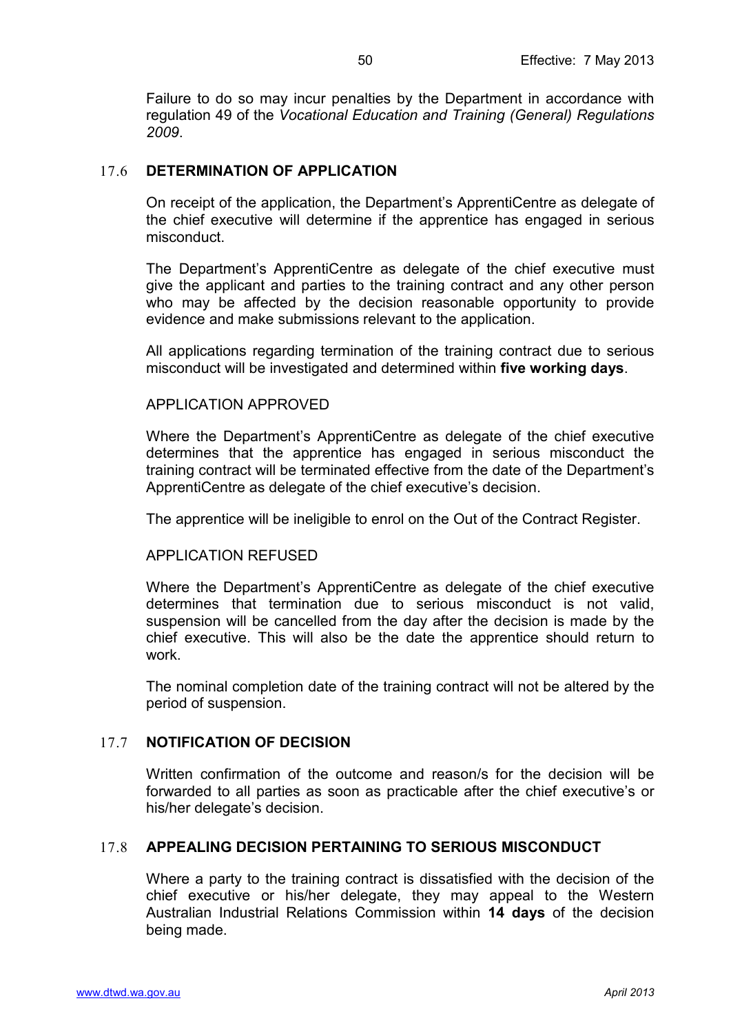Failure to do so may incur penalties by the Department in accordance with regulation 49 of the *Vocational Education and Training (General) Regulations 2009*.

## 17.6 DETERMINATION OF APPLICATION

On receipt of the application, the Department's ApprentiCentre as delegate of the chief executive will determine if the apprentice has engaged in serious misconduct.

The Department's ApprentiCentre as delegate of the chief executive must give the applicant and parties to the training contract and any other person who may be affected by the decision reasonable opportunity to provide evidence and make submissions relevant to the application.

All applications regarding termination of the training contract due to serious misconduct will be investigated and determined within **five working days**.

APPLICATION APPROVED

Where the Department's ApprentiCentre as delegate of the chief executive determines that the apprentice has engaged in serious misconduct the training contract will be terminated effective from the date of the Department's ApprentiCentre as delegate of the chief executive's decision.

The apprentice will be ineligible to enrol on the Out of the Contract Register.

APPLICATION REFUSED

Where the Department's ApprentiCentre as delegate of the chief executive determines that termination due to serious misconduct is not valid, suspension will be cancelled from the day after the decision is made by the chief executive. This will also be the date the apprentice should return to work.

The nominal completion date of the training contract will not be altered by the period of suspension.

## 17.7 NOTIFICATION OF DECISION

Written confirmation of the outcome and reason/s for the decision will be forwarded to all parties as soon as practicable after the chief executive's or his/her delegate's decision.

## 17.8 APPEALING DECISION PERTAINING TO SERIOUS MISCONDUCT

Where a party to the training contract is dissatisfied with the decision of the chief executive or his/her delegate, they may appeal to the Western Australian Industrial Relations Commission within **14 days** of the decision being made.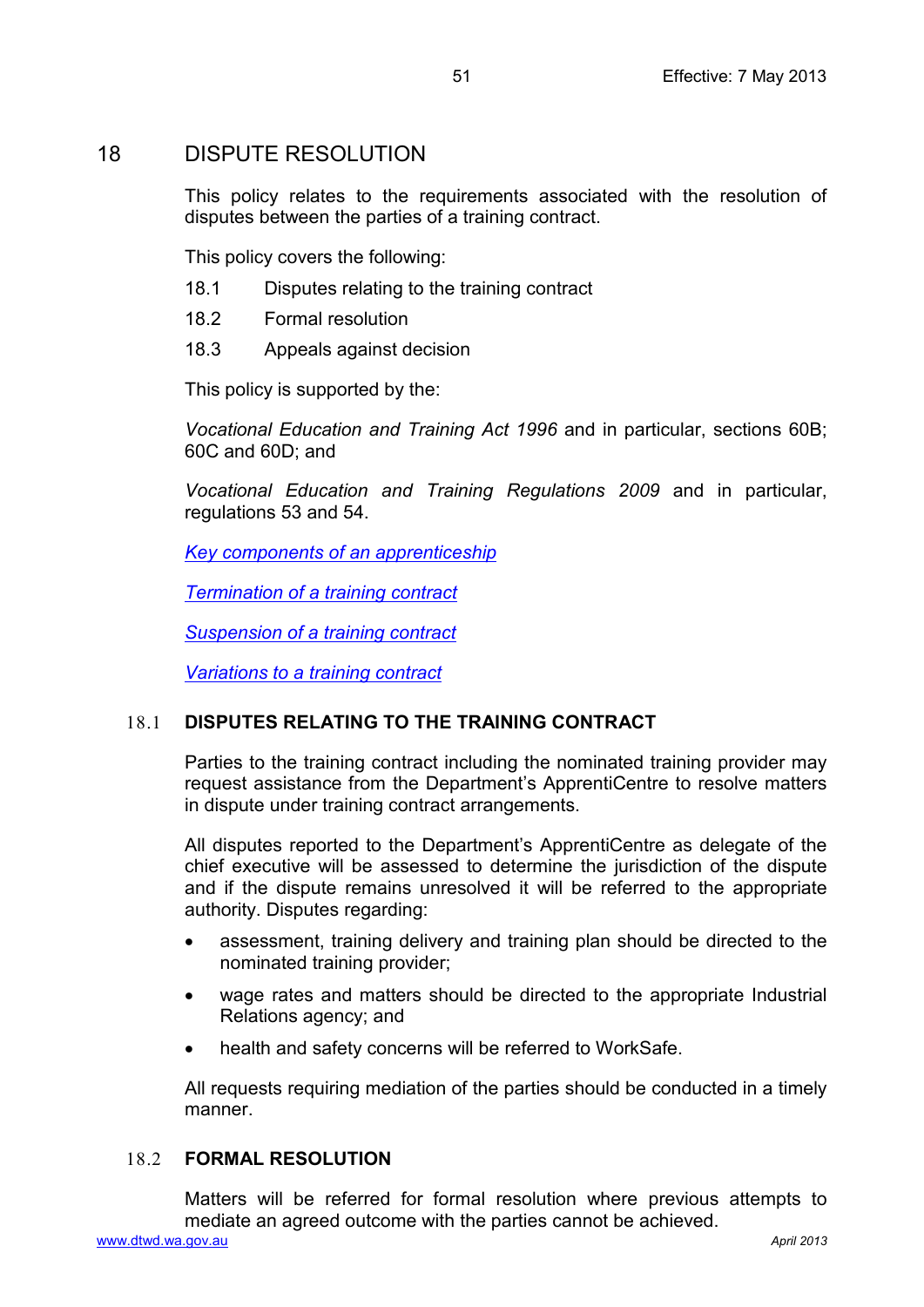# 18 DISPUTE RESOLUTION

This policy relates to the requirements associated with the resolution of disputes between the parties of a training contract.

This policy covers the following:

18.1 Disputes relating to the training contract

18.2 Formal resolution

18.3 Appeals against decision

This policy is supported by the:

*Vocational Education and Training Act 1996* and in particular, sections 60B; 60C and 60D; and

*Vocational Education and Training Regulations 2009* and in particular, regulations 53 and 54.

*Key components of an apprenticeship*

*Termination of a training contract*

*Suspension of a training contract*

*Variations to a training contract*

## 18.1 DISPUTES RELATING TO THE TRAINING CONTRACT

Parties to the training contract including the nominated training provider may request assistance from the Department's ApprentiCentre to resolve matters in dispute under training contract arrangements.

All disputes reported to the Department's ApprentiCentre as delegate of the chief executive will be assessed to determine the jurisdiction of the dispute and if the dispute remains unresolved it will be referred to the appropriate authority. Disputes regarding:

- assessment, training delivery and training plan should be directed to the nominated training provider;
- wage rates and matters should be directed to the appropriate Industrial Relations agency; and
- health and safety concerns will be referred to WorkSafe.

All requests requiring mediation of the parties should be conducted in a timely manner.

## 18.2 FORMAL RESOLUTION

Matters will be referred for formal resolution where previous attempts to mediate an agreed outcome with the parties cannot be achieved.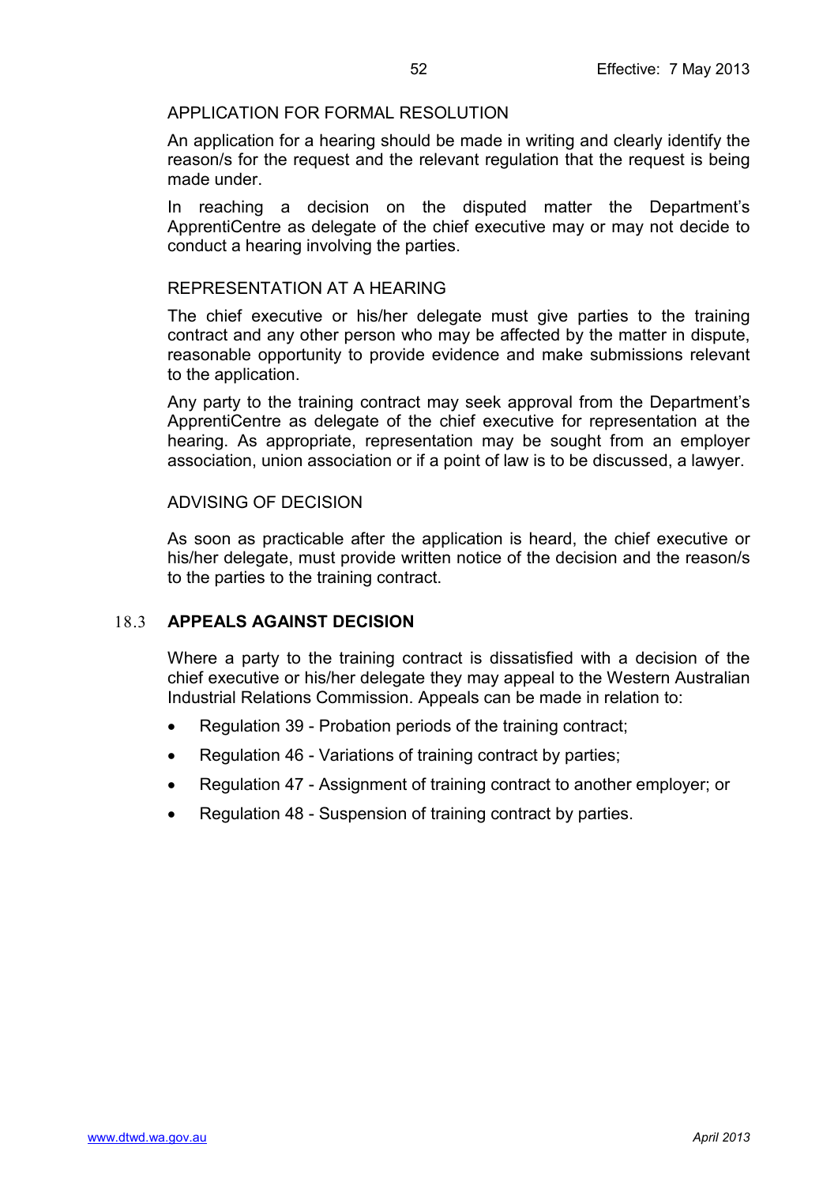APPLICATION FOR FORMAL RESOLUTION

An application for a hearing should be made in writing and clearly identify the reason/s for the request and the relevant regulation that the request is being made under.

In reaching a decision on the disputed matter the Department's ApprentiCentre as delegate of the chief executive may or may not decide to conduct a hearing involving the parties.

REPRESENTATION AT A HEARING

The chief executive or his/her delegate must give parties to the training contract and any other person who may be affected by the matter in dispute, reasonable opportunity to provide evidence and make submissions relevant to the application.

Any party to the training contract may seek approval from the Department's ApprentiCentre as delegate of the chief executive for representation at the hearing. As appropriate, representation may be sought from an employer association, union association or if a point of law is to be discussed, a lawyer.

ADVISING OF DECISION

As soon as practicable after the application is heard, the chief executive or his/her delegate, must provide written notice of the decision and the reason/s to the parties to the training contract.

## 18.3 APPEALS AGAINST DECISION

Where a party to the training contract is dissatisfied with a decision of the chief executive or his/her delegate they may appeal to the Western Australian Industrial Relations Commission. Appeals can be made in relation to:

- Regulation 39 - Probation periods of the training contract;
- Regulation 46 - Variations of training contract by parties;
- Regulation 47 - Assignment of training contract to another employer; or
- Regulation 48 - Suspension of training contract by parties.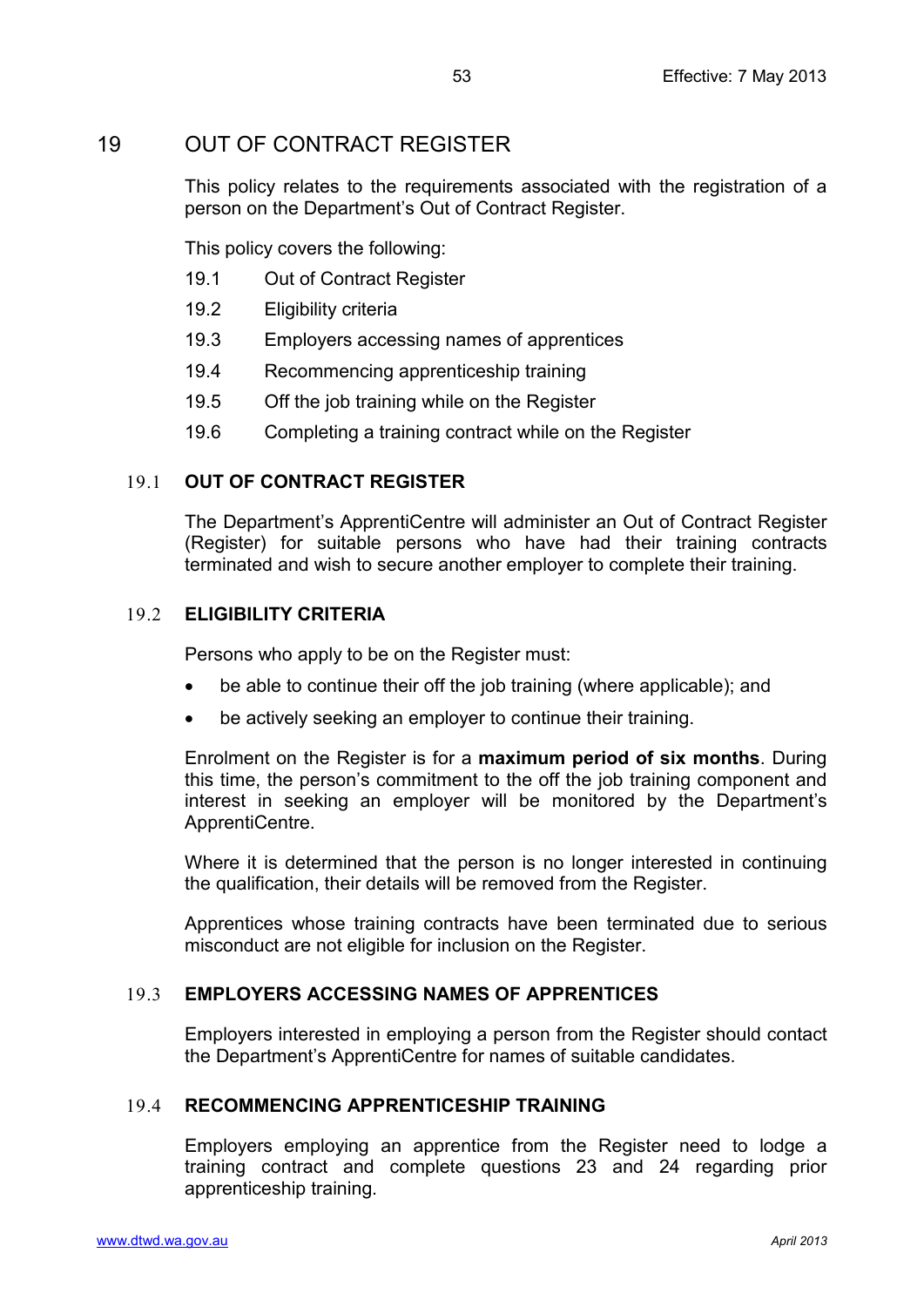# 19 OUT OF CONTRACT REGISTER

This policy relates to the requirements associated with the registration of a person on the Department's Out of Contract Register.

This policy covers the following:

- 19.1 Out of Contract Register
- 19.2 Eligibility criteria
- 19.3 Employers accessing names of apprentices
- 19.4 Recommencing apprenticeship training
- 19.5 Off the job training while on the Register
- 19.6 Completing a training contract while on the Register

## 19.1 OUT OF CONTRACT REGISTER

The Department's ApprentiCentre will administer an Out of Contract Register (Register) for suitable persons who have had their training contracts terminated and wish to secure another employer to complete their training.

## 19.2 ELIGIBILITY CRITERIA

Persons who apply to be on the Register must:

- be able to continue their off the job training (where applicable); and
- be actively seeking an employer to continue their training.

Enrolment on the Register is for a **maximum period of six months**. During this time, the person's commitment to the off the job training component and interest in seeking an employer will be monitored by the Department's ApprentiCentre.

Where it is determined that the person is no longer interested in continuing the qualification, their details will be removed from the Register.

Apprentices whose training contracts have been terminated due to serious misconduct are not eligible for inclusion on the Register.

## 19.3 EMPLOYERS ACCESSING NAMES OF APPRENTICES

Employers interested in employing a person from the Register should contact the Department's ApprentiCentre for names of suitable candidates.

## 19.4 RECOMMENCING APPRENTICESHIP TRAINING

Employers employing an apprentice from the Register need to lodge a training contract and complete questions 23 and 24 regarding prior apprenticeship training.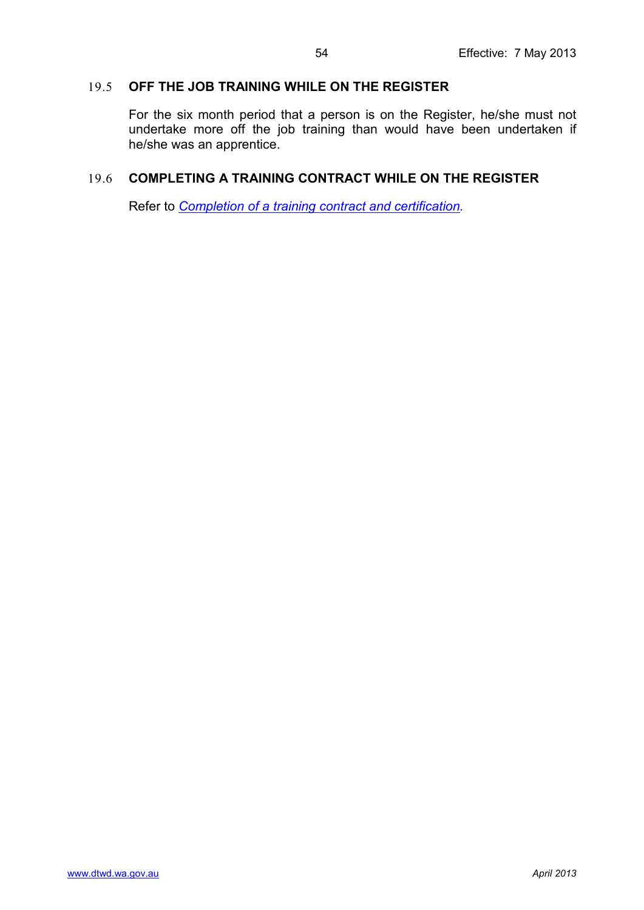## 19.5 OFF THE JOB TRAINING WHILE ON THE REGISTER

For the six month period that a person is on the Register, he/she must not undertake more off the job training than would have been undertaken if he/she was an apprentice.

## 19.6 COMPLETING A TRAINING CONTRACT WHILE ON THE REGISTER

Refer to *Completion of a training contract and certification*.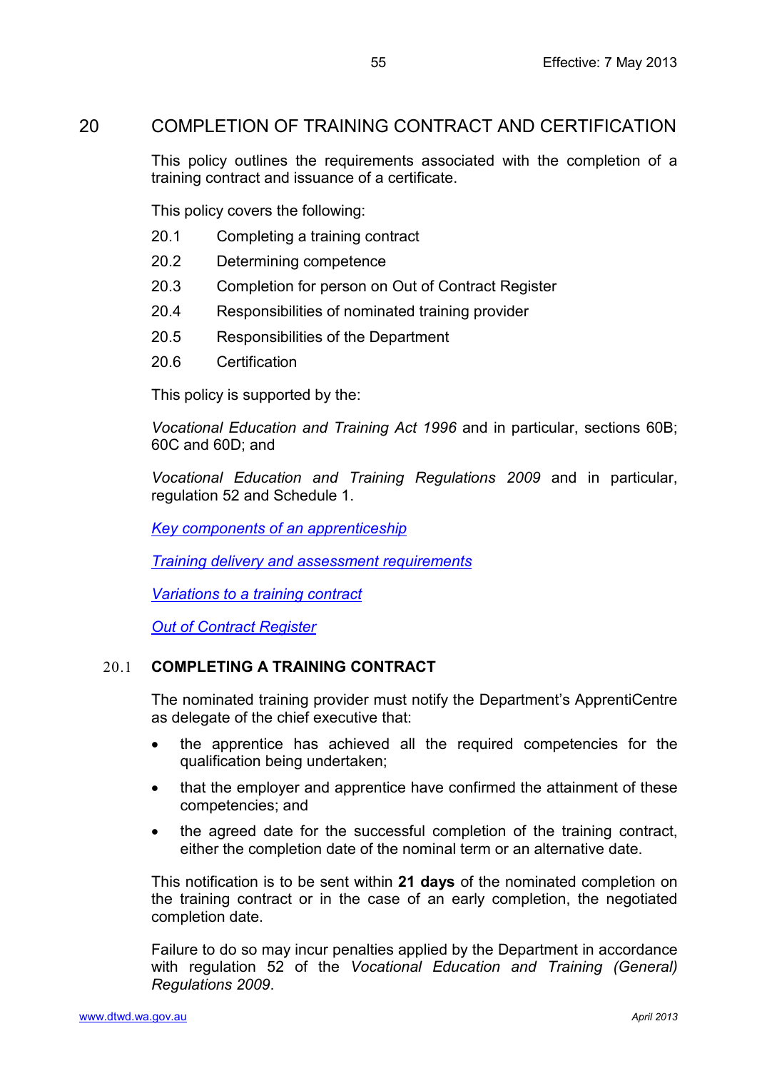# 20 COMPLETION OF TRAINING CONTRACT AND CERTIFICATION

This policy outlines the requirements associated with the completion of a training contract and issuance of a certificate.

This policy covers the following:

- 20.1 Completing a training contract
- 20.2 Determining competence
- 20.3 Completion for person on Out of Contract Register
- 20.4 Responsibilities of nominated training provider
- 20.5 Responsibilities of the Department
- 20.6 Certification

This policy is supported by the:

*Vocational Education and Training Act 1996* and in particular, sections 60B; 60C and 60D; and

*Vocational Education and Training Regulations 2009* and in particular, regulation 52 and Schedule 1.

*Key components of an apprenticeship*

*Training delivery and assessment requirements*

*Variations to a training contract*

*Out of Contract Register*

## 20.1 COMPLETING A TRAINING CONTRACT

The nominated training provider must notify the Department's ApprentiCentre as delegate of the chief executive that:

- the apprentice has achieved all the required competencies for the qualification being undertaken;
- that the employer and apprentice have confirmed the attainment of these competencies; and
- the agreed date for the successful completion of the training contract, either the completion date of the nominal term or an alternative date.

This notification is to be sent within **21 days** of the nominated completion on the training contract or in the case of an early completion, the negotiated completion date.

Failure to do so may incur penalties applied by the Department in accordance with regulation 52 of the *Vocational Education and Training (General) Regulations 2009*.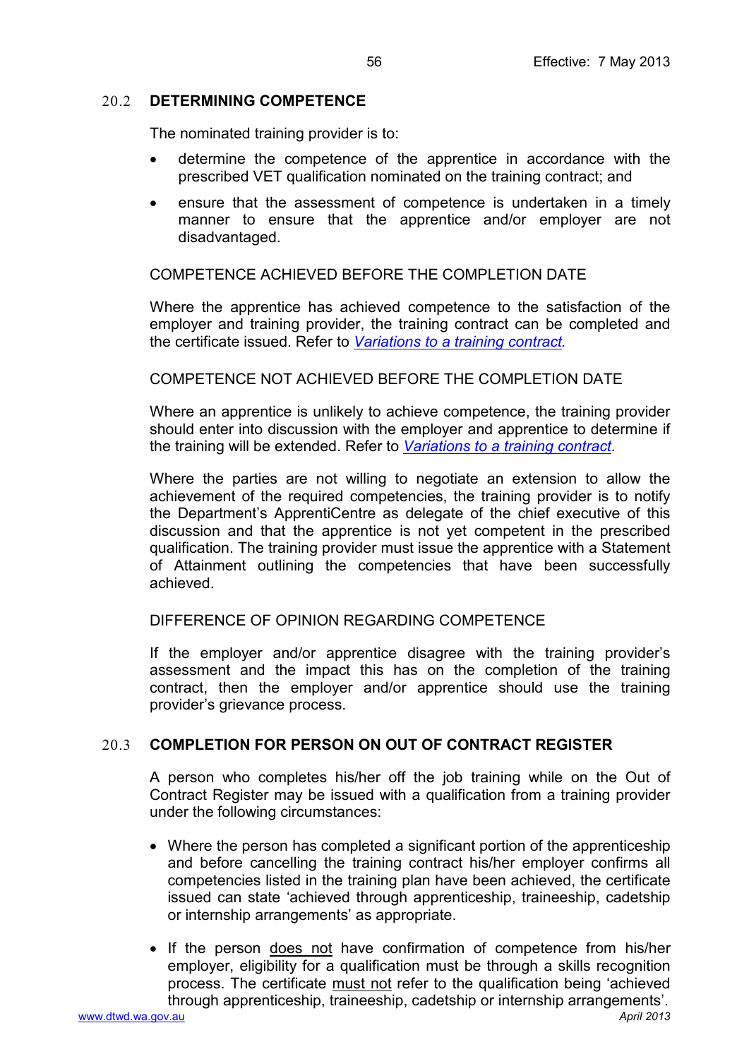## 20.2 DETERMINING COMPETENCE

The nominated training provider is to:

- determine the competence of the apprentice in accordance with the prescribed VET qualification nominated on the training contract; and
- ensure that the assessment of competence is undertaken in a timely manner to ensure that the apprentice and/or employer are not disadvantaged.

COMPETENCE ACHIEVED BEFORE THE COMPLETION DATE

Where the apprentice has achieved competence to the satisfaction of the employer and training provider, the training contract can be completed and the certificate issued. Refer to *Variations to a training contract.*

COMPETENCE NOT ACHIEVED BEFORE THE COMPLETION DATE

Where an apprentice is unlikely to achieve competence, the training provider should enter into discussion with the employer and apprentice to determine if the training will be extended. Refer to *Variations to a training contract*.

Where the parties are not willing to negotiate an extension to allow the achievement of the required competencies, the training provider is to notify the Department's ApprentiCentre as delegate of the chief executive of this discussion and that the apprentice is not yet competent in the prescribed qualification. The training provider must issue the apprentice with a Statement of Attainment outlining the competencies that have been successfully achieved.

DIFFERENCE OF OPINION REGARDING COMPETENCE

If the employer and/or apprentice disagree with the training provider's assessment and the impact this has on the completion of the training contract, then the employer and/or apprentice should use the training provider's grievance process.

## 20.3 COMPLETION FOR PERSON ON OUT OF CONTRACT REGISTER

A person who completes his/her off the job training while on the Out of Contract Register may be issued with a qualification from a training provider under the following circumstances:

- Where the person has completed a significant portion of the apprenticeship and before cancelling the training contract his/her employer confirms all competencies listed in the training plan have been achieved, the certificate issued can state 'achieved through apprenticeship, traineeship, cadetship or internship arrangements' as appropriate.
- If the person does not have confirmation of competence from his/her employer, eligibility for a qualification must be through a skills recognition process. The certificate must not refer to the qualification being 'achieved through apprenticeship, traineeship, cadetship or internship arrangements'.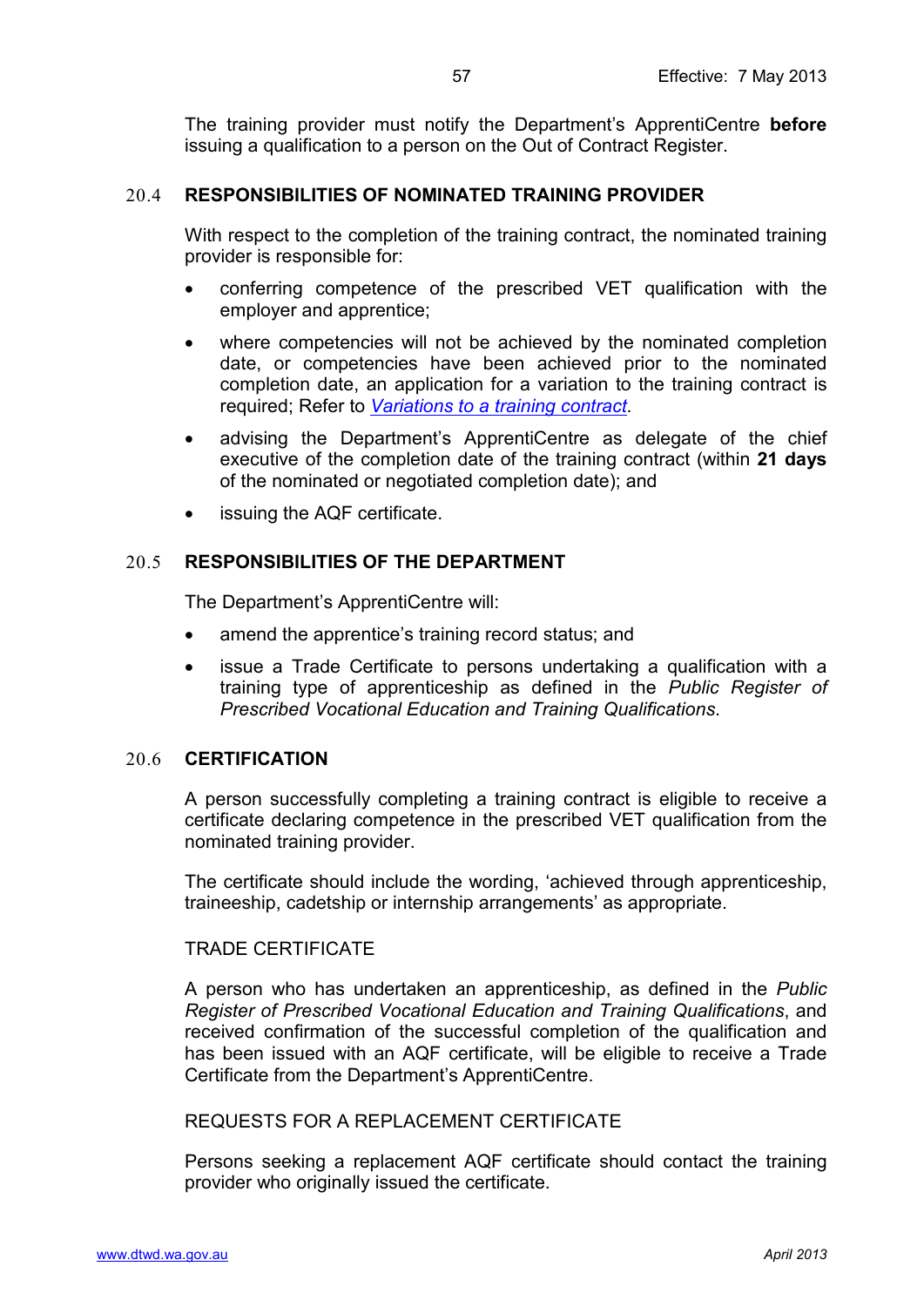The training provider must notify the Department's ApprentiCentre **before** issuing a qualification to a person on the Out of Contract Register.

## 20.4 RESPONSIBILITIES OF NOMINATED TRAINING PROVIDER

With respect to the completion of the training contract, the nominated training provider is responsible for:

- conferring competence of the prescribed VET qualification with the employer and apprentice;
- where competencies will not be achieved by the nominated completion date, or competencies have been achieved prior to the nominated completion date, an application for a variation to the training contract is required; Refer to *Variations to a training contract*.
- advising the Department's ApprentiCentre as delegate of the chief executive of the completion date of the training contract (within **21 days** of the nominated or negotiated completion date); and
- issuing the AQF certificate.

## 20.5 RESPONSIBILITIES OF THE DEPARTMENT

The Department's ApprentiCentre will:

- amend the apprentice's training record status; and
- issue a Trade Certificate to persons undertaking a qualification with a training type of apprenticeship as defined in the *Public Register of Prescribed Vocational Education and Training Qualifications.*

## 20.6 CERTIFICATION

A person successfully completing a training contract is eligible to receive a certificate declaring competence in the prescribed VET qualification from the nominated training provider.

The certificate should include the wording, 'achieved through apprenticeship, traineeship, cadetship or internship arrangements' as appropriate.

### TRADE CERTIFICATE

A person who has undertaken an apprenticeship, as defined in the *Public Register of Prescribed Vocational Education and Training Qualifications*, and received confirmation of the successful completion of the qualification and has been issued with an AQF certificate, will be eligible to receive a Trade Certificate from the Department's ApprentiCentre.

### REQUESTS FOR A REPLACEMENT CERTIFICATE

Persons seeking a replacement AQF certificate should contact the training provider who originally issued the certificate.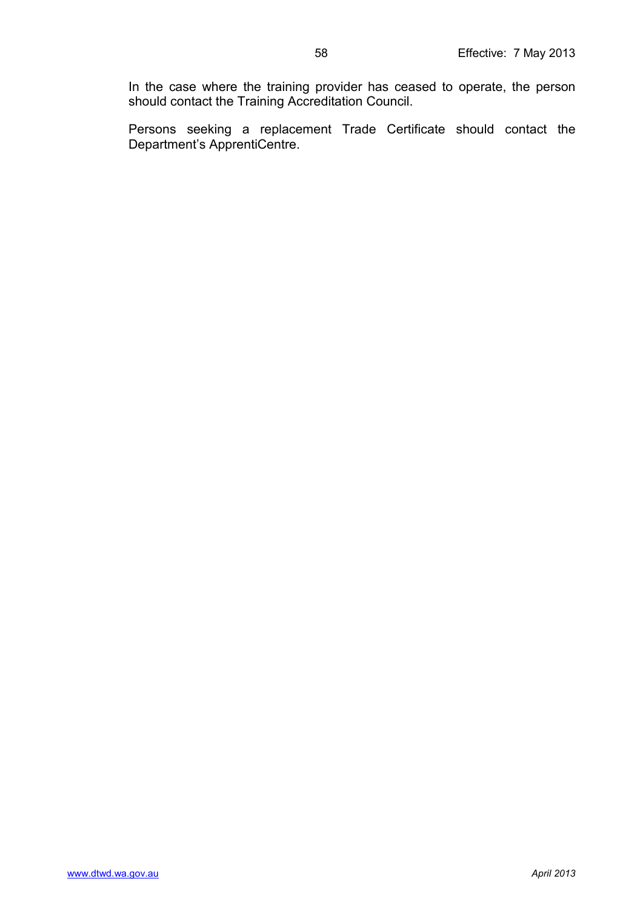In the case where the training provider has ceased to operate, the person should contact the Training Accreditation Council.

Persons seeking a replacement Trade Certificate should contact the Department's ApprentiCentre.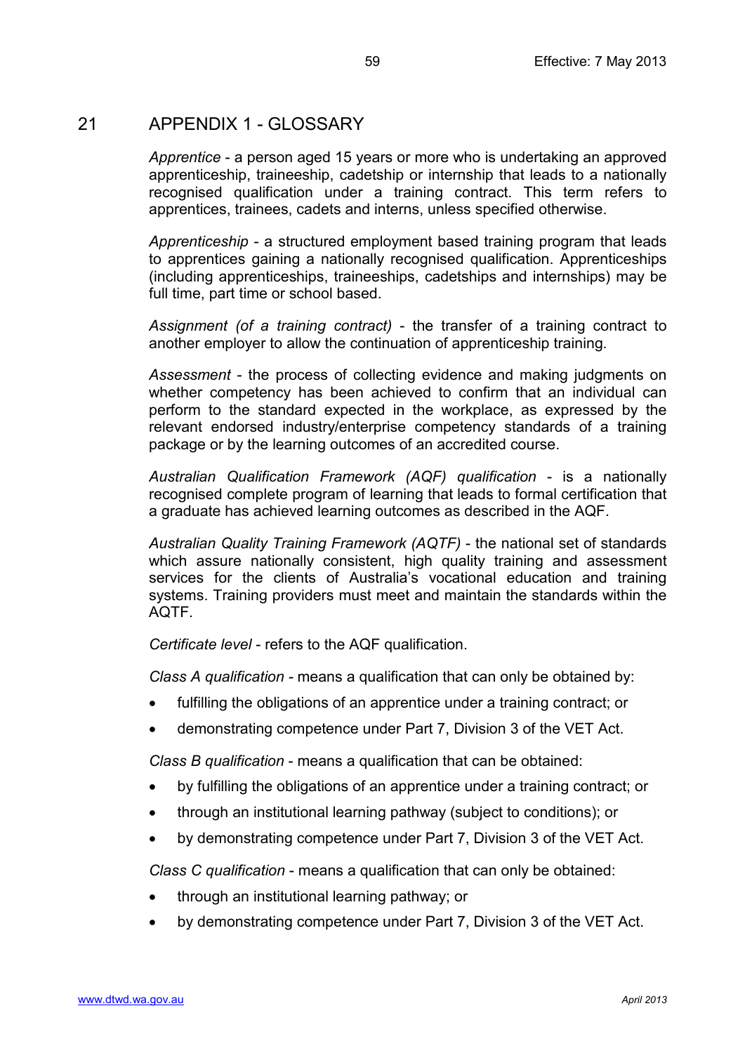# 21 APPENDIX 1 - GLOSSARY

*Apprentice* - a person aged 15 years or more who is undertaking an approved apprenticeship, traineeship, cadetship or internship that leads to a nationally recognised qualification under a training contract. This term refers to apprentices, trainees, cadets and interns, unless specified otherwise.

*Apprenticeship* - a structured employment based training program that leads to apprentices gaining a nationally recognised qualification. Apprenticeships (including apprenticeships, traineeships, cadetships and internships) may be full time, part time or school based.

*Assignment (of a training contract)* - the transfer of a training contract to another employer to allow the continuation of apprenticeship training.

*Assessment* - the process of collecting evidence and making judgments on whether competency has been achieved to confirm that an individual can perform to the standard expected in the workplace, as expressed by the relevant endorsed industry/enterprise competency standards of a training package or by the learning outcomes of an accredited course.

*Australian Qualification Framework (AQF) qualification* - is a nationally recognised complete program of learning that leads to formal certification that a graduate has achieved learning outcomes as described in the AQF.

*Australian Quality Training Framework (AQTF)* - the national set of standards which assure nationally consistent, high quality training and assessment services for the clients of Australia's vocational education and training systems. Training providers must meet and maintain the standards within the AQTF.

*Certificate level* - refers to the AQF qualification.

*Class A qualification* - means a qualification that can only be obtained by:

- fulfilling the obligations of an apprentice under a training contract; or
- demonstrating competence under Part 7, Division 3 of the VET Act.

*Class B qualification* - means a qualification that can be obtained:

- by fulfilling the obligations of an apprentice under a training contract; or
- through an institutional learning pathway (subject to conditions); or
- by demonstrating competence under Part 7, Division 3 of the VET Act.

*Class C qualification* - means a qualification that can only be obtained:

- through an institutional learning pathway; or
- by demonstrating competence under Part 7, Division 3 of the VET Act.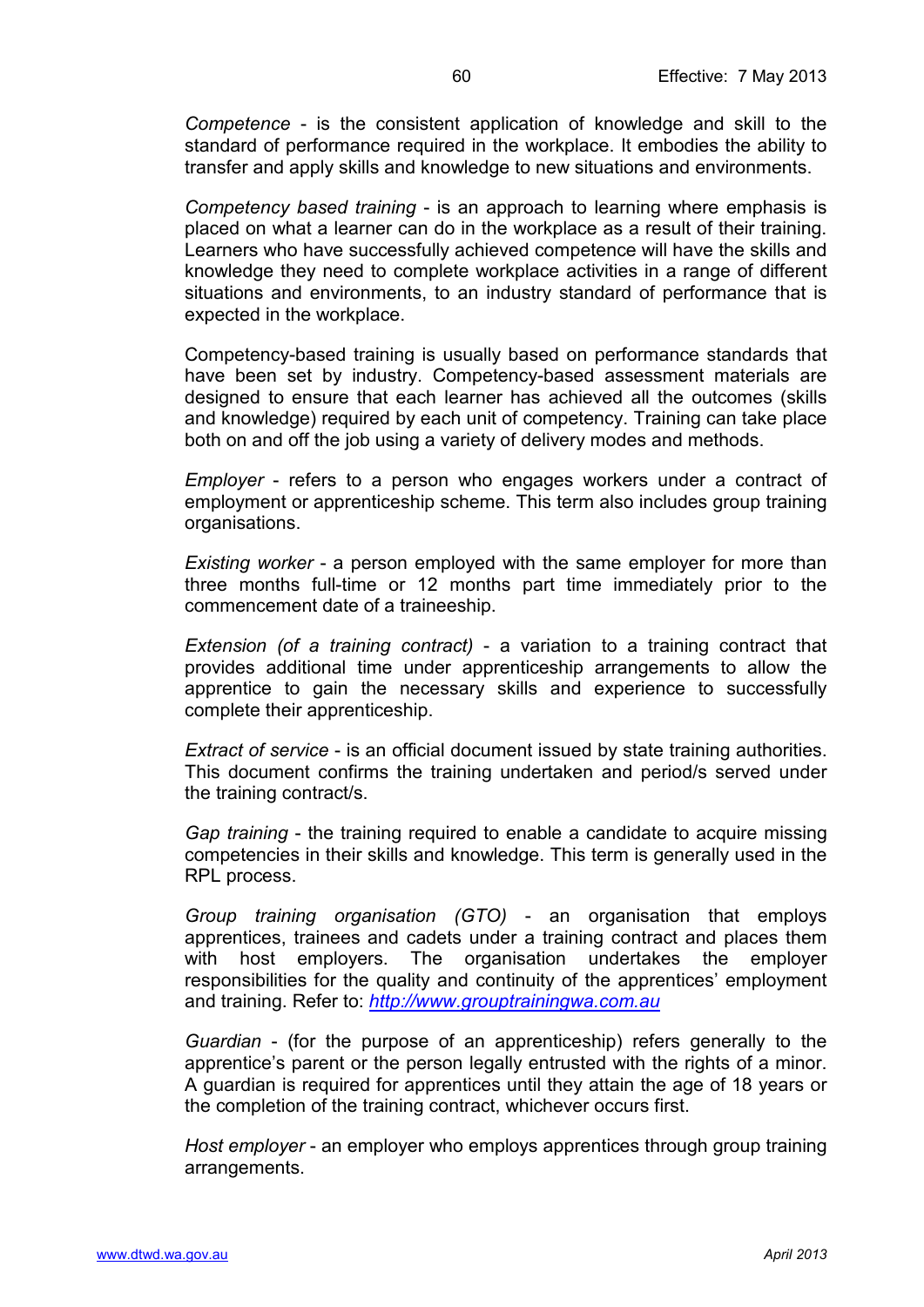*Competence* - is the consistent application of knowledge and skill to the standard of performance required in the workplace. It embodies the ability to transfer and apply skills and knowledge to new situations and environments.

*Competency based training* - is an approach to learning where emphasis is placed on what a learner can do in the workplace as a result of their training. Learners who have successfully achieved competence will have the skills and knowledge they need to complete workplace activities in a range of different situations and environments, to an industry standard of performance that is expected in the workplace.

Competency-based training is usually based on performance standards that have been set by industry. Competency-based assessment materials are designed to ensure that each learner has achieved all the outcomes (skills and knowledge) required by each unit of competency. Training can take place both on and off the job using a variety of delivery modes and methods.

*Employer* - refers to a person who engages workers under a contract of employment or apprenticeship scheme. This term also includes group training organisations.

*Existing worker* - a person employed with the same employer for more than three months full-time or 12 months part time immediately prior to the commencement date of a traineeship.

*Extension (of a training contract)* - a variation to a training contract that provides additional time under apprenticeship arrangements to allow the apprentice to gain the necessary skills and experience to successfully complete their apprenticeship.

*Extract of service* - is an official document issued by state training authorities. This document confirms the training undertaken and period/s served under the training contract/s.

*Gap training* - the training required to enable a candidate to acquire missing competencies in their skills and knowledge. This term is generally used in the RPL process.

*Group training organisation (GTO)* - an organisation that employs apprentices, trainees and cadets under a training contract and places them with host employers. The organisation undertakes the employer responsibilities for the quality and continuity of the apprentices' employment and training. Refer to: [http://www.grouptrainingwa.com.au](http://www.grouptrainingwa.com.au)

*Guardian* - (for the purpose of an apprenticeship) refers generally to the apprentice's parent or the person legally entrusted with the rights of a minor. A guardian is required for apprentices until they attain the age of 18 years or the completion of the training contract, whichever occurs first.

*Host employer* - an employer who employs apprentices through group training arrangements.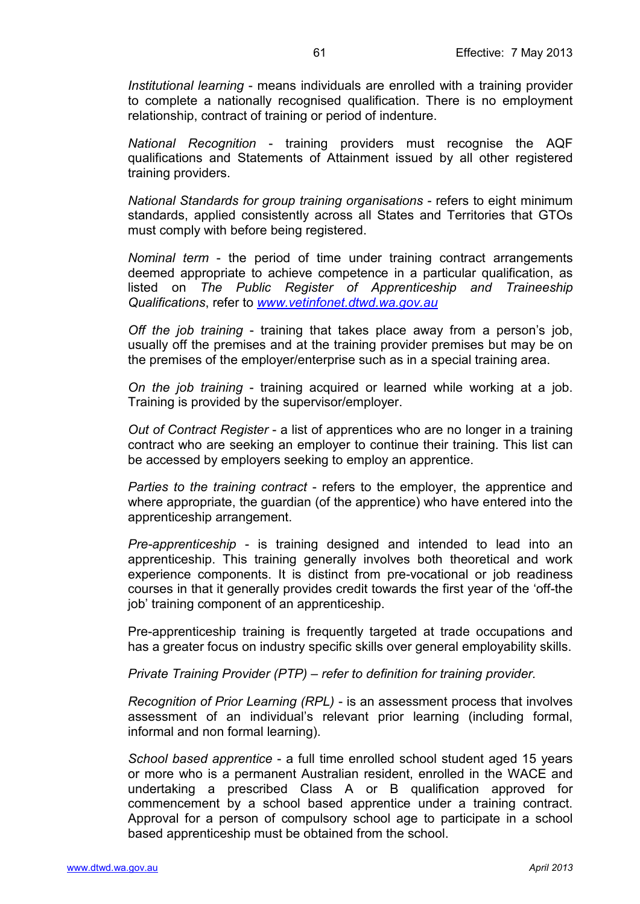*Institutional learning* - means individuals are enrolled with a training provider to complete a nationally recognised qualification. There is no employment relationship, contract of training or period of indenture.

*National Recognition* - training providers must recognise the AQF qualifications and Statements of Attainment issued by all other registered training providers.

*National Standards for group training organisations* - refers to eight minimum standards, applied consistently across all States and Territories that GTOs must comply with before being registered.

*Nominal term* - the period of time under training contract arrangements deemed appropriate to achieve competence in a particular qualification, as listed on *The Public Register of Apprenticeship and Traineeship Qualifications*, refer to [www.vetinfonet.dtwd.wa.gov.au](http://www.vetinfonet.dtwd.wa.gov.au)

*Off the job training* - training that takes place away from a person's job, usually off the premises and at the training provider premises but may be on the premises of the employer/enterprise such as in a special training area.

*On the job training* - training acquired or learned while working at a job. Training is provided by the supervisor/employer.

*Out of Contract Register* - a list of apprentices who are no longer in a training contract who are seeking an employer to continue their training. This list can be accessed by employers seeking to employ an apprentice.

*Parties to the training contract* - refers to the employer, the apprentice and where appropriate, the guardian (of the apprentice) who have entered into the apprenticeship arrangement.

*Pre-apprenticeship* - is training designed and intended to lead into an apprenticeship. This training generally involves both theoretical and work experience components. It is distinct from pre-vocational or job readiness courses in that it generally provides credit towards the first year of the 'off-the job' training component of an apprenticeship.

Pre-apprenticeship training is frequently targeted at trade occupations and has a greater focus on industry specific skills over general employability skills.

*Private Training Provider (PTP) – refer to definition for training provider.*

*Recognition of Prior Learning (RPL)* - is an assessment process that involves assessment of an individual's relevant prior learning (including formal, informal and non formal learning).

*School based apprentice* - a full time enrolled school student aged 15 years or more who is a permanent Australian resident, enrolled in the WACE and undertaking a prescribed Class A or B qualification approved for commencement by a school based apprentice under a training contract. Approval for a person of compulsory school age to participate in a school based apprenticeship must be obtained from the school.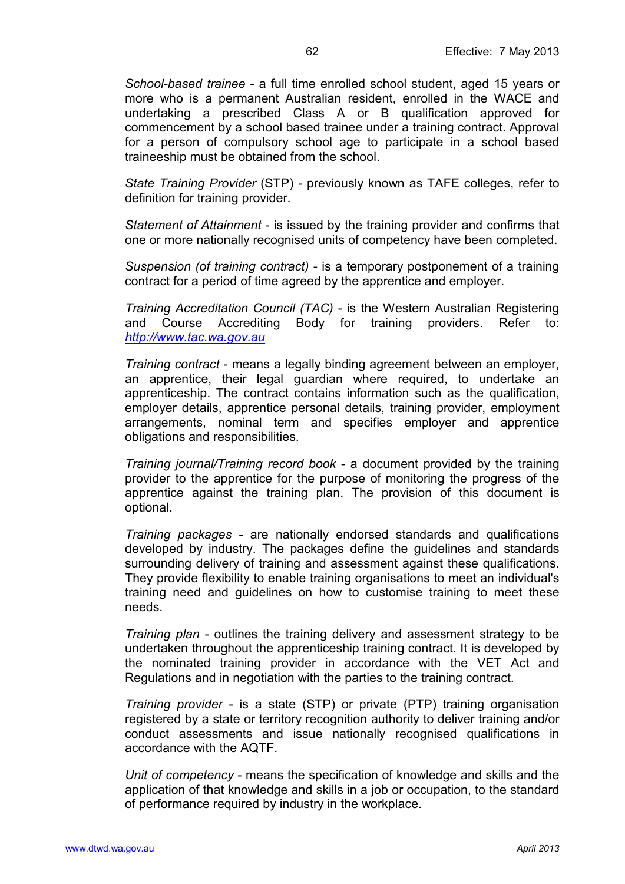*School-based trainee* - a full time enrolled school student, aged 15 years or more who is a permanent Australian resident, enrolled in the WACE and undertaking a prescribed Class A or B qualification approved for commencement by a school based trainee under a training contract. Approval for a person of compulsory school age to participate in a school based traineeship must be obtained from the school.

*State Training Provider* (STP) - previously known as TAFE colleges, refer to definition for training provider.

*Statement of Attainment* - is issued by the training provider and confirms that one or more nationally recognised units of competency have been completed.

*Suspension (of training contract)* - is a temporary postponement of a training contract for a period of time agreed by the apprentice and employer.

*Training Accreditation Council (TAC)* - is the Western Australian Registering and Course Accrediting Body for training providers. Refer to: [http://www.tac.wa.gov.au](http://www.tac.wa.gov.au)

*Training contract* - means a legally binding agreement between an employer, an apprentice, their legal guardian where required, to undertake an apprenticeship. The contract contains information such as the qualification, employer details, apprentice personal details, training provider, employment arrangements, nominal term and specifies employer and apprentice obligations and responsibilities.

*Training journal/Training record book* - a document provided by the training provider to the apprentice for the purpose of monitoring the progress of the apprentice against the training plan. The provision of this document is optional.

*Training packages* - are nationally endorsed standards and qualifications developed by industry. The packages define the guidelines and standards surrounding delivery of training and assessment against these qualifications. They provide flexibility to enable training organisations to meet an individual's training need and guidelines on how to customise training to meet these needs.

*Training plan* - outlines the training delivery and assessment strategy to be undertaken throughout the apprenticeship training contract. It is developed by the nominated training provider in accordance with the VET Act and Regulations and in negotiation with the parties to the training contract.

*Training provider* - is a state (STP) or private (PTP) training organisation registered by a state or territory recognition authority to deliver training and/or conduct assessments and issue nationally recognised qualifications in accordance with the AQTF.

*Unit of competency* - means the specification of knowledge and skills and the application of that knowledge and skills in a job or occupation, to the standard of performance required by industry in the workplace.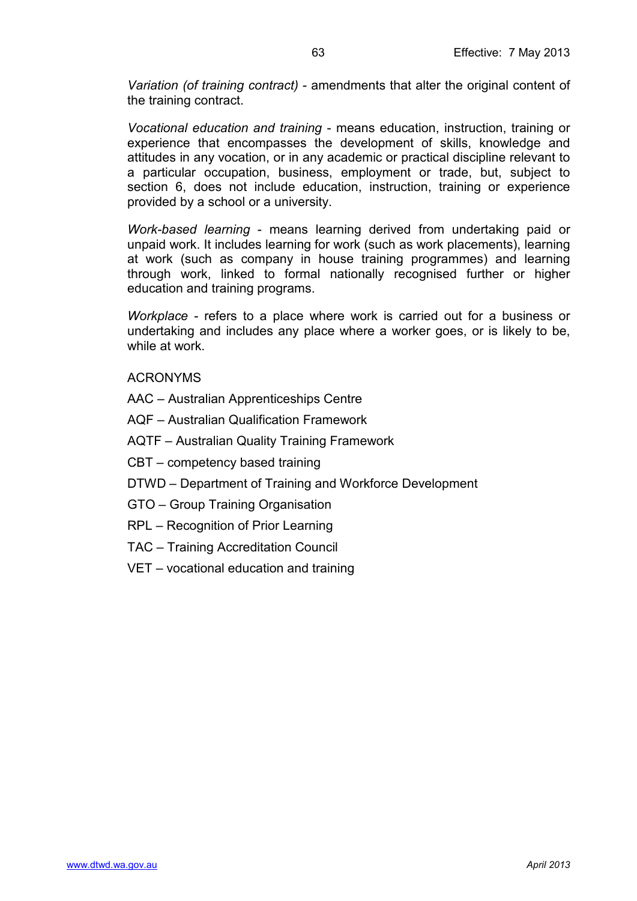*Variation (of training contract)* - amendments that alter the original content of the training contract.

*Vocational education and training* - means education, instruction, training or experience that encompasses the development of skills, knowledge and attitudes in any vocation, or in any academic or practical discipline relevant to a particular occupation, business, employment or trade, but, subject to section 6, does not include education, instruction, training or experience provided by a school or a university.

*Work-based learning* - means learning derived from undertaking paid or unpaid work. It includes learning for work (such as work placements), learning at work (such as company in house training programmes) and learning through work, linked to formal nationally recognised further or higher education and training programs.

*Workplace* - refers to a place where work is carried out for a business or undertaking and includes any place where a worker goes, or is likely to be, while at work.

ACRONYMS

AAC – Australian Apprenticeships Centre

AQF – Australian Qualification Framework

AQTF – Australian Quality Training Framework

CBT – competency based training

DTWD – Department of Training and Workforce Development

GTO – Group Training Organisation

RPL – Recognition of Prior Learning

TAC – Training Accreditation Council

VET – vocational education and training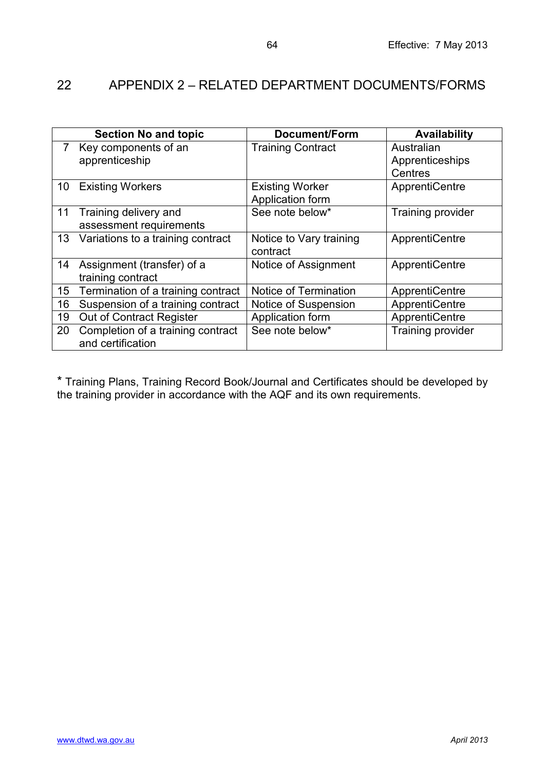## 22 APPENDIX 2 – RELATED DEPARTMENT DOCUMENTS/FORMS

| Section No and topic | Document/Form | Availability |
|---|---|---|
| 7 Key components of an apprenticeship | Training Contract | Australian Apprenticeships Centres |
| 10 Existing Workers | Existing Worker Application form | ApprentiCentre |
| 11 Training delivery and assessment requirements | See note below* | Training provider |
| 13 Variations to a training contract | Notice to Vary training contract | ApprentiCentre |
| 14 Assignment (transfer) of a training contract | Notice of Assignment | ApprentiCentre |
| 15 Termination of a training contract | Notice of Termination | ApprentiCentre |
| 16 Suspension of a training contract | Notice of Suspension | ApprentiCentre |
| 19 Out of Contract Register | Application form | ApprentiCentre |
| 20 Completion of a training contract and certification | See note below* | Training provider |

* Training Plans, Training Record Book/Journal and Certificates should be developed by the training provider in accordance with the AQF and its own requirements.